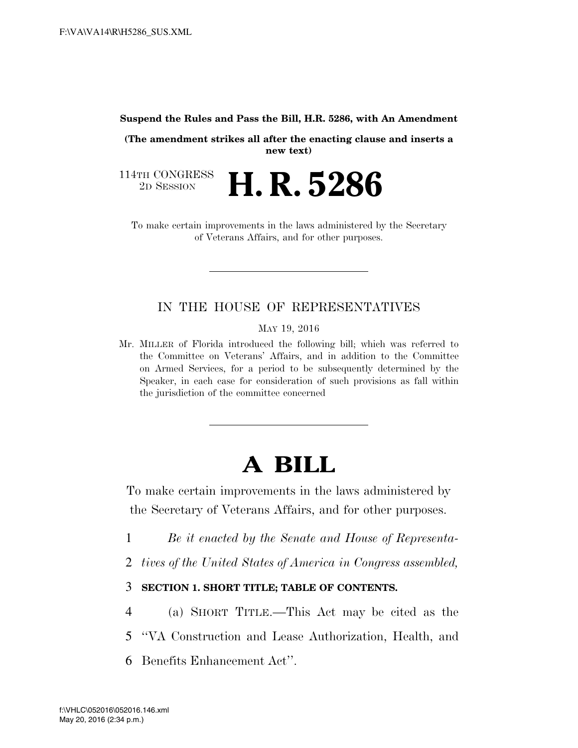**Suspend the Rules and Pass the Bill, H.R. 5286, with An Amendment**

**(The amendment strikes all after the enacting clause and inserts a new text)**

114TH CONGRESS
2D SESSION

# H. R. 5286

To make certain improvements in the laws administered by the Secretary of Veterans Affairs, and for other purposes.

---

## IN THE HOUSE OF REPRESENTATIVES

MAY 19, 2016

Mr. MILLER of Florida introduced the following bill; which was referred to the Committee on Veterans' Affairs, and in addition to the Committee on Armed Services, for a period to be subsequently determined by the Speaker, in each case for consideration of such provisions as fall within the jurisdiction of the committee concerned

---

# A BILL

To make certain improvements in the laws administered by the Secretary of Veterans Affairs, and for other purposes.

1 *Be it enacted by the Senate and House of Representa-*
2 *tives of the United States of America in Congress assembled,*

3 **SECTION 1. SHORT TITLE; TABLE OF CONTENTS.**

4 (a) SHORT TITLE.—This Act may be cited as the
5 "VA Construction and Lease Authorization, Health, and
6 Benefits Enhancement Act".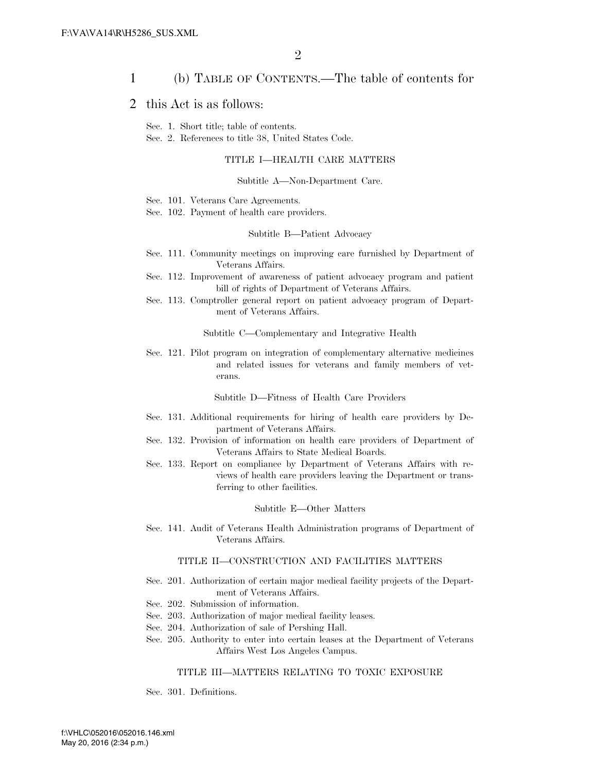(b) TABLE OF CONTENTS.—The table of contents for this Act is as follows:

Sec. 1. Short title; table of contents.
Sec. 2. References to title 38, United States Code.

TITLE I—HEALTH CARE MATTERS

Subtitle A—Non-Department Care.

Sec. 101. Veterans Care Agreements.
Sec. 102. Payment of health care providers.

Subtitle B—Patient Advocacy

Sec. 111. Community meetings on improving care furnished by Department of Veterans Affairs.
Sec. 112. Improvement of awareness of patient advocacy program and patient bill of rights of Department of Veterans Affairs.
Sec. 113. Comptroller general report on patient advocacy program of Department of Veterans Affairs.

Subtitle C—Complementary and Integrative Health

Sec. 121. Pilot program on integration of complementary alternative medicines and related issues for veterans and family members of veterans.

Subtitle D—Fitness of Health Care Providers

Sec. 131. Additional requirements for hiring of health care providers by Department of Veterans Affairs.
Sec. 132. Provision of information on health care providers of Department of Veterans Affairs to State Medical Boards.
Sec. 133. Report on compliance by Department of Veterans Affairs with reviews of health care providers leaving the Department or transferring to other facilities.

Subtitle E—Other Matters

Sec. 141. Audit of Veterans Health Administration programs of Department of Veterans Affairs.

TITLE II—CONSTRUCTION AND FACILITIES MATTERS

Sec. 201. Authorization of certain major medical facility projects of the Department of Veterans Affairs.
Sec. 202. Submission of information.
Sec. 203. Authorization of major medical facility leases.
Sec. 204. Authorization of sale of Pershing Hall.
Sec. 205. Authority to enter into certain leases at the Department of Veterans Affairs West Los Angeles Campus.

TITLE III—MATTERS RELATING TO TOXIC EXPOSURE

Sec. 301. Definitions.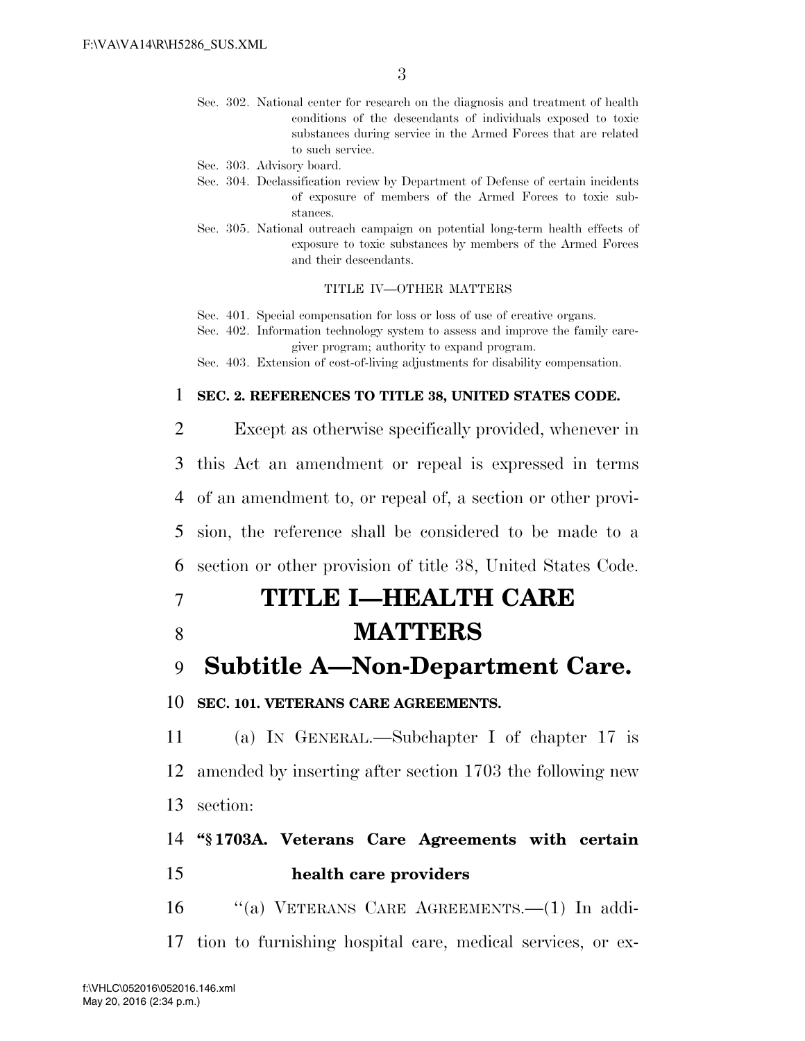Sec. 302. National center for research on the diagnosis and treatment of health conditions of the descendants of individuals exposed to toxic substances during service in the Armed Forces that are related to such service.

Sec. 303. Advisory board.

Sec. 304. Declassification review by Department of Defense of certain incidents of exposure of members of the Armed Forces to toxic substances.

Sec. 305. National outreach campaign on potential long-term health effects of exposure to toxic substances by members of the Armed Forces and their descendants.

TITLE IV—OTHER MATTERS

Sec. 401. Special compensation for loss or loss of use of creative organs.

Sec. 402. Information technology system to assess and improve the family caregiver program; authority to expand program.

Sec. 403. Extension of cost-of-living adjustments for disability compensation.

**SEC. 2. REFERENCES TO TITLE 38, UNITED STATES CODE.**

Except as otherwise specifically provided, whenever in this Act an amendment or repeal is expressed in terms of an amendment to, or repeal of, a section or other provision, the reference shall be considered to be made to a section or other provision of title 38, United States Code.

# TITLE I—HEALTH CARE MATTERS

## Subtitle A—Non-Department Care.

**SEC. 101. VETERANS CARE AGREEMENTS.**

(a) IN GENERAL.—Subchapter I of chapter 17 is amended by inserting after section 1703 the following new section:

**"§ 1703A. Veterans Care Agreements with certain health care providers**

"(a) VETERANS CARE AGREEMENTS.—(1) In addition to furnishing hospital care, medical services, or ex-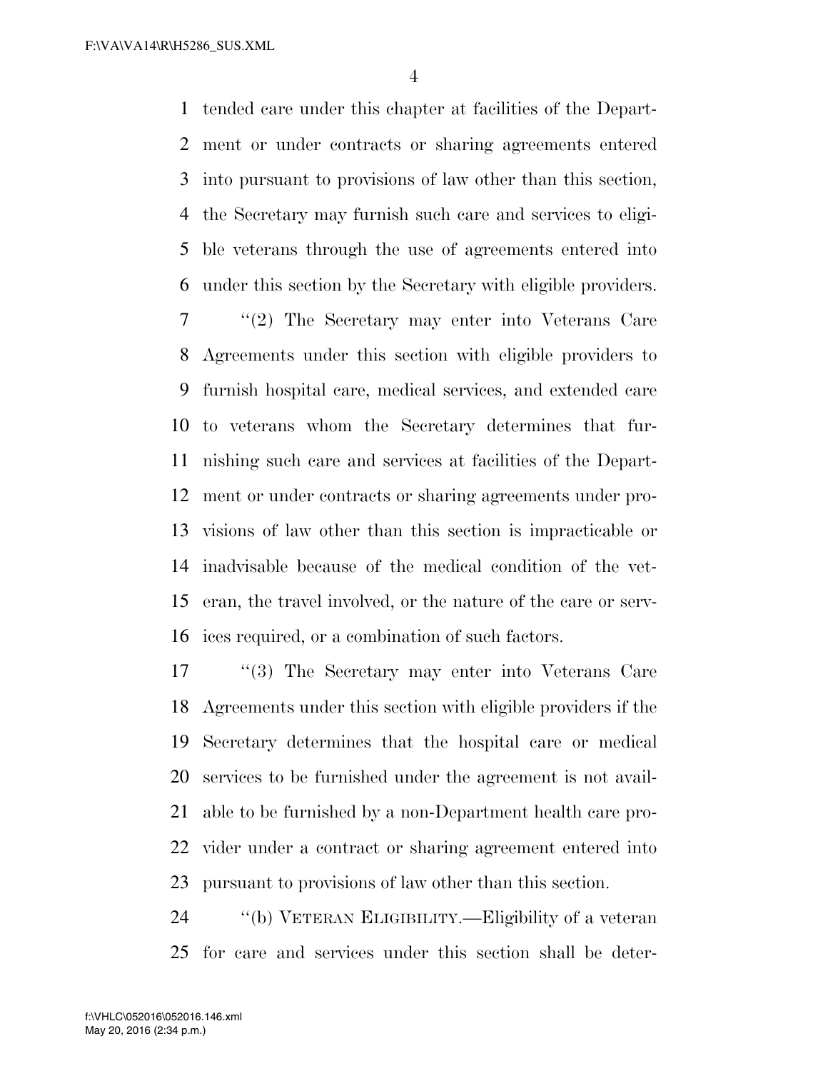tended care under this chapter at facilities of the Department or under contracts or sharing agreements entered into pursuant to provisions of law other than this section, the Secretary may furnish such care and services to eligible veterans through the use of agreements entered into under this section by the Secretary with eligible providers.

''(2) The Secretary may enter into Veterans Care Agreements under this section with eligible providers to furnish hospital care, medical services, and extended care to veterans whom the Secretary determines that furnishing such care and services at facilities of the Department or under contracts or sharing agreements under provisions of law other than this section is impracticable or inadvisable because of the medical condition of the veteran, the travel involved, or the nature of the care or services required, or a combination of such factors.

''(3) The Secretary may enter into Veterans Care Agreements under this section with eligible providers if the Secretary determines that the hospital care or medical services to be furnished under the agreement is not available to be furnished by a non-Department health care provider under a contract or sharing agreement entered into pursuant to provisions of law other than this section.

''(b) VETERAN ELIGIBILITY.—Eligibility of a veteran for care and services under this section shall be deter-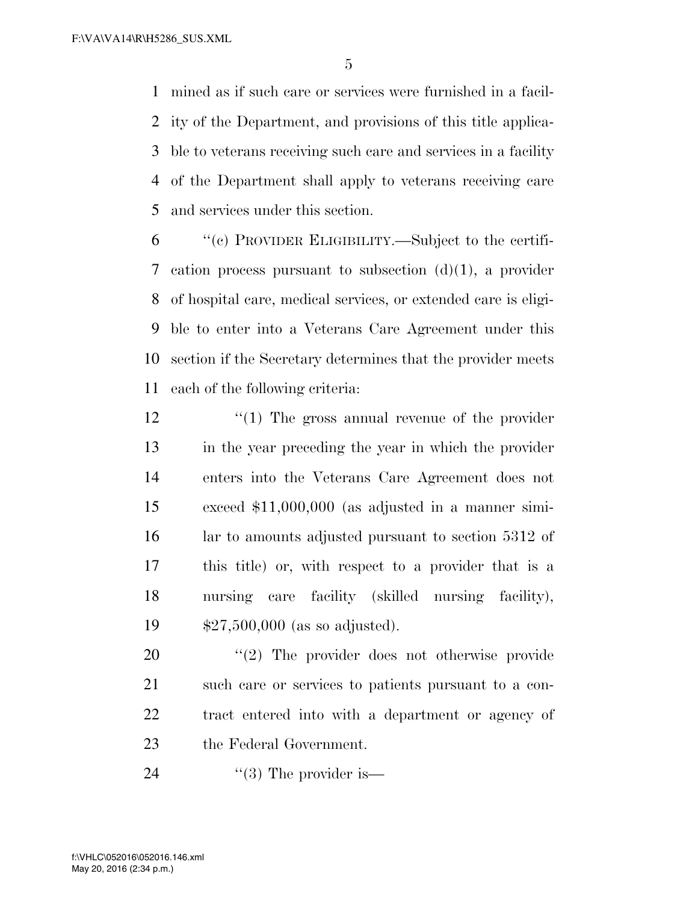mined as if such care or services were furnished in a facility of the Department, and provisions of this title applicable to veterans receiving such care and services in a facility of the Department shall apply to veterans receiving care and services under this section.

"(c) PROVIDER ELIGIBILITY.—Subject to the certification process pursuant to subsection (d)(1), a provider of hospital care, medical services, or extended care is eligible to enter into a Veterans Care Agreement under this section if the Secretary determines that the provider meets each of the following criteria:

"(1) The gross annual revenue of the provider in the year preceding the year in which the provider enters into the Veterans Care Agreement does not exceed $11,000,000 (as adjusted in a manner similar to amounts adjusted pursuant to section 5312 of this title) or, with respect to a provider that is a nursing care facility (skilled nursing facility), $27,500,000 (as so adjusted).

"(2) The provider does not otherwise provide such care or services to patients pursuant to a contract entered into with a department or agency of the Federal Government.

"(3) The provider is—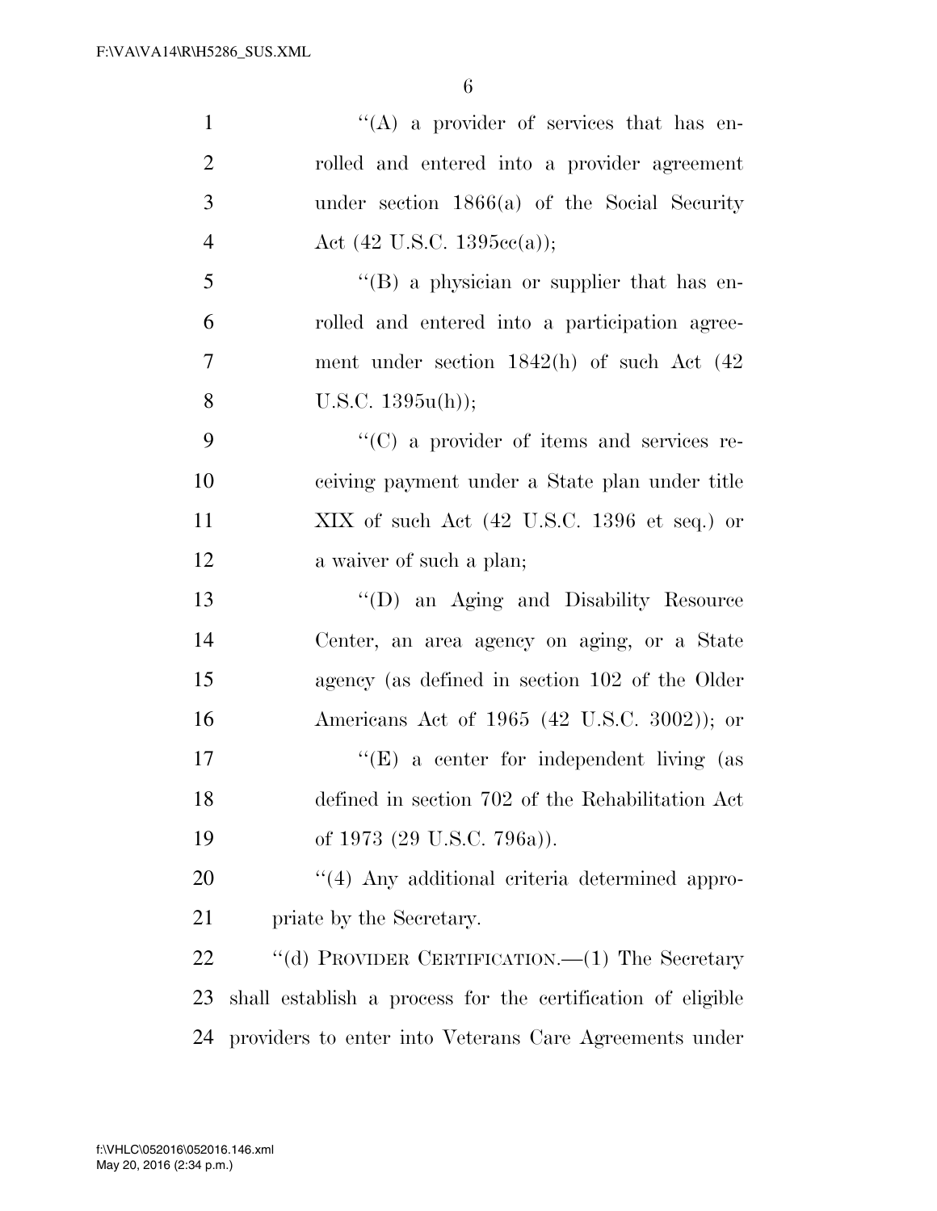''(A) a provider of services that has enrolled and entered into a provider agreement under section 1866(a) of the Social Security Act (42 U.S.C. 1395cc(a));

''(B) a physician or supplier that has enrolled and entered into a participation agreement under section 1842(h) of such Act (42 U.S.C. 1395u(h));

''(C) a provider of items and services receiving payment under a State plan under title XIX of such Act (42 U.S.C. 1396 et seq.) or a waiver of such a plan;

''(D) an Aging and Disability Resource Center, an area agency on aging, or a State agency (as defined in section 102 of the Older Americans Act of 1965 (42 U.S.C. 3002)); or

''(E) a center for independent living (as defined in section 702 of the Rehabilitation Act of 1973 (29 U.S.C. 796a)).

''(4) Any additional criteria determined appropriate by the Secretary.

''(d) PROVIDER CERTIFICATION.—(1) The Secretary shall establish a process for the certification of eligible providers to enter into Veterans Care Agreements under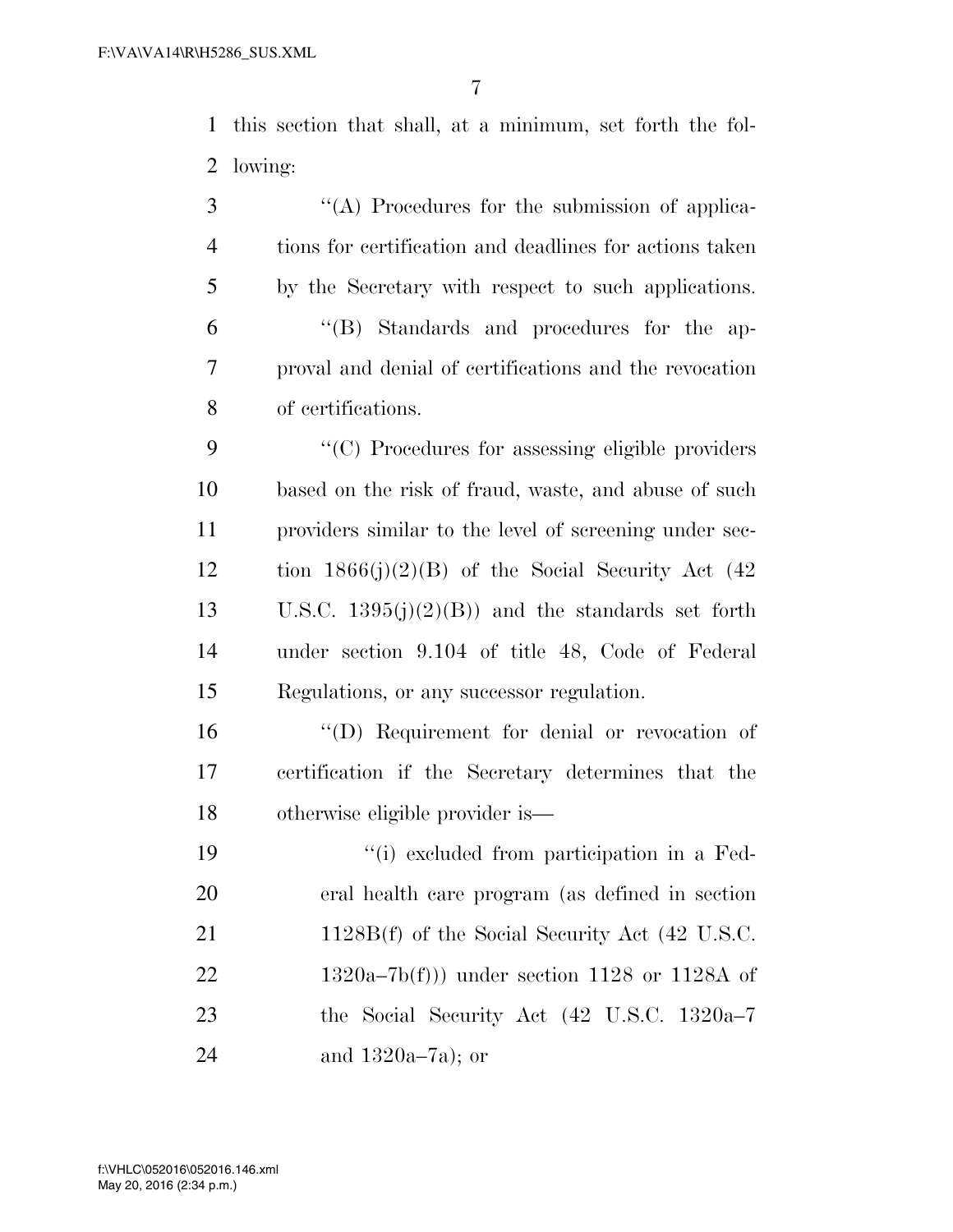this section that shall, at a minimum, set forth the following:

"(A) Procedures for the submission of applications for certification and deadlines for actions taken by the Secretary with respect to such applications.

"(B) Standards and procedures for the approval and denial of certifications and the revocation of certifications.

"(C) Procedures for assessing eligible providers based on the risk of fraud, waste, and abuse of such providers similar to the level of screening under section 1866(j)(2)(B) of the Social Security Act (42 U.S.C. 1395(j)(2)(B)) and the standards set forth under section 9.104 of title 48, Code of Federal Regulations, or any successor regulation.

"(D) Requirement for denial or revocation of certification if the Secretary determines that the otherwise eligible provider is—

"(i) excluded from participation in a Federal health care program (as defined in section 1128B(f) of the Social Security Act (42 U.S.C. 1320a–7b(f))) under section 1128 or 1128A of the Social Security Act (42 U.S.C. 1320a–7 and 1320a–7a); or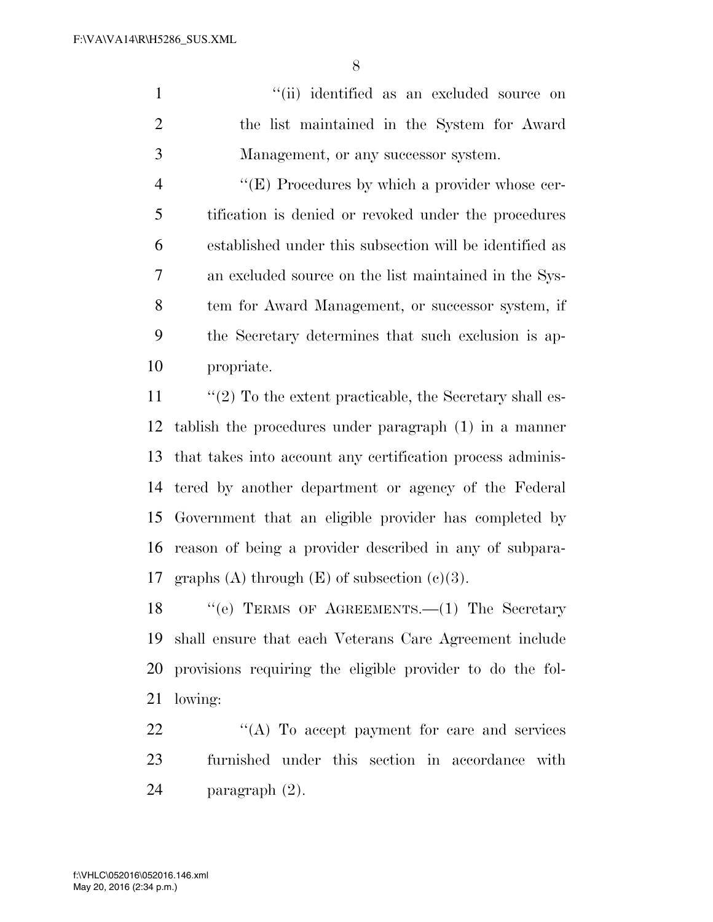"(ii) identified as an excluded source on the list maintained in the System for Award Management, or any successor system.

"(E) Procedures by which a provider whose certification is denied or revoked under the procedures established under this subsection will be identified as an excluded source on the list maintained in the System for Award Management, or successor system, if the Secretary determines that such exclusion is appropriate.

"(2) To the extent practicable, the Secretary shall establish the procedures under paragraph (1) in a manner that takes into account any certification process administered by another department or agency of the Federal Government that an eligible provider has completed by reason of being a provider described in any of subparagraphs (A) through (E) of subsection (c)(3).

"(e) TERMS OF AGREEMENTS.—(1) The Secretary shall ensure that each Veterans Care Agreement include provisions requiring the eligible provider to do the following:

"(A) To accept payment for care and services furnished under this section in accordance with paragraph (2).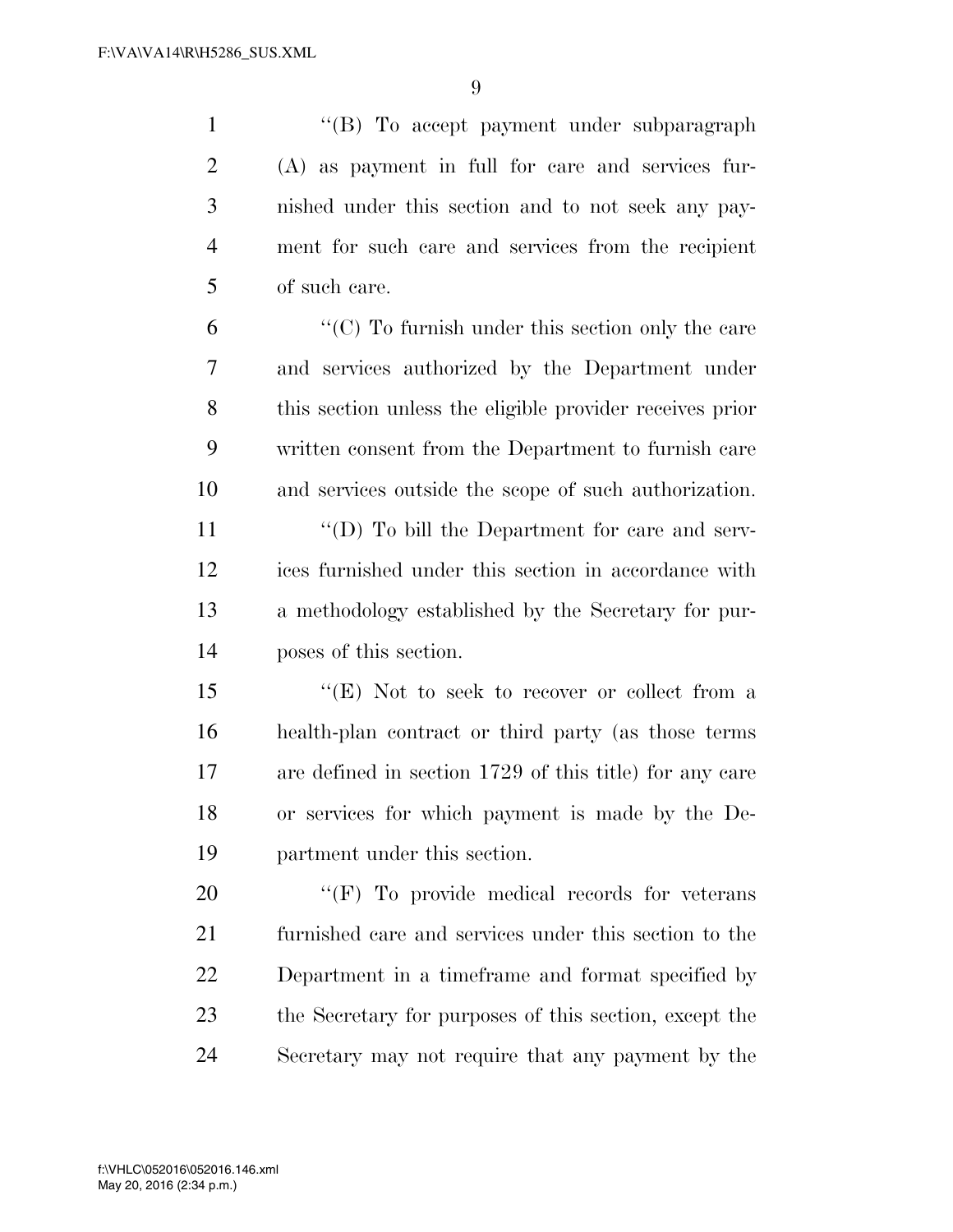''(B) To accept payment under subparagraph (A) as payment in full for care and services furnished under this section and to not seek any payment for such care and services from the recipient of such care.

''(C) To furnish under this section only the care and services authorized by the Department under this section unless the eligible provider receives prior written consent from the Department to furnish care and services outside the scope of such authorization.

''(D) To bill the Department for care and services furnished under this section in accordance with a methodology established by the Secretary for purposes of this section.

''(E) Not to seek to recover or collect from a health-plan contract or third party (as those terms are defined in section 1729 of this title) for any care or services for which payment is made by the Department under this section.

''(F) To provide medical records for veterans furnished care and services under this section to the Department in a timeframe and format specified by the Secretary for purposes of this section, except the Secretary may not require that any payment by the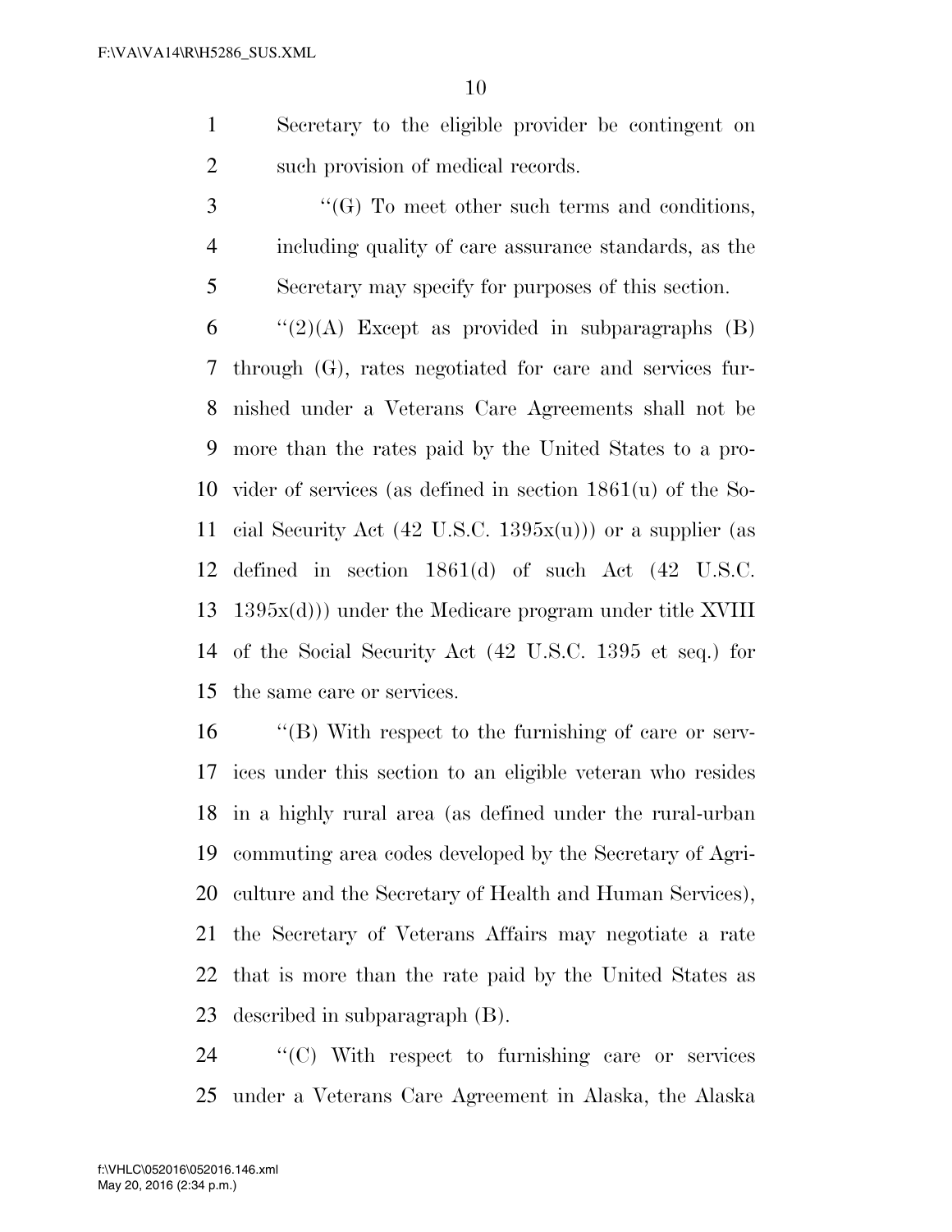Secretary to the eligible provider be contingent on such provision of medical records.

"(G) To meet other such terms and conditions, including quality of care assurance standards, as the Secretary may specify for purposes of this section.

"(2)(A) Except as provided in subparagraphs (B) through (G), rates negotiated for care and services furnished under a Veterans Care Agreements shall not be more than the rates paid by the United States to a provider of services (as defined in section 1861(u) of the Social Security Act (42 U.S.C. 1395x(u))) or a supplier (as defined in section 1861(d) of such Act (42 U.S.C. 1395x(d))) under the Medicare program under title XVIII of the Social Security Act (42 U.S.C. 1395 et seq.) for the same care or services.

"(B) With respect to the furnishing of care or services under this section to an eligible veteran who resides in a highly rural area (as defined under the rural-urban commuting area codes developed by the Secretary of Agriculture and the Secretary of Health and Human Services), the Secretary of Veterans Affairs may negotiate a rate that is more than the rate paid by the United States as described in subparagraph (B).

"(C) With respect to furnishing care or services under a Veterans Care Agreement in Alaska, the Alaska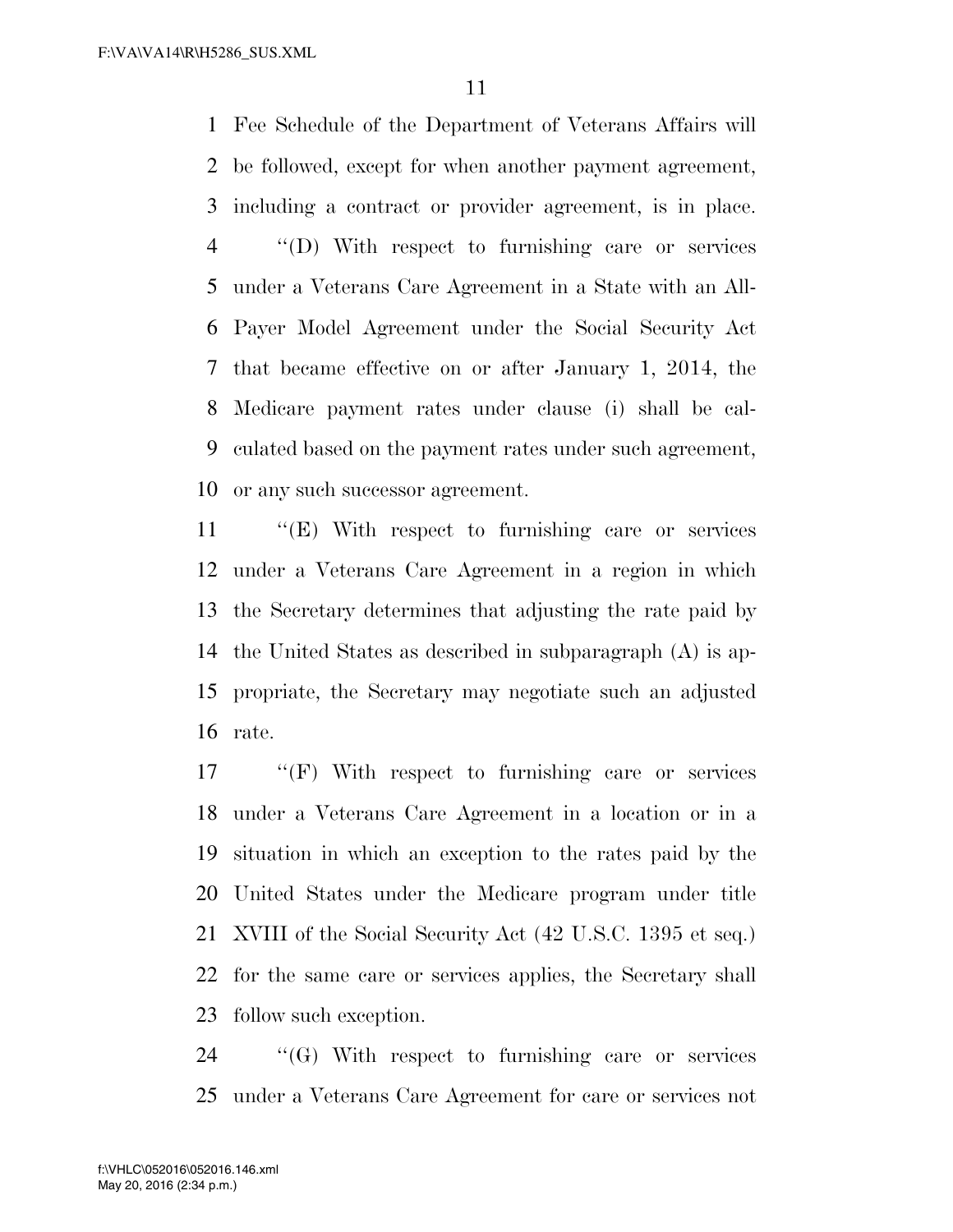Fee Schedule of the Department of Veterans Affairs will be followed, except for when another payment agreement, including a contract or provider agreement, is in place.

''(D) With respect to furnishing care or services under a Veterans Care Agreement in a State with an All-Payer Model Agreement under the Social Security Act that became effective on or after January 1, 2014, the Medicare payment rates under clause (i) shall be calculated based on the payment rates under such agreement, or any such successor agreement.

''(E) With respect to furnishing care or services under a Veterans Care Agreement in a region in which the Secretary determines that adjusting the rate paid by the United States as described in subparagraph (A) is appropriate, the Secretary may negotiate such an adjusted rate.

''(F) With respect to furnishing care or services under a Veterans Care Agreement in a location or in a situation in which an exception to the rates paid by the United States under the Medicare program under title XVIII of the Social Security Act (42 U.S.C. 1395 et seq.) for the same care or services applies, the Secretary shall follow such exception.

''(G) With respect to furnishing care or services under a Veterans Care Agreement for care or services not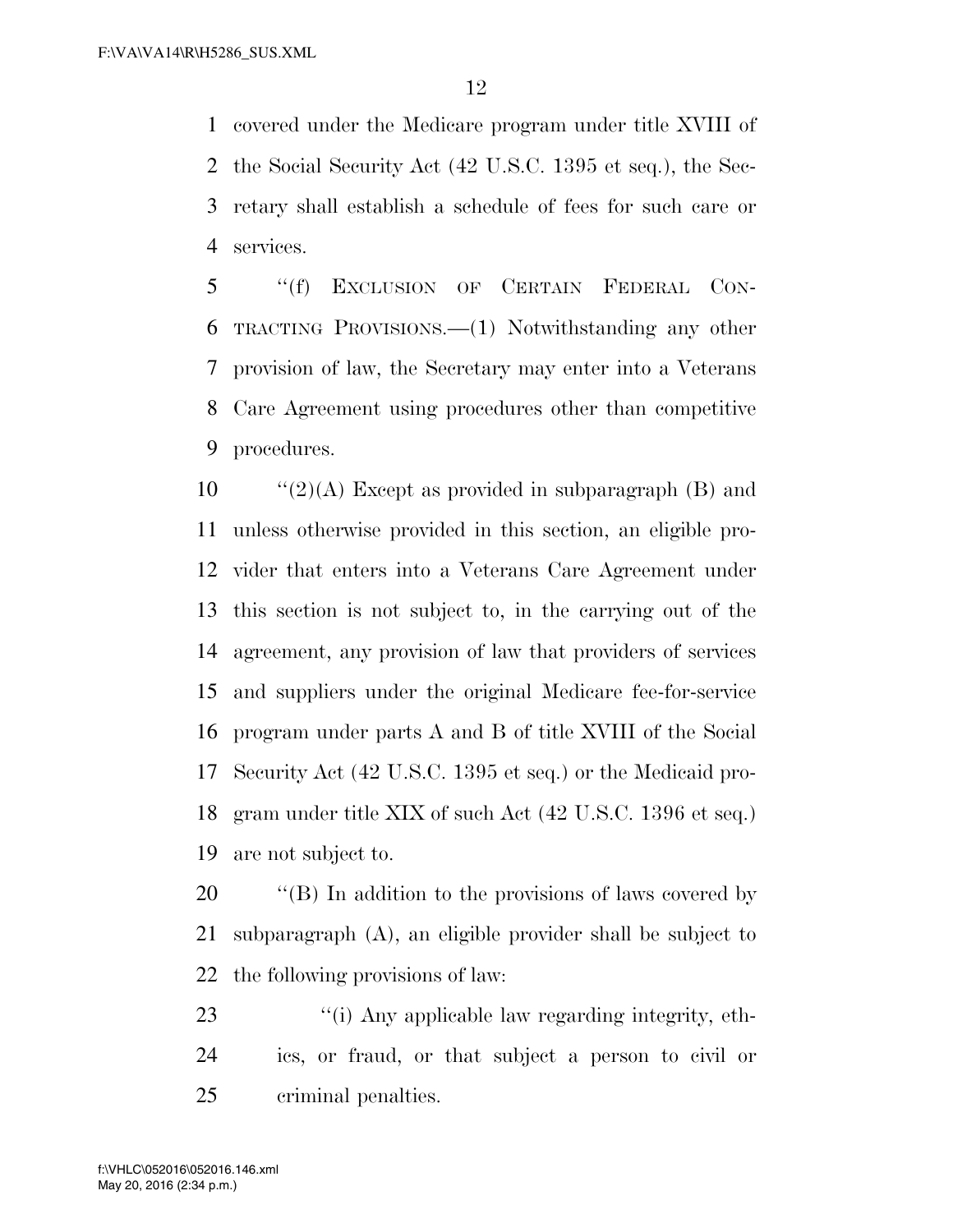covered under the Medicare program under title XVIII of the Social Security Act (42 U.S.C. 1395 et seq.), the Secretary shall establish a schedule of fees for such care or services.

''(f) EXCLUSION OF CERTAIN FEDERAL CONTRACTING PROVISIONS.—(1) Notwithstanding any other provision of law, the Secretary may enter into a Veterans Care Agreement using procedures other than competitive procedures.

''(2)(A) Except as provided in subparagraph (B) and unless otherwise provided in this section, an eligible provider that enters into a Veterans Care Agreement under this section is not subject to, in the carrying out of the agreement, any provision of law that providers of services and suppliers under the original Medicare fee-for-service program under parts A and B of title XVIII of the Social Security Act (42 U.S.C. 1395 et seq.) or the Medicaid program under title XIX of such Act (42 U.S.C. 1396 et seq.) are not subject to.

''(B) In addition to the provisions of laws covered by subparagraph (A), an eligible provider shall be subject to the following provisions of law:

''(i) Any applicable law regarding integrity, ethics, or fraud, or that subject a person to civil or criminal penalties.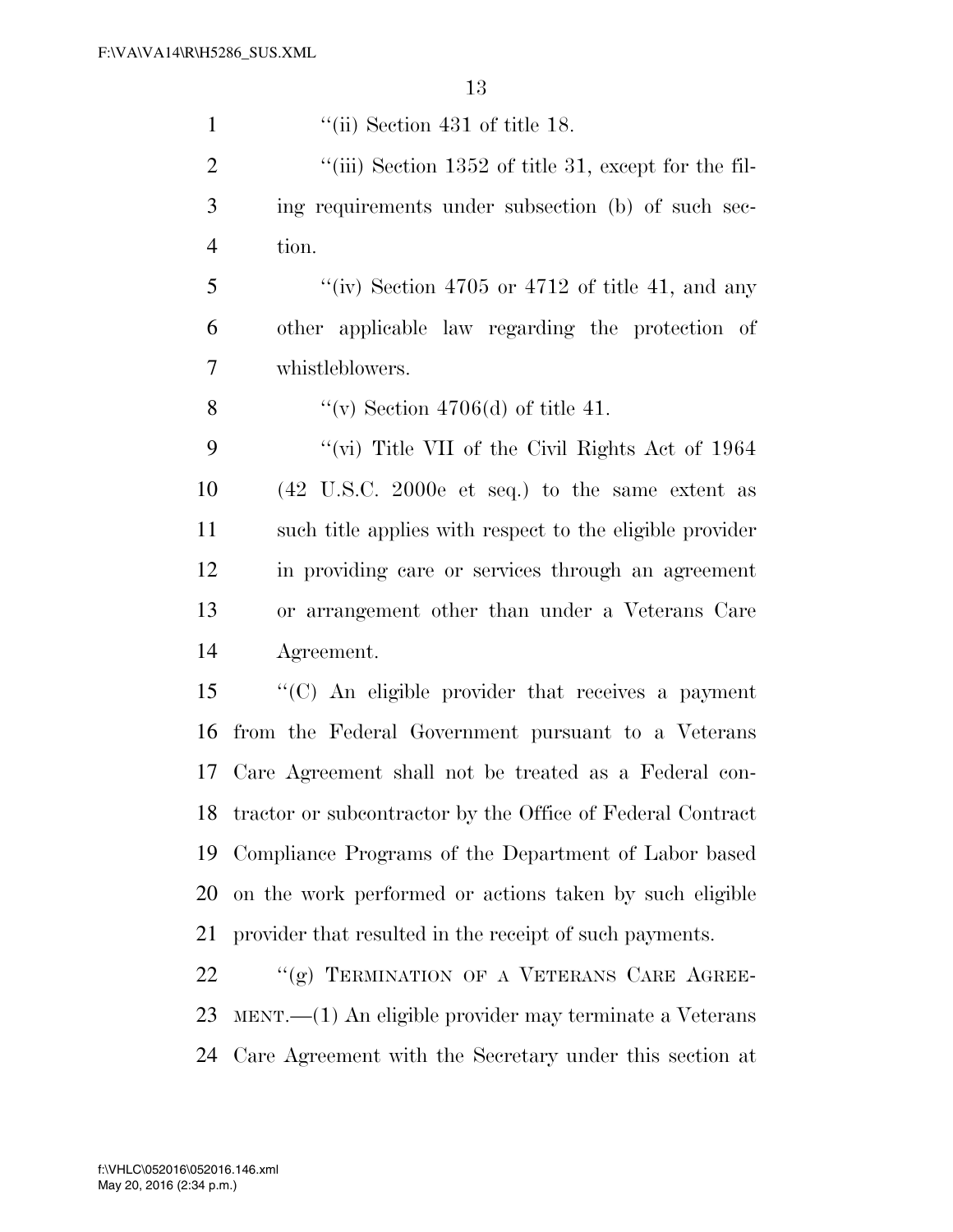"(ii) Section 431 of title 18.

"(iii) Section 1352 of title 31, except for the filing requirements under subsection (b) of such section.

"(iv) Section 4705 or 4712 of title 41, and any other applicable law regarding the protection of whistleblowers.

"(v) Section 4706(d) of title 41.

"(vi) Title VII of the Civil Rights Act of 1964 (42 U.S.C. 2000e et seq.) to the same extent as such title applies with respect to the eligible provider in providing care or services through an agreement or arrangement other than under a Veterans Care Agreement.

"(C) An eligible provider that receives a payment from the Federal Government pursuant to a Veterans Care Agreement shall not be treated as a Federal contractor or subcontractor by the Office of Federal Contract Compliance Programs of the Department of Labor based on the work performed or actions taken by such eligible provider that resulted in the receipt of such payments.

"(g) TERMINATION OF A VETERANS CARE AGREEMENT.—(1) An eligible provider may terminate a Veterans Care Agreement with the Secretary under this section at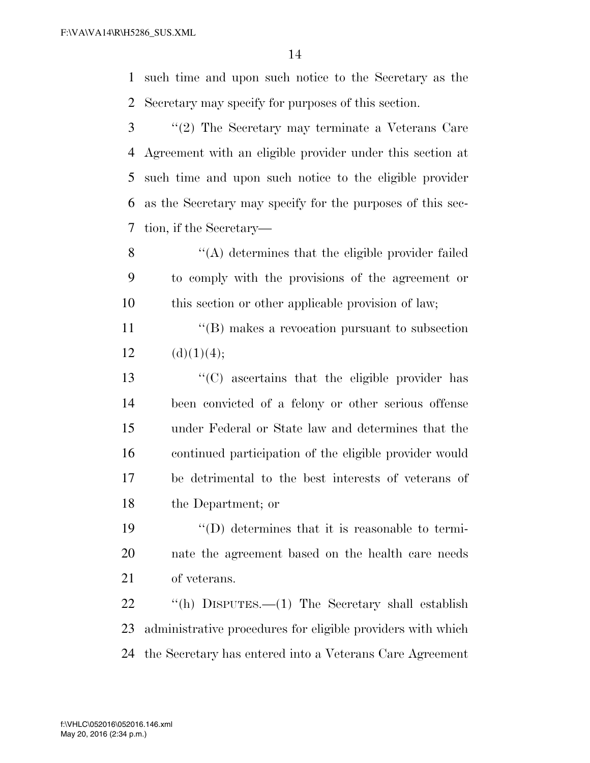such time and upon such notice to the Secretary as the Secretary may specify for purposes of this section.

"(2) The Secretary may terminate a Veterans Care Agreement with an eligible provider under this section at such time and upon such notice to the eligible provider as the Secretary may specify for the purposes of this section, if the Secretary—

"(A) determines that the eligible provider failed to comply with the provisions of the agreement or this section or other applicable provision of law;

"(B) makes a revocation pursuant to subsection (d)(1)(4);

"(C) ascertains that the eligible provider has been convicted of a felony or other serious offense under Federal or State law and determines that the continued participation of the eligible provider would be detrimental to the best interests of veterans of the Department; or

"(D) determines that it is reasonable to terminate the agreement based on the health care needs of veterans.

"(h) DISPUTES.—(1) The Secretary shall establish administrative procedures for eligible providers with which the Secretary has entered into a Veterans Care Agreement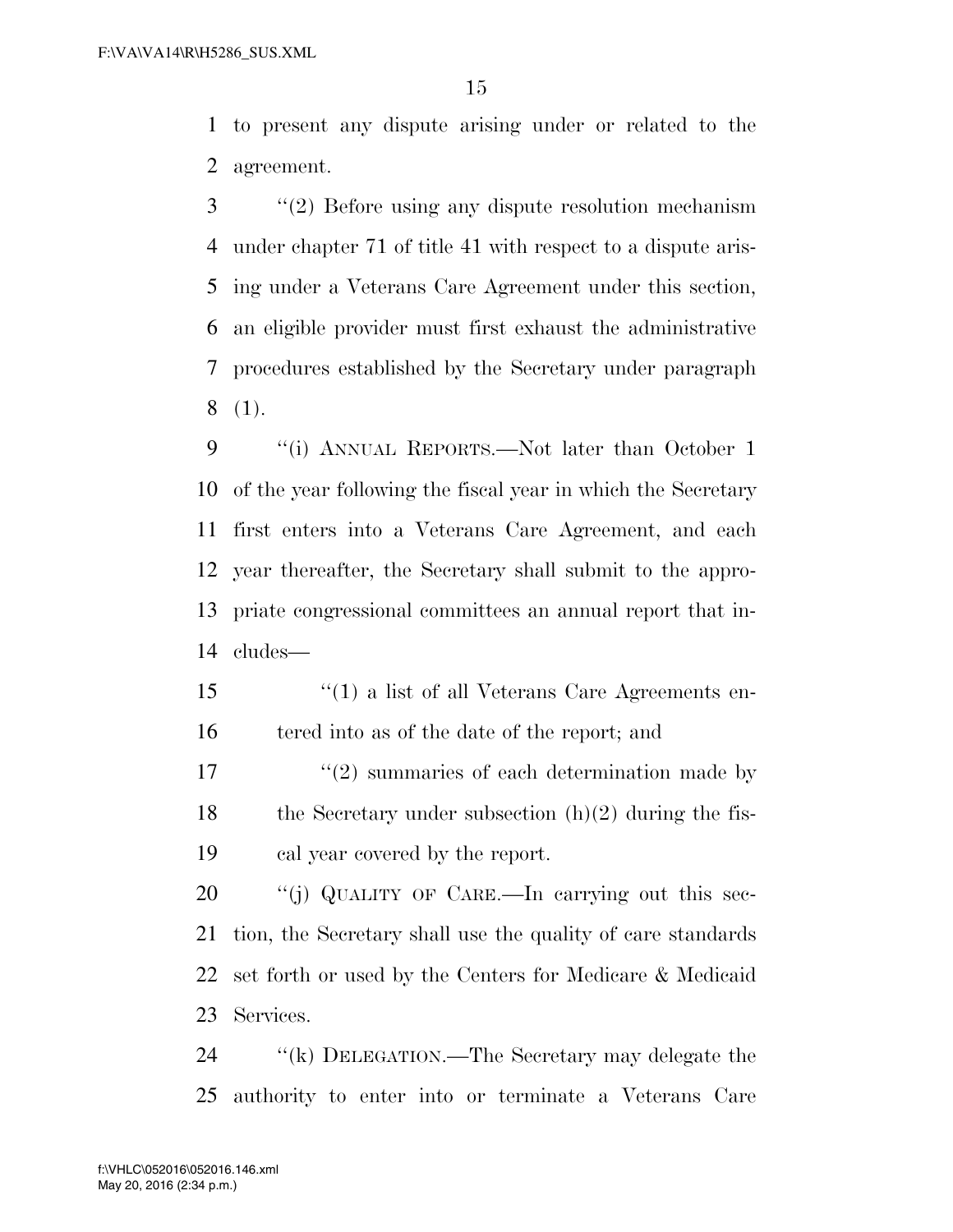to present any dispute arising under or related to the agreement.

"(2) Before using any dispute resolution mechanism under chapter 71 of title 41 with respect to a dispute arising under a Veterans Care Agreement under this section, an eligible provider must first exhaust the administrative procedures established by the Secretary under paragraph (1).

"(i) ANNUAL REPORTS.—Not later than October 1 of the year following the fiscal year in which the Secretary first enters into a Veterans Care Agreement, and each year thereafter, the Secretary shall submit to the appropriate congressional committees an annual report that includes—

"(1) a list of all Veterans Care Agreements entered into as of the date of the report; and

"(2) summaries of each determination made by the Secretary under subsection (h)(2) during the fiscal year covered by the report.

"(j) QUALITY OF CARE.—In carrying out this section, the Secretary shall use the quality of care standards set forth or used by the Centers for Medicare & Medicaid Services.

"(k) DELEGATION.—The Secretary may delegate the authority to enter into or terminate a Veterans Care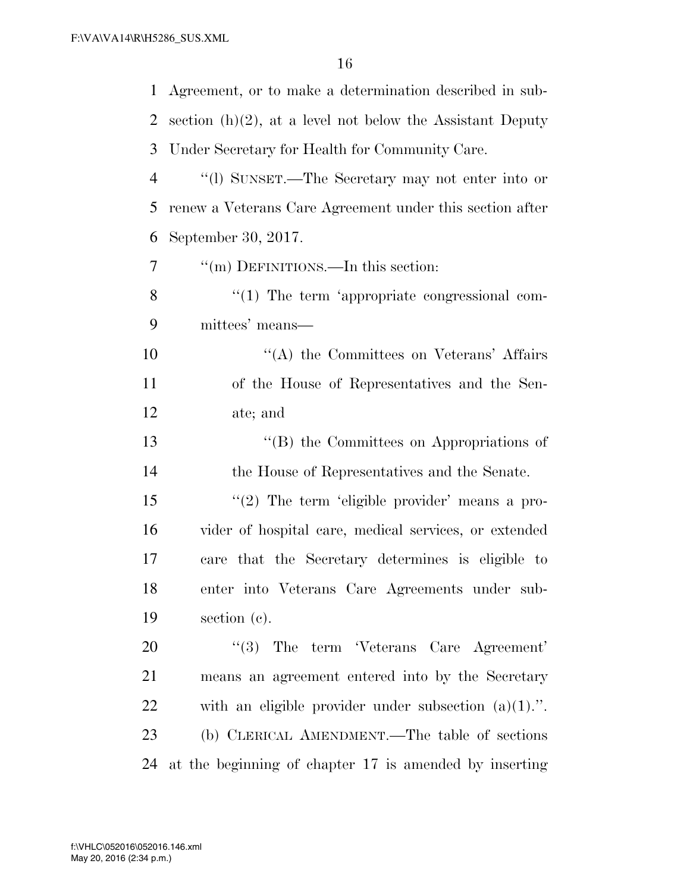Agreement, or to make a determination described in subsection (h)(2), at a level not below the Assistant Deputy Under Secretary for Health for Community Care.

"(l) SUNSET.—The Secretary may not enter into or renew a Veterans Care Agreement under this section after September 30, 2017.

"(m) DEFINITIONS.—In this section:

"(1) The term 'appropriate congressional committees' means—

"(A) the Committees on Veterans' Affairs of the House of Representatives and the Senate; and

"(B) the Committees on Appropriations of the House of Representatives and the Senate.

"(2) The term 'eligible provider' means a provider of hospital care, medical services, or extended care that the Secretary determines is eligible to enter into Veterans Care Agreements under subsection (c).

"(3) The term 'Veterans Care Agreement' means an agreement entered into by the Secretary with an eligible provider under subsection (a)(1).".

(b) CLERICAL AMENDMENT.—The table of sections at the beginning of chapter 17 is amended by inserting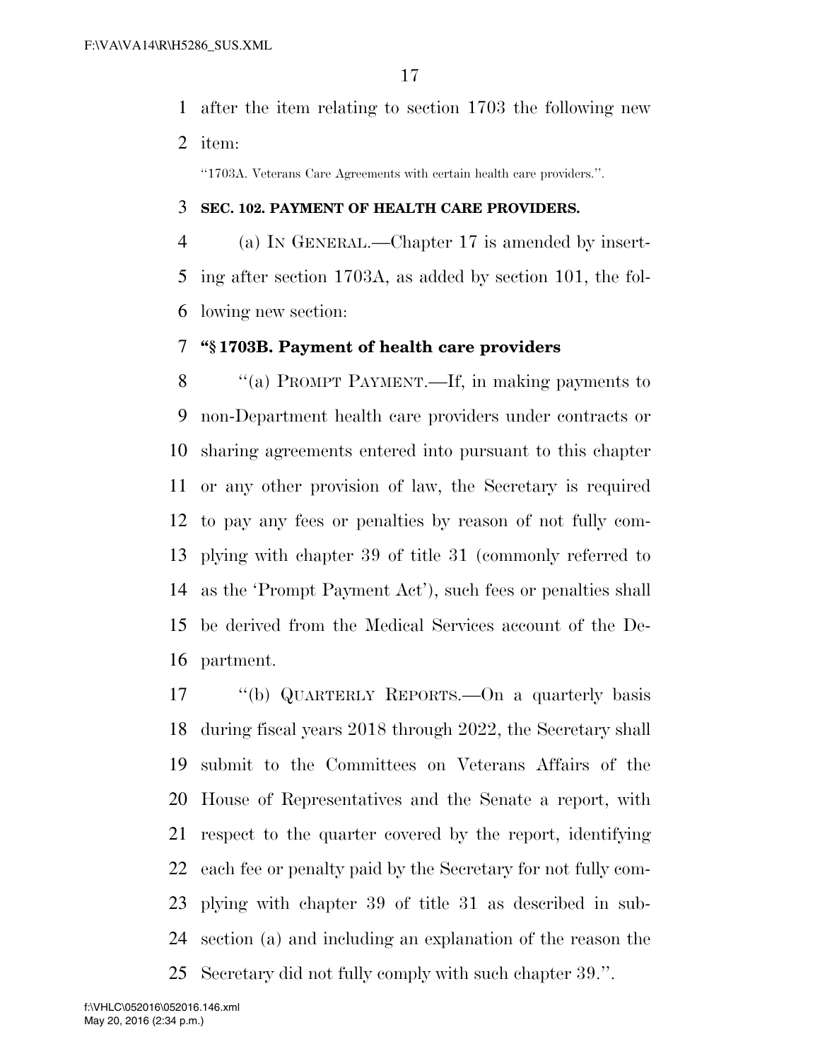after the item relating to section 1703 the following new item:

"1703A. Veterans Care Agreements with certain health care providers.".

**SEC. 102. PAYMENT OF HEALTH CARE PROVIDERS.**

(a) IN GENERAL.—Chapter 17 is amended by inserting after section 1703A, as added by section 101, the following new section:

**"§ 1703B. Payment of health care providers**

"(a) PROMPT PAYMENT.—If, in making payments to non-Department health care providers under contracts or sharing agreements entered into pursuant to this chapter or any other provision of law, the Secretary is required to pay any fees or penalties by reason of not fully complying with chapter 39 of title 31 (commonly referred to as the 'Prompt Payment Act'), such fees or penalties shall be derived from the Medical Services account of the Department.

"(b) QUARTERLY REPORTS.—On a quarterly basis during fiscal years 2018 through 2022, the Secretary shall submit to the Committees on Veterans Affairs of the House of Representatives and the Senate a report, with respect to the quarter covered by the report, identifying each fee or penalty paid by the Secretary for not fully complying with chapter 39 of title 31 as described in subsection (a) and including an explanation of the reason the Secretary did not fully comply with such chapter 39.".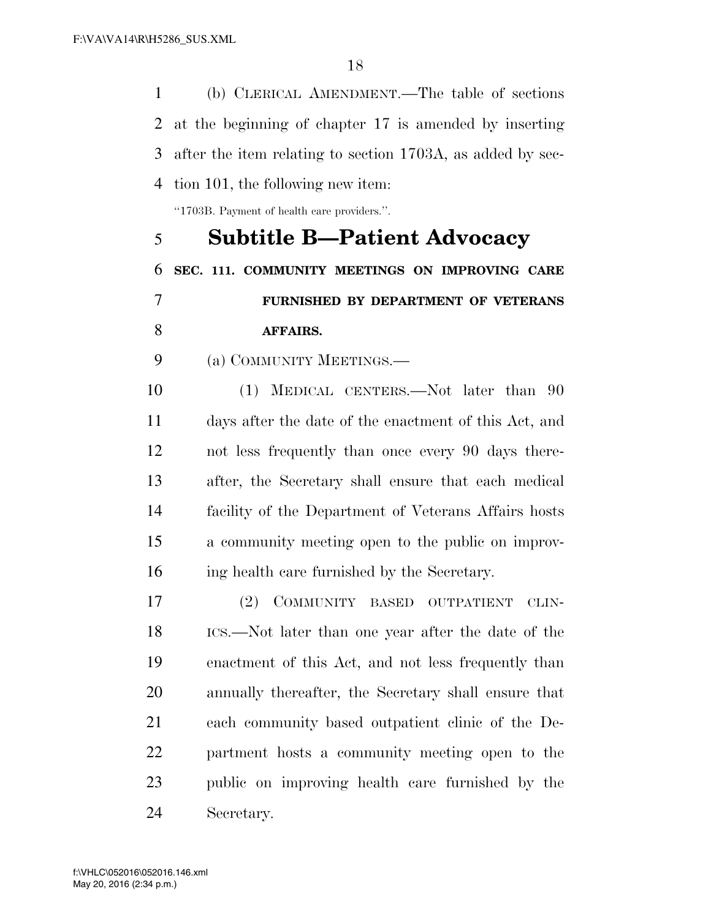(b) CLERICAL AMENDMENT.—The table of sections at the beginning of chapter 17 is amended by inserting after the item relating to section 1703A, as added by section 101, the following new item:

"1703B. Payment of health care providers.".

## Subtitle B—Patient Advocacy

**SEC. 111. COMMUNITY MEETINGS ON IMPROVING CARE FURNISHED BY DEPARTMENT OF VETERANS AFFAIRS.**

(a) COMMUNITY MEETINGS.—

(1) MEDICAL CENTERS.—Not later than 90 days after the date of the enactment of this Act, and not less frequently than once every 90 days thereafter, the Secretary shall ensure that each medical facility of the Department of Veterans Affairs hosts a community meeting open to the public on improving health care furnished by the Secretary.

(2) COMMUNITY BASED OUTPATIENT CLINICS.—Not later than one year after the date of the enactment of this Act, and not less frequently than annually thereafter, the Secretary shall ensure that each community based outpatient clinic of the Department hosts a community meeting open to the public on improving health care furnished by the Secretary.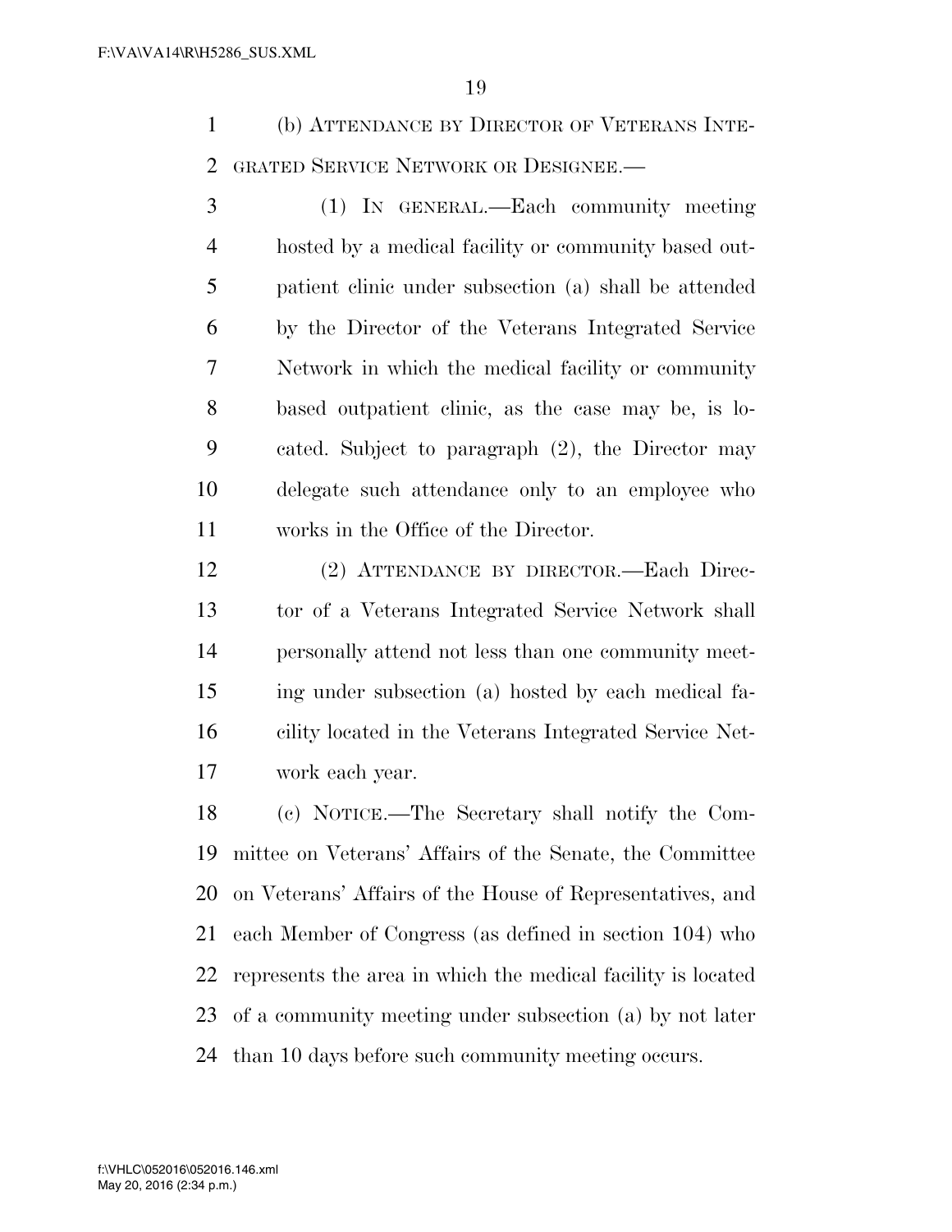(b) ATTENDANCE BY DIRECTOR OF VETERANS INTEGRATED SERVICE NETWORK OR DESIGNEE.—

(1) IN GENERAL.—Each community meeting hosted by a medical facility or community based outpatient clinic under subsection (a) shall be attended by the Director of the Veterans Integrated Service Network in which the medical facility or community based outpatient clinic, as the case may be, is located. Subject to paragraph (2), the Director may delegate such attendance only to an employee who works in the Office of the Director.

(2) ATTENDANCE BY DIRECTOR.—Each Director of a Veterans Integrated Service Network shall personally attend not less than one community meeting under subsection (a) hosted by each medical facility located in the Veterans Integrated Service Network each year.

(c) NOTICE.—The Secretary shall notify the Committee on Veterans' Affairs of the Senate, the Committee on Veterans' Affairs of the House of Representatives, and each Member of Congress (as defined in section 104) who represents the area in which the medical facility is located of a community meeting under subsection (a) by not later than 10 days before such community meeting occurs.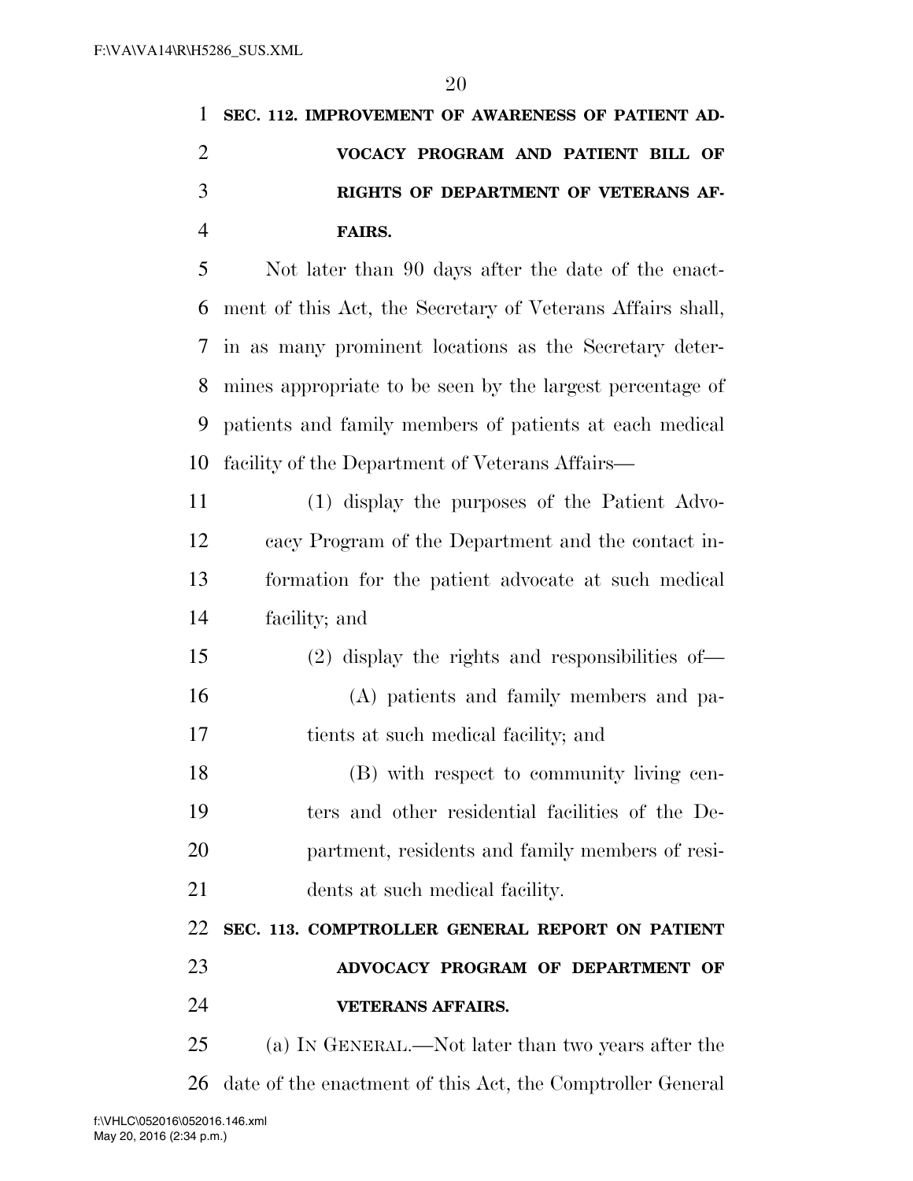**SEC. 112. IMPROVEMENT OF AWARENESS OF PATIENT ADVOCACY PROGRAM AND PATIENT BILL OF RIGHTS OF DEPARTMENT OF VETERANS AFFAIRS.**

Not later than 90 days after the date of the enactment of this Act, the Secretary of Veterans Affairs shall, in as many prominent locations as the Secretary determines appropriate to be seen by the largest percentage of patients and family members of patients at each medical facility of the Department of Veterans Affairs—

(1) display the purposes of the Patient Advocacy Program of the Department and the contact information for the patient advocate at such medical facility; and

(2) display the rights and responsibilities of—

(A) patients and family members and patients at such medical facility; and

(B) with respect to community living centers and other residential facilities of the Department, residents and family members of residents at such medical facility.

**SEC. 113. COMPTROLLER GENERAL REPORT ON PATIENT ADVOCACY PROGRAM OF DEPARTMENT OF VETERANS AFFAIRS.**

(a) IN GENERAL.—Not later than two years after the date of the enactment of this Act, the Comptroller General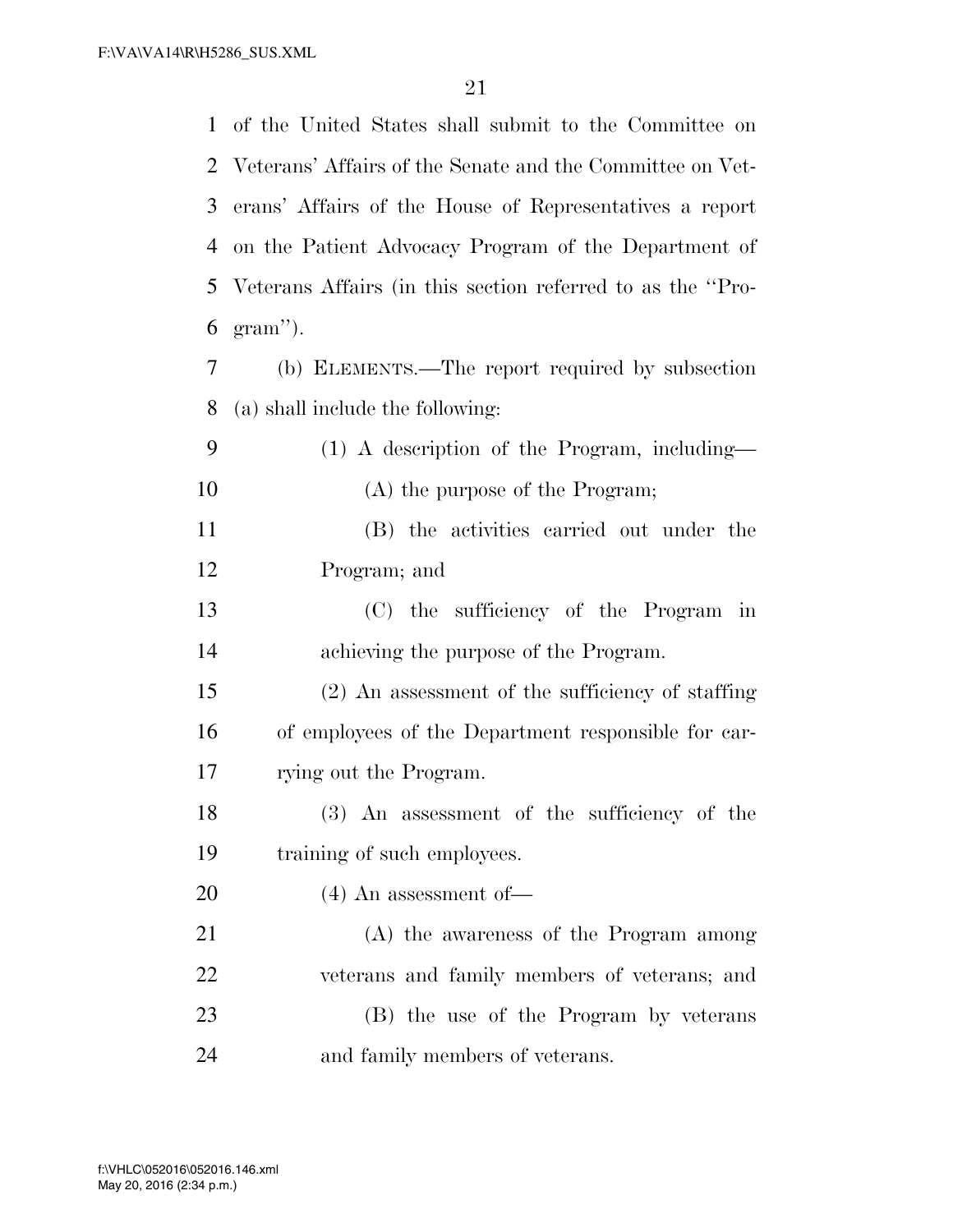of the United States shall submit to the Committee on Veterans' Affairs of the Senate and the Committee on Veterans' Affairs of the House of Representatives a report on the Patient Advocacy Program of the Department of Veterans Affairs (in this section referred to as the "Program").

(b) ELEMENTS.—The report required by subsection (a) shall include the following:

(1) A description of the Program, including—

(A) the purpose of the Program;

(B) the activities carried out under the Program; and

(C) the sufficiency of the Program in achieving the purpose of the Program.

(2) An assessment of the sufficiency of staffing of employees of the Department responsible for carrying out the Program.

(3) An assessment of the sufficiency of the training of such employees.

(4) An assessment of—

(A) the awareness of the Program among veterans and family members of veterans; and

(B) the use of the Program by veterans and family members of veterans.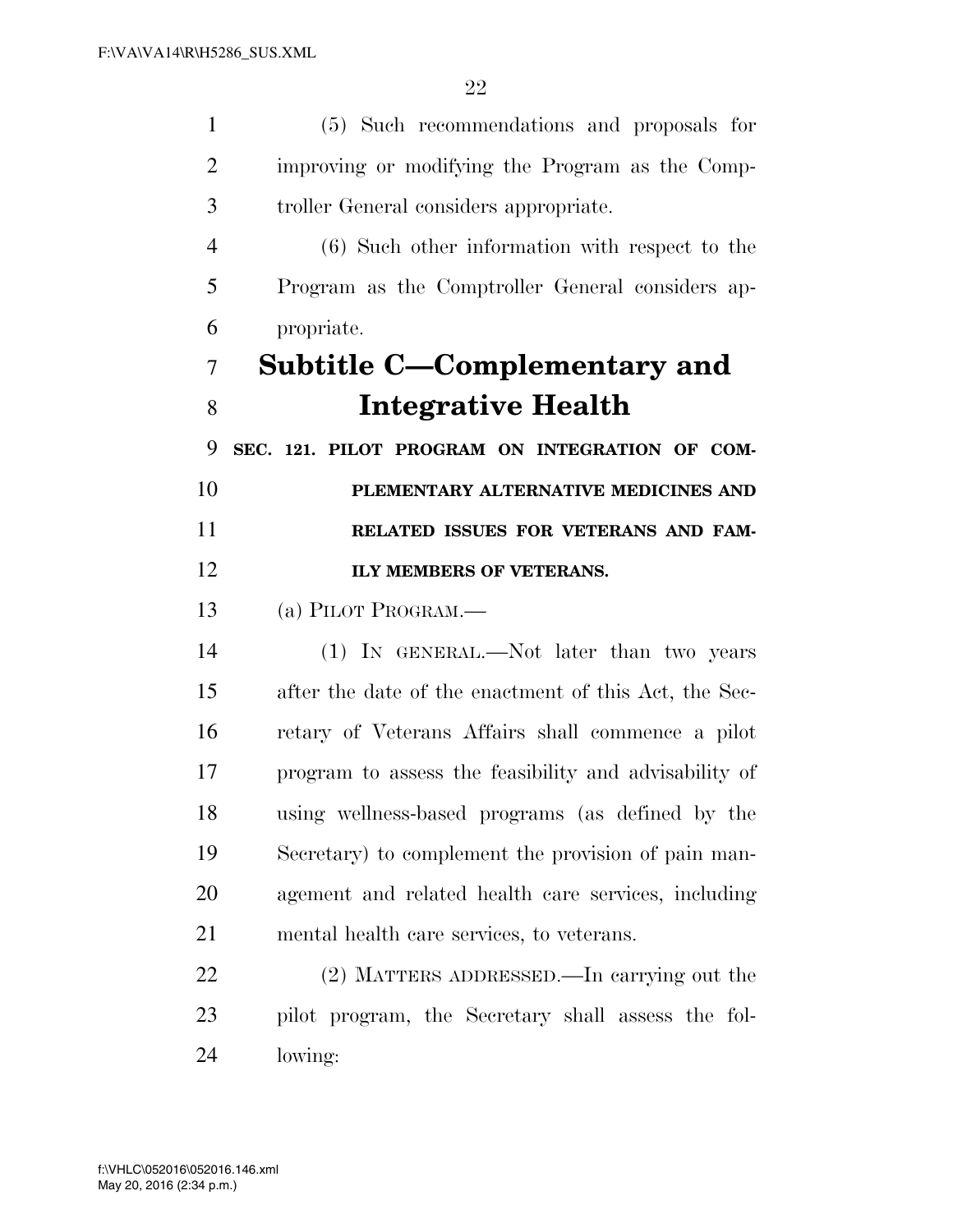(5) Such recommendations and proposals for improving or modifying the Program as the Comptroller General considers appropriate.

(6) Such other information with respect to the Program as the Comptroller General considers appropriate.

## Subtitle C—Complementary and Integrative Health

**SEC. 121. PILOT PROGRAM ON INTEGRATION OF COMPLEMENTARY ALTERNATIVE MEDICINES AND RELATED ISSUES FOR VETERANS AND FAMILY MEMBERS OF VETERANS.**

(a) PILOT PROGRAM.—

(1) IN GENERAL.—Not later than two years after the date of the enactment of this Act, the Secretary of Veterans Affairs shall commence a pilot program to assess the feasibility and advisability of using wellness-based programs (as defined by the Secretary) to complement the provision of pain management and related health care services, including mental health care services, to veterans.

(2) MATTERS ADDRESSED.—In carrying out the pilot program, the Secretary shall assess the following: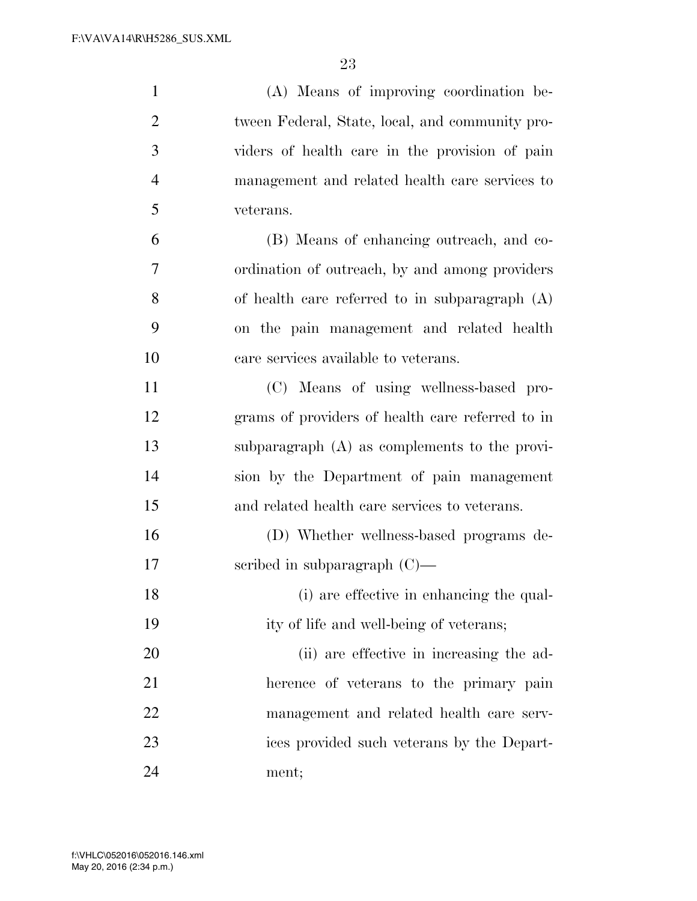(A) Means of improving coordination between Federal, State, local, and community providers of health care in the provision of pain management and related health care services to veterans.

(B) Means of enhancing outreach, and coordination of outreach, by and among providers of health care referred to in subparagraph (A) on the pain management and related health care services available to veterans.

(C) Means of using wellness-based programs of providers of health care referred to in subparagraph (A) as complements to the provision by the Department of pain management and related health care services to veterans.

(D) Whether wellness-based programs described in subparagraph (C)—

(i) are effective in enhancing the quality of life and well-being of veterans;

(ii) are effective in increasing the adherence of veterans to the primary pain management and related health care services provided such veterans by the Department;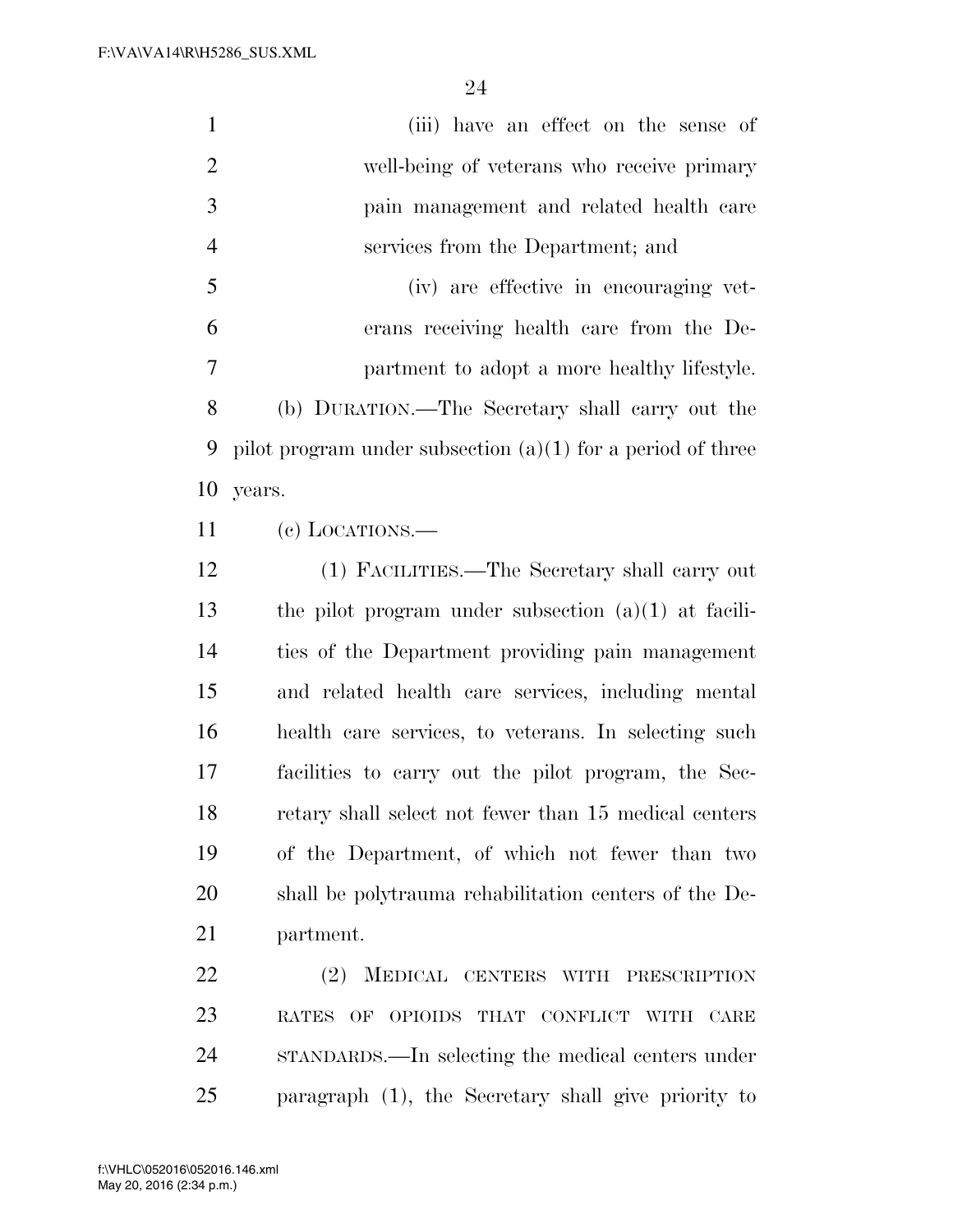(iii) have an effect on the sense of well-being of veterans who receive primary pain management and related health care services from the Department; and

(iv) are effective in encouraging veterans receiving health care from the Department to adopt a more healthy lifestyle.

(b) DURATION.—The Secretary shall carry out the pilot program under subsection (a)(1) for a period of three years.

(c) LOCATIONS.—

(1) FACILITIES.—The Secretary shall carry out the pilot program under subsection (a)(1) at facilities of the Department providing pain management and related health care services, including mental health care services, to veterans. In selecting such facilities to carry out the pilot program, the Secretary shall select not fewer than 15 medical centers of the Department, of which not fewer than two shall be polytrauma rehabilitation centers of the Department.

(2) MEDICAL CENTERS WITH PRESCRIPTION RATES OF OPIOIDS THAT CONFLICT WITH CARE STANDARDS.—In selecting the medical centers under paragraph (1), the Secretary shall give priority to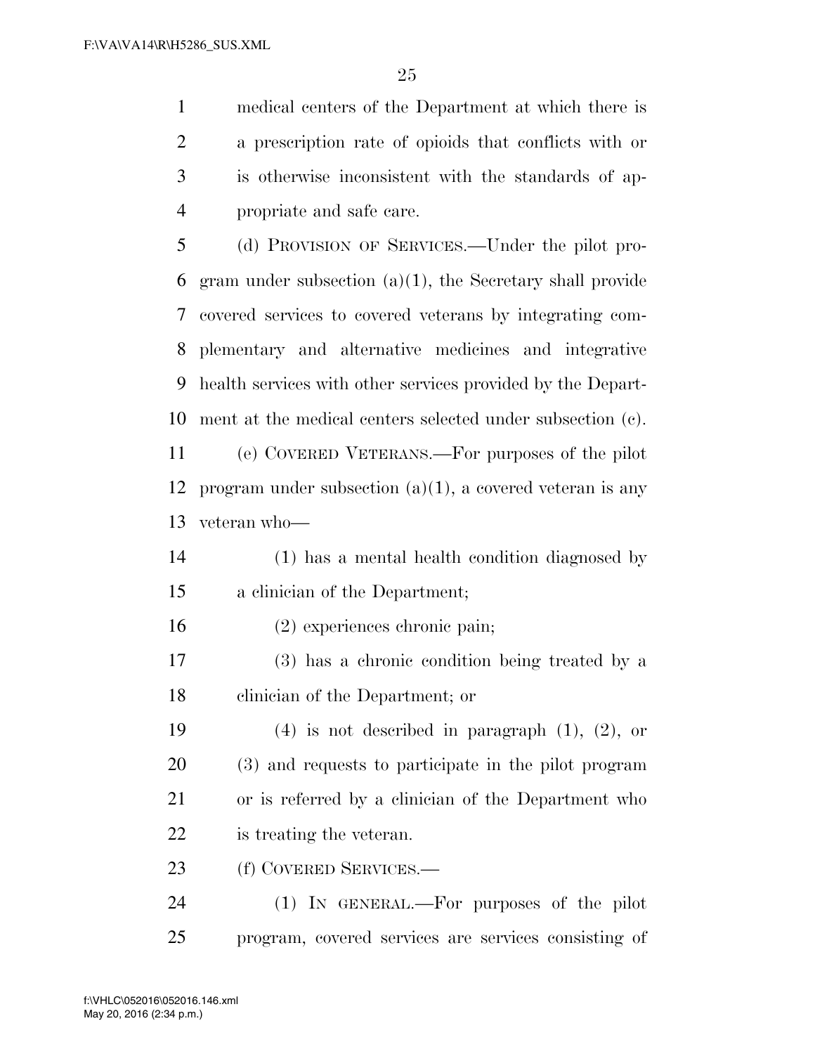medical centers of the Department at which there is a prescription rate of opioids that conflicts with or is otherwise inconsistent with the standards of appropriate and safe care.

(d) PROVISION OF SERVICES.—Under the pilot program under subsection (a)(1), the Secretary shall provide covered services to covered veterans by integrating complementary and alternative medicines and integrative health services with other services provided by the Department at the medical centers selected under subsection (c).

(e) COVERED VETERANS.—For purposes of the pilot program under subsection (a)(1), a covered veteran is any veteran who—

(1) has a mental health condition diagnosed by a clinician of the Department;

(2) experiences chronic pain;

(3) has a chronic condition being treated by a clinician of the Department; or

(4) is not described in paragraph (1), (2), or (3) and requests to participate in the pilot program or is referred by a clinician of the Department who is treating the veteran.

(f) COVERED SERVICES.—

(1) IN GENERAL.—For purposes of the pilot program, covered services are services consisting of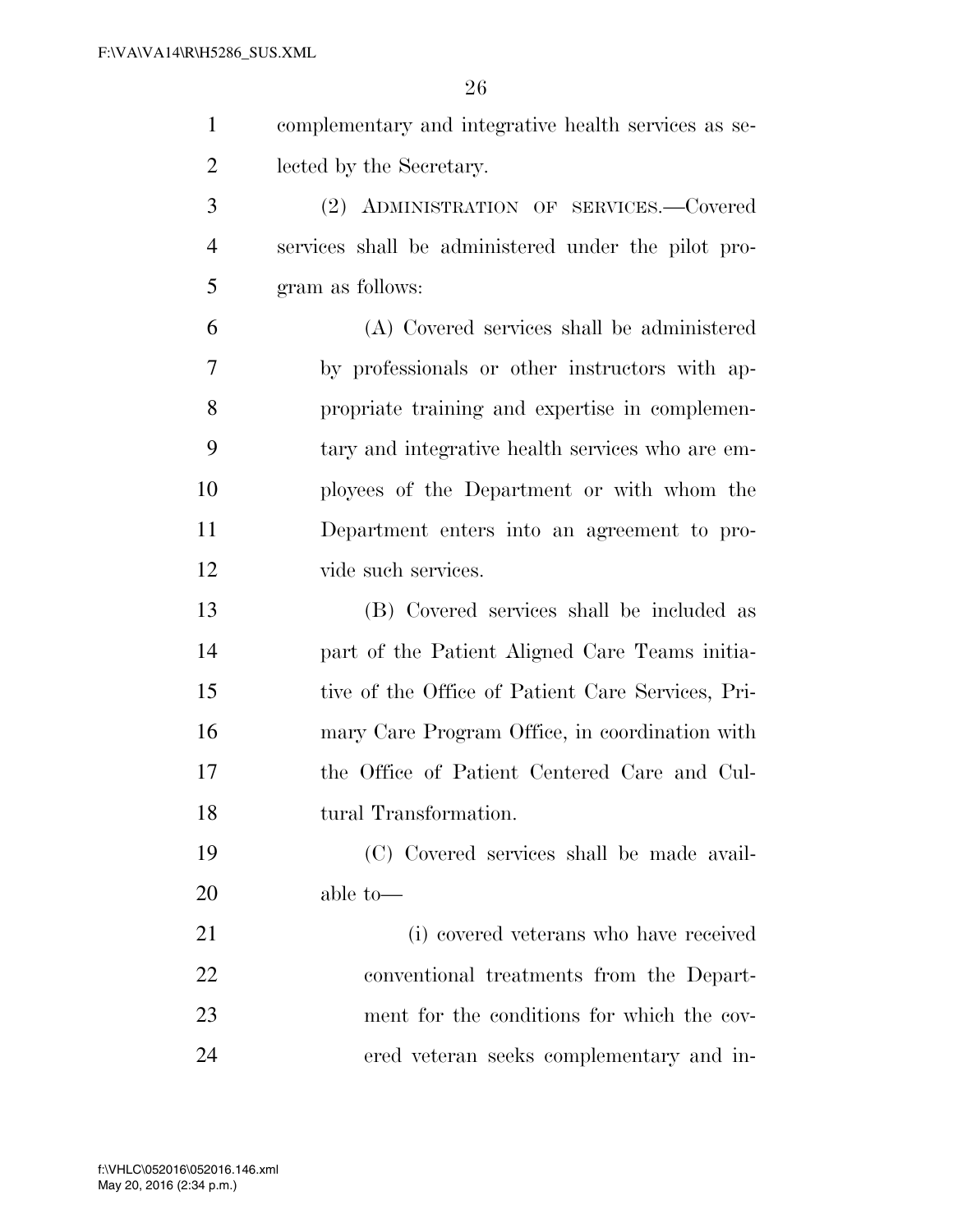complementary and integrative health services as selected by the Secretary.

(2) ADMINISTRATION OF SERVICES.—Covered services shall be administered under the pilot program as follows:

(A) Covered services shall be administered by professionals or other instructors with appropriate training and expertise in complementary and integrative health services who are employees of the Department or with whom the Department enters into an agreement to provide such services.

(B) Covered services shall be included as part of the Patient Aligned Care Teams initiative of the Office of Patient Care Services, Primary Care Program Office, in coordination with the Office of Patient Centered Care and Cultural Transformation.

(C) Covered services shall be made available to—

(i) covered veterans who have received conventional treatments from the Department for the conditions for which the covered veteran seeks complementary and in-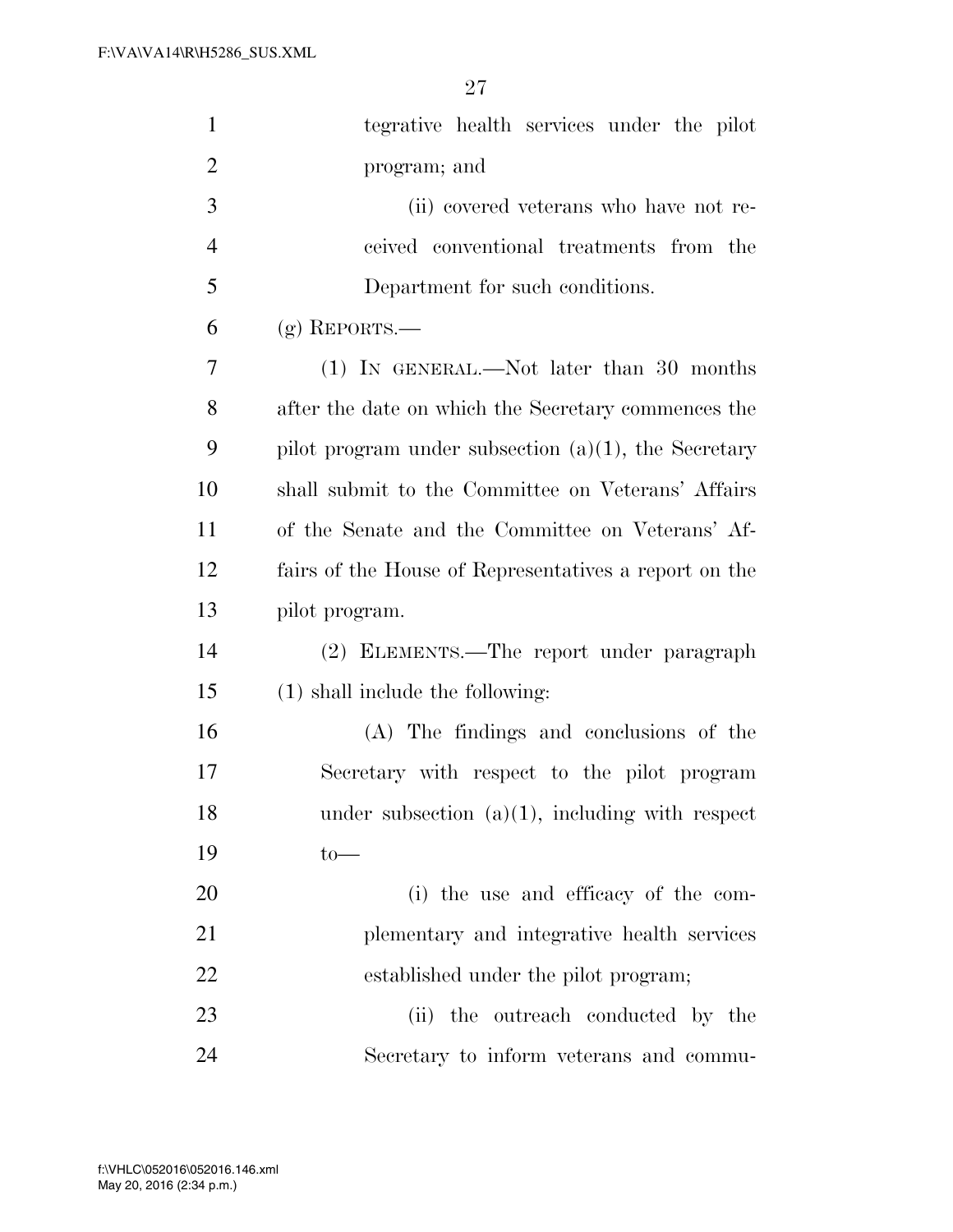tegrative health services under the pilot program; and

(ii) covered veterans who have not received conventional treatments from the Department for such conditions.

(g) REPORTS.—

(1) IN GENERAL.—Not later than 30 months after the date on which the Secretary commences the pilot program under subsection (a)(1), the Secretary shall submit to the Committee on Veterans' Affairs of the Senate and the Committee on Veterans' Affairs of the House of Representatives a report on the pilot program.

(2) ELEMENTS.—The report under paragraph (1) shall include the following:

(A) The findings and conclusions of the Secretary with respect to the pilot program under subsection (a)(1), including with respect to—

(i) the use and efficacy of the complementary and integrative health services established under the pilot program;

(ii) the outreach conducted by the Secretary to inform veterans and commu-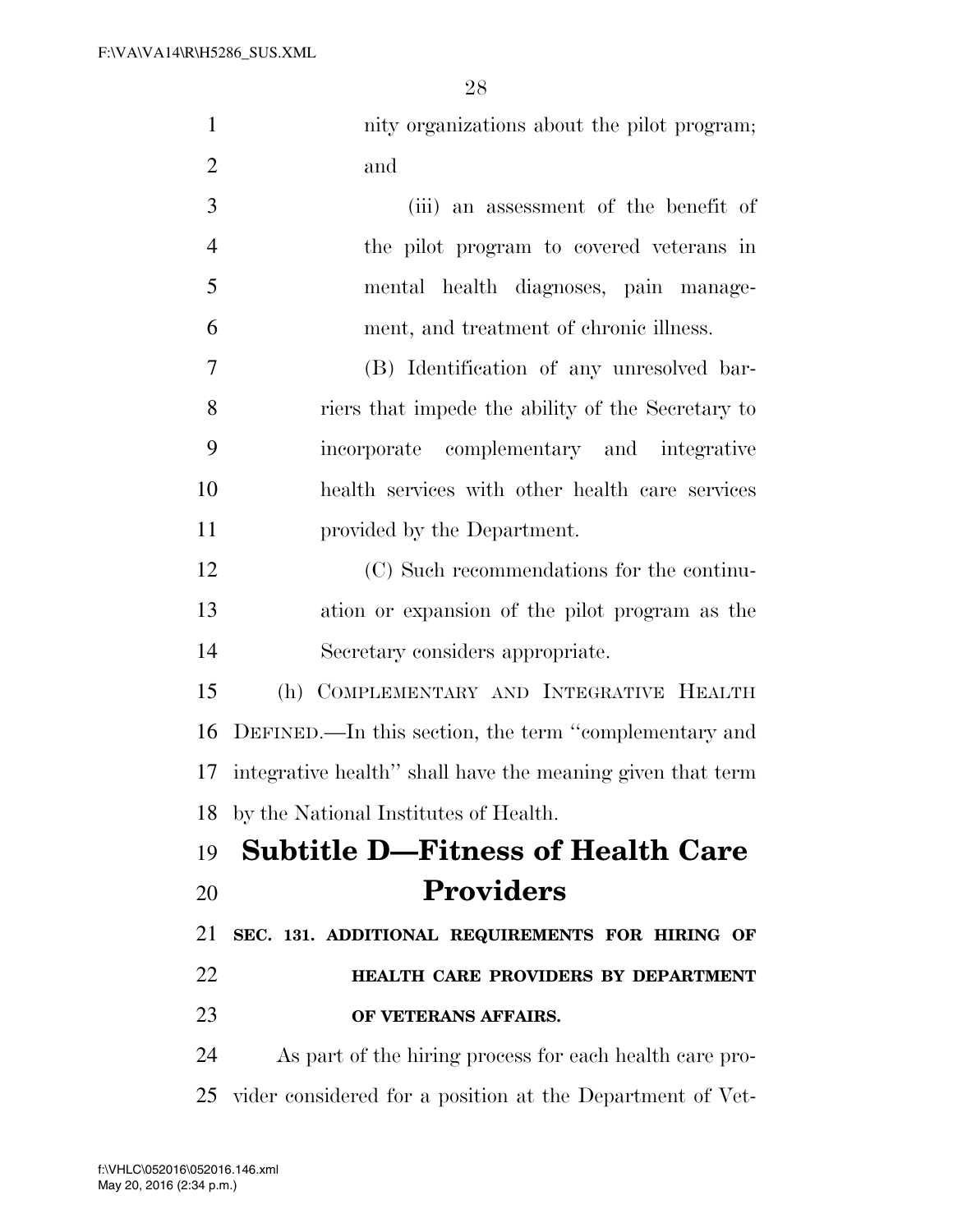nity organizations about the pilot program; and

(iii) an assessment of the benefit of the pilot program to covered veterans in mental health diagnoses, pain management, and treatment of chronic illness.

(B) Identification of any unresolved barriers that impede the ability of the Secretary to incorporate complementary and integrative health services with other health care services provided by the Department.

(C) Such recommendations for the continuation or expansion of the pilot program as the Secretary considers appropriate.

(h) COMPLEMENTARY AND INTEGRATIVE HEALTH DEFINED.—In this section, the term ''complementary and integrative health'' shall have the meaning given that term by the National Institutes of Health.

## Subtitle D—Fitness of Health Care Providers

### SEC. 131. ADDITIONAL REQUIREMENTS FOR HIRING OF HEALTH CARE PROVIDERS BY DEPARTMENT OF VETERANS AFFAIRS.

As part of the hiring process for each health care provider considered for a position at the Department of Vet-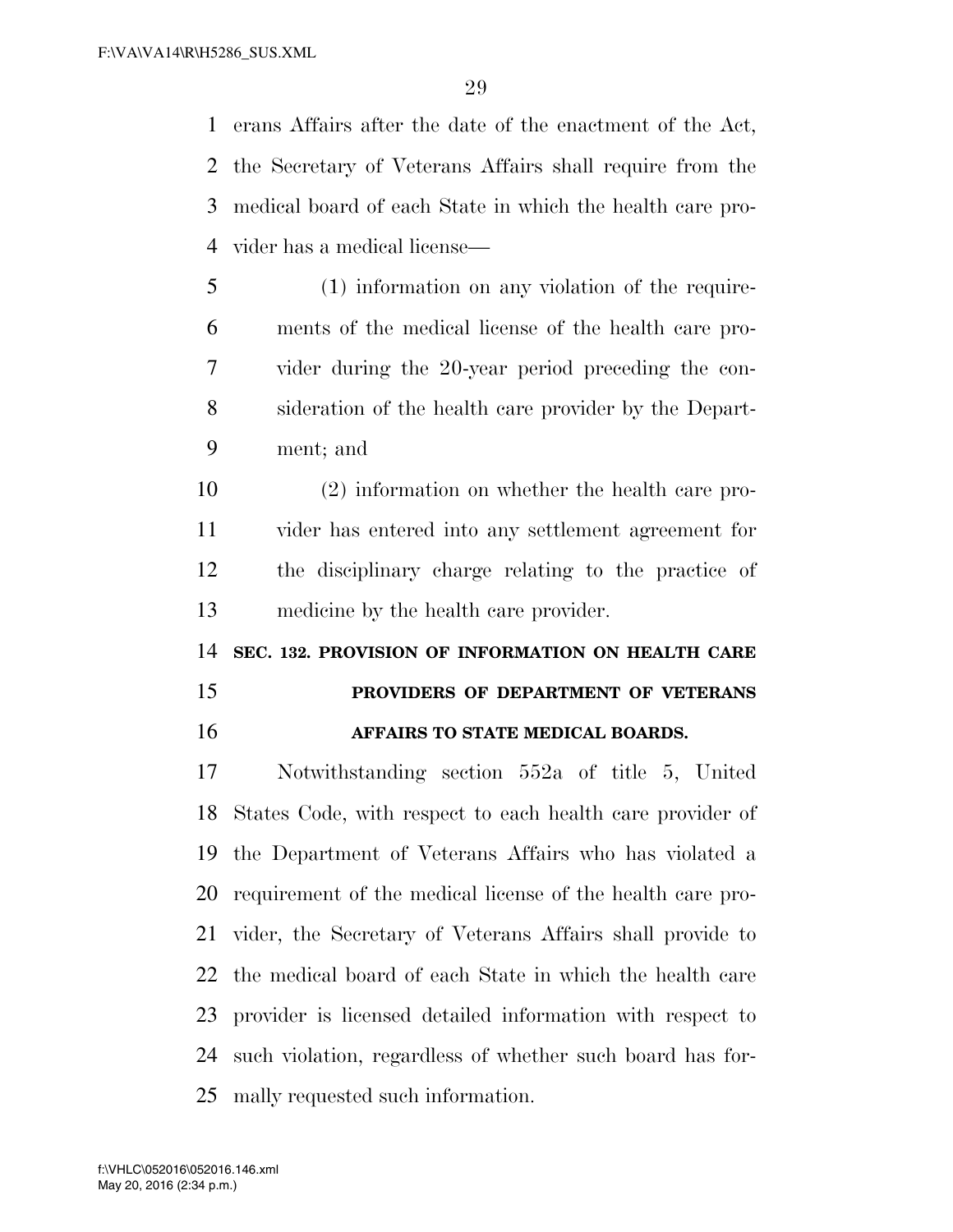erans Affairs after the date of the enactment of the Act, the Secretary of Veterans Affairs shall require from the medical board of each State in which the health care provider has a medical license—

(1) information on any violation of the requirements of the medical license of the health care provider during the 20-year period preceding the consideration of the health care provider by the Department; and

(2) information on whether the health care provider has entered into any settlement agreement for the disciplinary charge relating to the practice of medicine by the health care provider.

**SEC. 132. PROVISION OF INFORMATION ON HEALTH CARE PROVIDERS OF DEPARTMENT OF VETERANS AFFAIRS TO STATE MEDICAL BOARDS.**

Notwithstanding section 552a of title 5, United States Code, with respect to each health care provider of the Department of Veterans Affairs who has violated a requirement of the medical license of the health care provider, the Secretary of Veterans Affairs shall provide to the medical board of each State in which the health care provider is licensed detailed information with respect to such violation, regardless of whether such board has formally requested such information.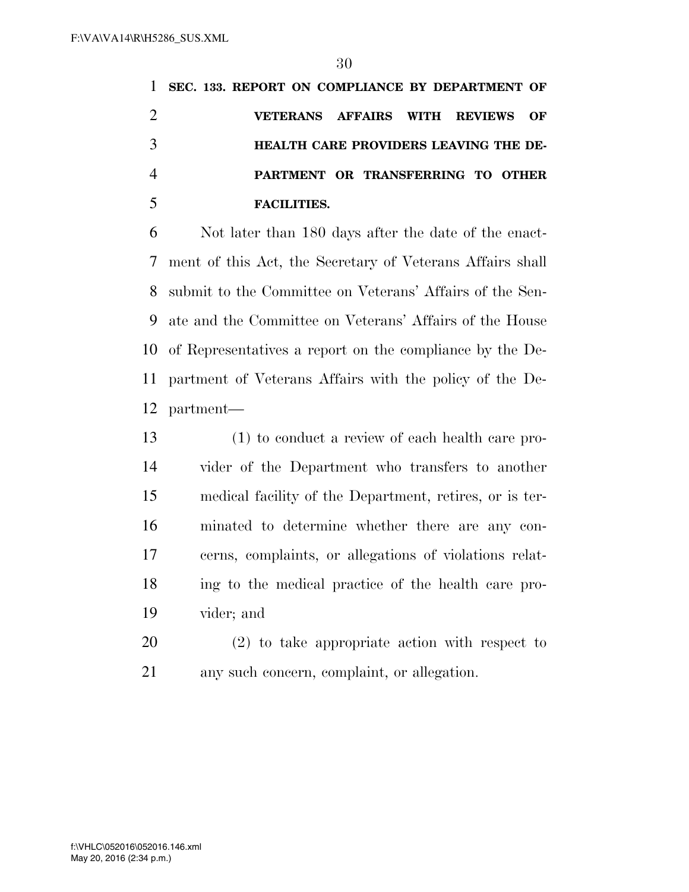**SEC. 133. REPORT ON COMPLIANCE BY DEPARTMENT OF VETERANS AFFAIRS WITH REVIEWS OF HEALTH CARE PROVIDERS LEAVING THE DEPARTMENT OR TRANSFERRING TO OTHER FACILITIES.**

Not later than 180 days after the date of the enactment of this Act, the Secretary of Veterans Affairs shall submit to the Committee on Veterans' Affairs of the Senate and the Committee on Veterans' Affairs of the House of Representatives a report on the compliance by the Department of Veterans Affairs with the policy of the Department—

(1) to conduct a review of each health care provider of the Department who transfers to another medical facility of the Department, retires, or is terminated to determine whether there are any concerns, complaints, or allegations of violations relating to the medical practice of the health care provider; and

(2) to take appropriate action with respect to any such concern, complaint, or allegation.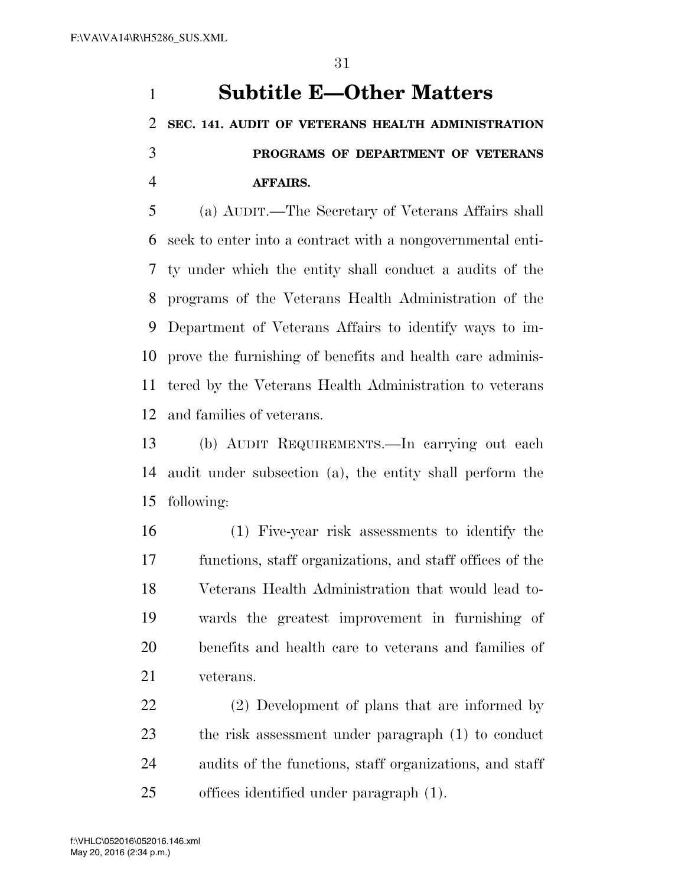# Subtitle E—Other Matters

**SEC. 141. AUDIT OF VETERANS HEALTH ADMINISTRATION PROGRAMS OF DEPARTMENT OF VETERANS AFFAIRS.**

(a) AUDIT.—The Secretary of Veterans Affairs shall seek to enter into a contract with a nongovernmental entity under which the entity shall conduct a audits of the programs of the Veterans Health Administration of the Department of Veterans Affairs to identify ways to improve the furnishing of benefits and health care administered by the Veterans Health Administration to veterans and families of veterans.

(b) AUDIT REQUIREMENTS.—In carrying out each audit under subsection (a), the entity shall perform the following:

(1) Five-year risk assessments to identify the functions, staff organizations, and staff offices of the Veterans Health Administration that would lead towards the greatest improvement in furnishing of benefits and health care to veterans and families of veterans.

(2) Development of plans that are informed by the risk assessment under paragraph (1) to conduct audits of the functions, staff organizations, and staff offices identified under paragraph (1).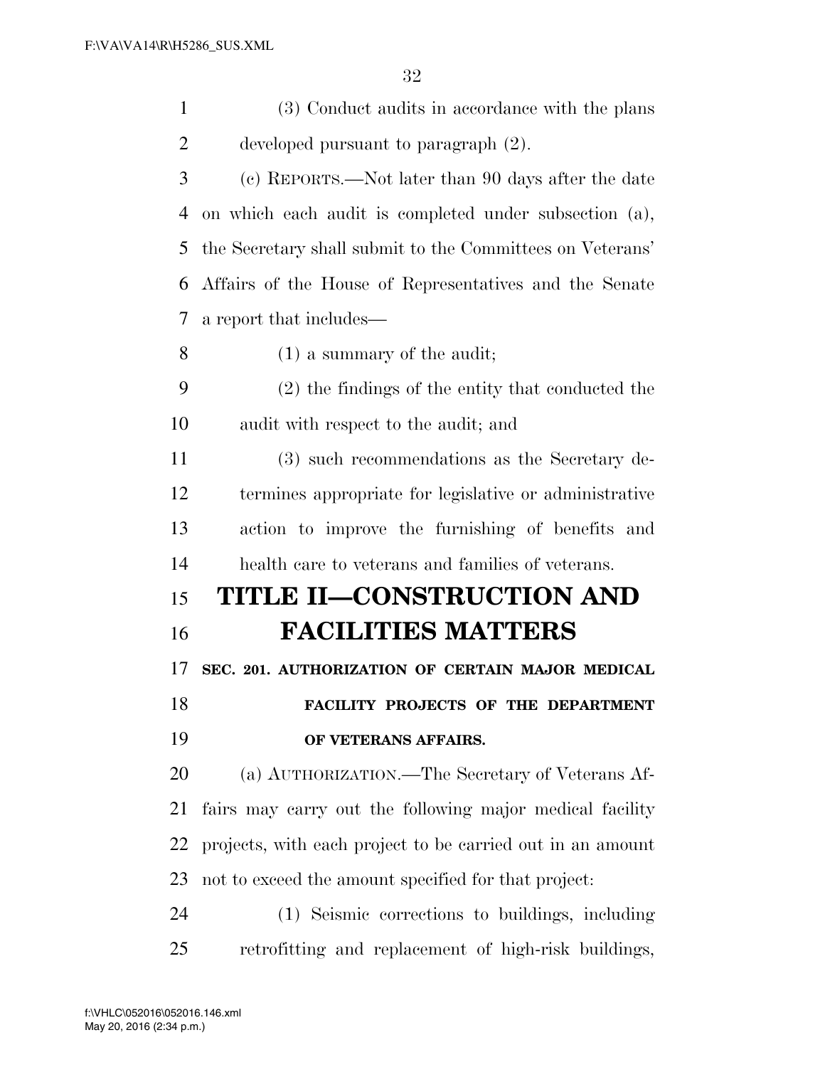(3) Conduct audits in accordance with the plans developed pursuant to paragraph (2).

(c) REPORTS.—Not later than 90 days after the date on which each audit is completed under subsection (a), the Secretary shall submit to the Committees on Veterans' Affairs of the House of Representatives and the Senate a report that includes—

(1) a summary of the audit;

(2) the findings of the entity that conducted the audit with respect to the audit; and

(3) such recommendations as the Secretary determines appropriate for legislative or administrative action to improve the furnishing of benefits and health care to veterans and families of veterans.

# TITLE II—CONSTRUCTION AND FACILITIES MATTERS

## SEC. 201. AUTHORIZATION OF CERTAIN MAJOR MEDICAL FACILITY PROJECTS OF THE DEPARTMENT OF VETERANS AFFAIRS.

(a) AUTHORIZATION.—The Secretary of Veterans Affairs may carry out the following major medical facility projects, with each project to be carried out in an amount not to exceed the amount specified for that project:

(1) Seismic corrections to buildings, including retrofitting and replacement of high-risk buildings,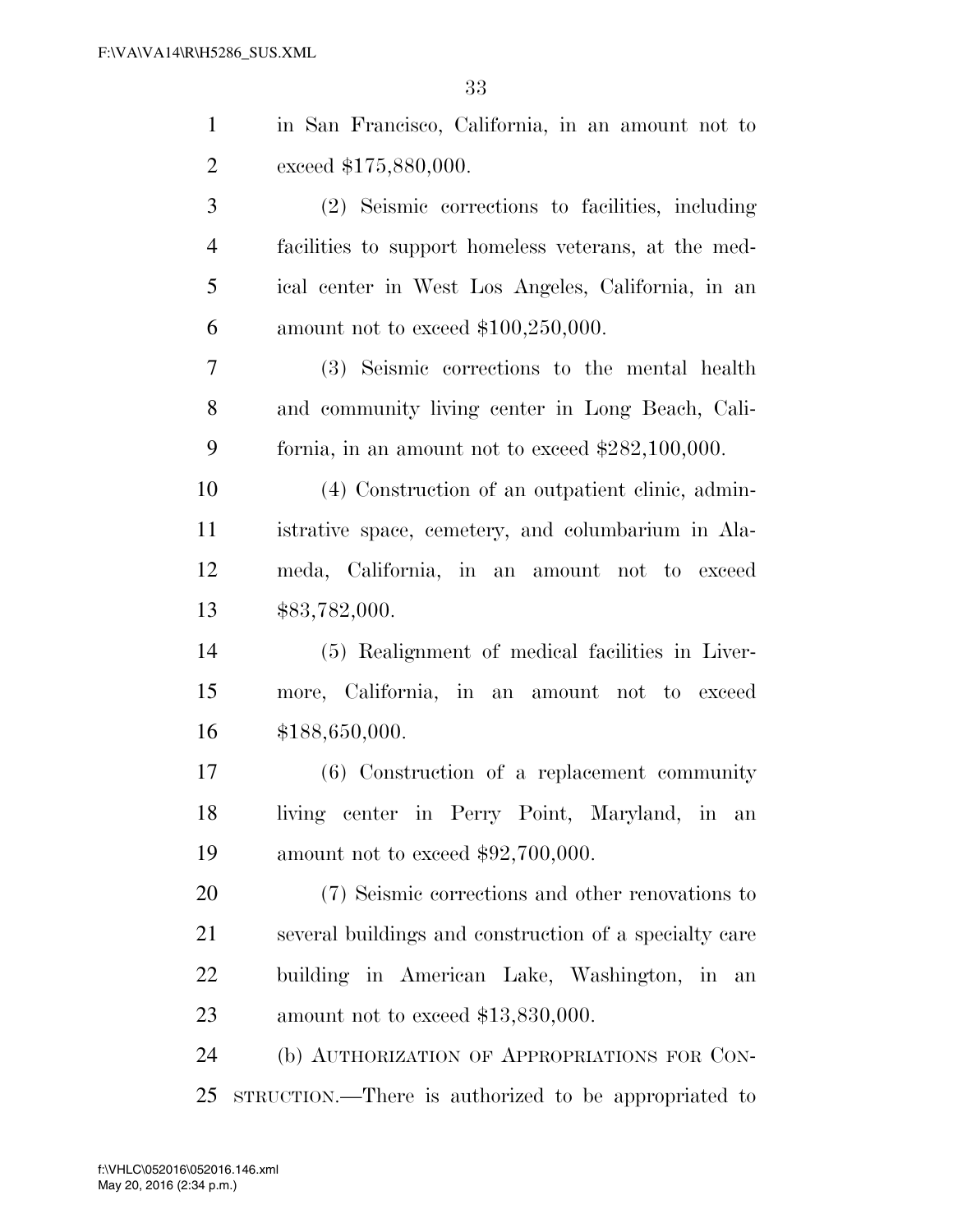in San Francisco, California, in an amount not to exceed $175,880,000.

(2) Seismic corrections to facilities, including facilities to support homeless veterans, at the medical center in West Los Angeles, California, in an amount not to exceed $100,250,000.

(3) Seismic corrections to the mental health and community living center in Long Beach, California, in an amount not to exceed $282,100,000.

(4) Construction of an outpatient clinic, administrative space, cemetery, and columbarium in Alameda, California, in an amount not to exceed $83,782,000.

(5) Realignment of medical facilities in Livermore, California, in an amount not to exceed $188,650,000.

(6) Construction of a replacement community living center in Perry Point, Maryland, in an amount not to exceed $92,700,000.

(7) Seismic corrections and other renovations to several buildings and construction of a specialty care building in American Lake, Washington, in an amount not to exceed $13,830,000.

(b) AUTHORIZATION OF APPROPRIATIONS FOR CONSTRUCTION.—There is authorized to be appropriated to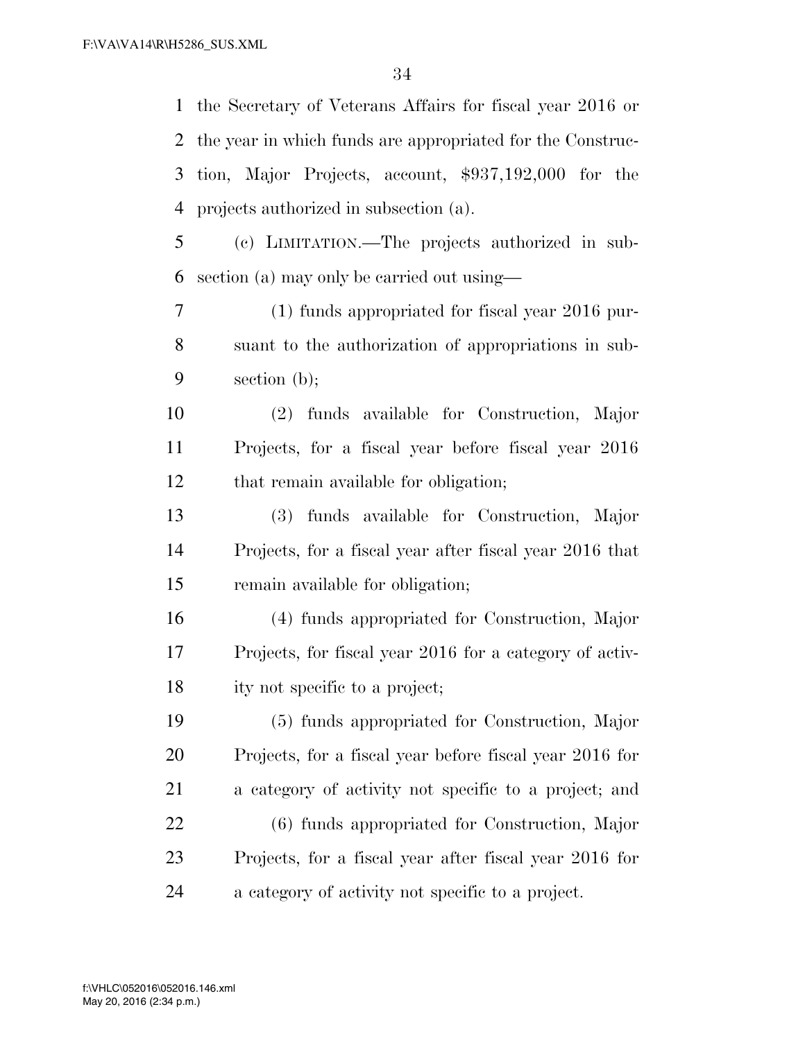the Secretary of Veterans Affairs for fiscal year 2016 or the year in which funds are appropriated for the Construction, Major Projects, account, $937,192,000 for the projects authorized in subsection (a).

(c) LIMITATION.—The projects authorized in subsection (a) may only be carried out using—

(1) funds appropriated for fiscal year 2016 pursuant to the authorization of appropriations in subsection (b);

(2) funds available for Construction, Major Projects, for a fiscal year before fiscal year 2016 that remain available for obligation;

(3) funds available for Construction, Major Projects, for a fiscal year after fiscal year 2016 that remain available for obligation;

(4) funds appropriated for Construction, Major Projects, for fiscal year 2016 for a category of activity not specific to a project;

(5) funds appropriated for Construction, Major Projects, for a fiscal year before fiscal year 2016 for a category of activity not specific to a project; and

(6) funds appropriated for Construction, Major Projects, for a fiscal year after fiscal year 2016 for a category of activity not specific to a project.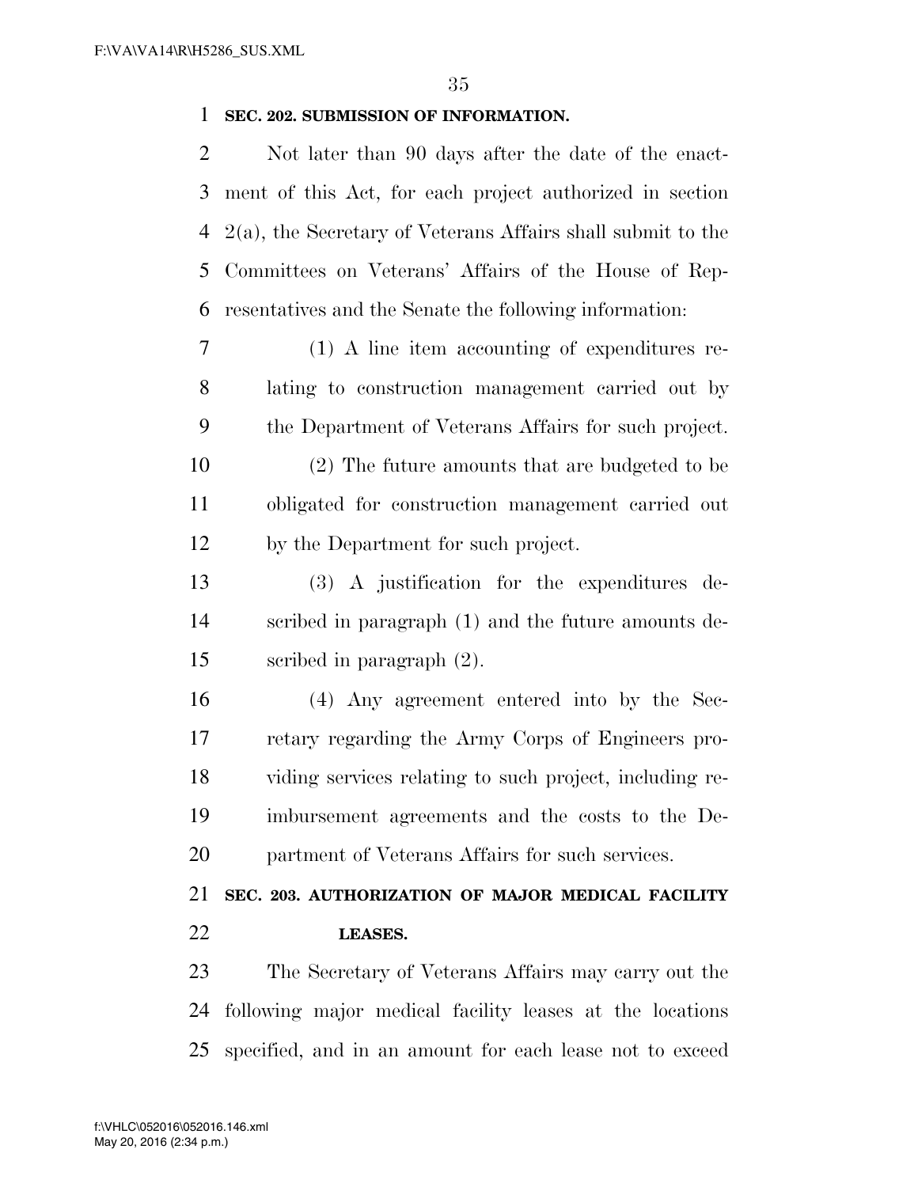**SEC. 202. SUBMISSION OF INFORMATION.**

Not later than 90 days after the date of the enactment of this Act, for each project authorized in section 2(a), the Secretary of Veterans Affairs shall submit to the Committees on Veterans' Affairs of the House of Representatives and the Senate the following information:

(1) A line item accounting of expenditures relating to construction management carried out by the Department of Veterans Affairs for such project.

(2) The future amounts that are budgeted to be obligated for construction management carried out by the Department for such project.

(3) A justification for the expenditures described in paragraph (1) and the future amounts described in paragraph (2).

(4) Any agreement entered into by the Secretary regarding the Army Corps of Engineers providing services relating to such project, including reimbursement agreements and the costs to the Department of Veterans Affairs for such services.

**SEC. 203. AUTHORIZATION OF MAJOR MEDICAL FACILITY LEASES.**

The Secretary of Veterans Affairs may carry out the following major medical facility leases at the locations specified, and in an amount for each lease not to exceed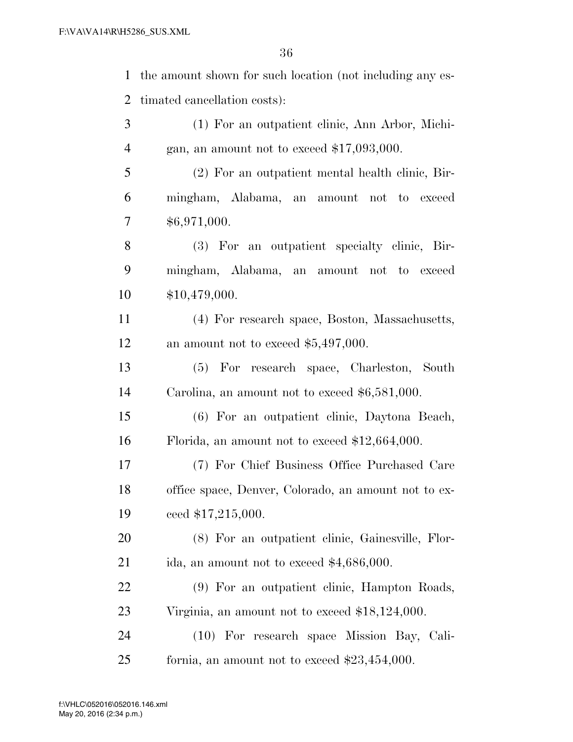the amount shown for such location (not including any estimated cancellation costs):

(1) For an outpatient clinic, Ann Arbor, Michigan, an amount not to exceed $17,093,000.

(2) For an outpatient mental health clinic, Birmingham, Alabama, an amount not to exceed $6,971,000.

(3) For an outpatient specialty clinic, Birmingham, Alabama, an amount not to exceed $10,479,000.

(4) For research space, Boston, Massachusetts, an amount not to exceed $5,497,000.

(5) For research space, Charleston, South Carolina, an amount not to exceed $6,581,000.

(6) For an outpatient clinic, Daytona Beach, Florida, an amount not to exceed $12,664,000.

(7) For Chief Business Office Purchased Care office space, Denver, Colorado, an amount not to exceed $17,215,000.

(8) For an outpatient clinic, Gainesville, Florida, an amount not to exceed $4,686,000.

(9) For an outpatient clinic, Hampton Roads, Virginia, an amount not to exceed $18,124,000.

(10) For research space Mission Bay, California, an amount not to exceed $23,454,000.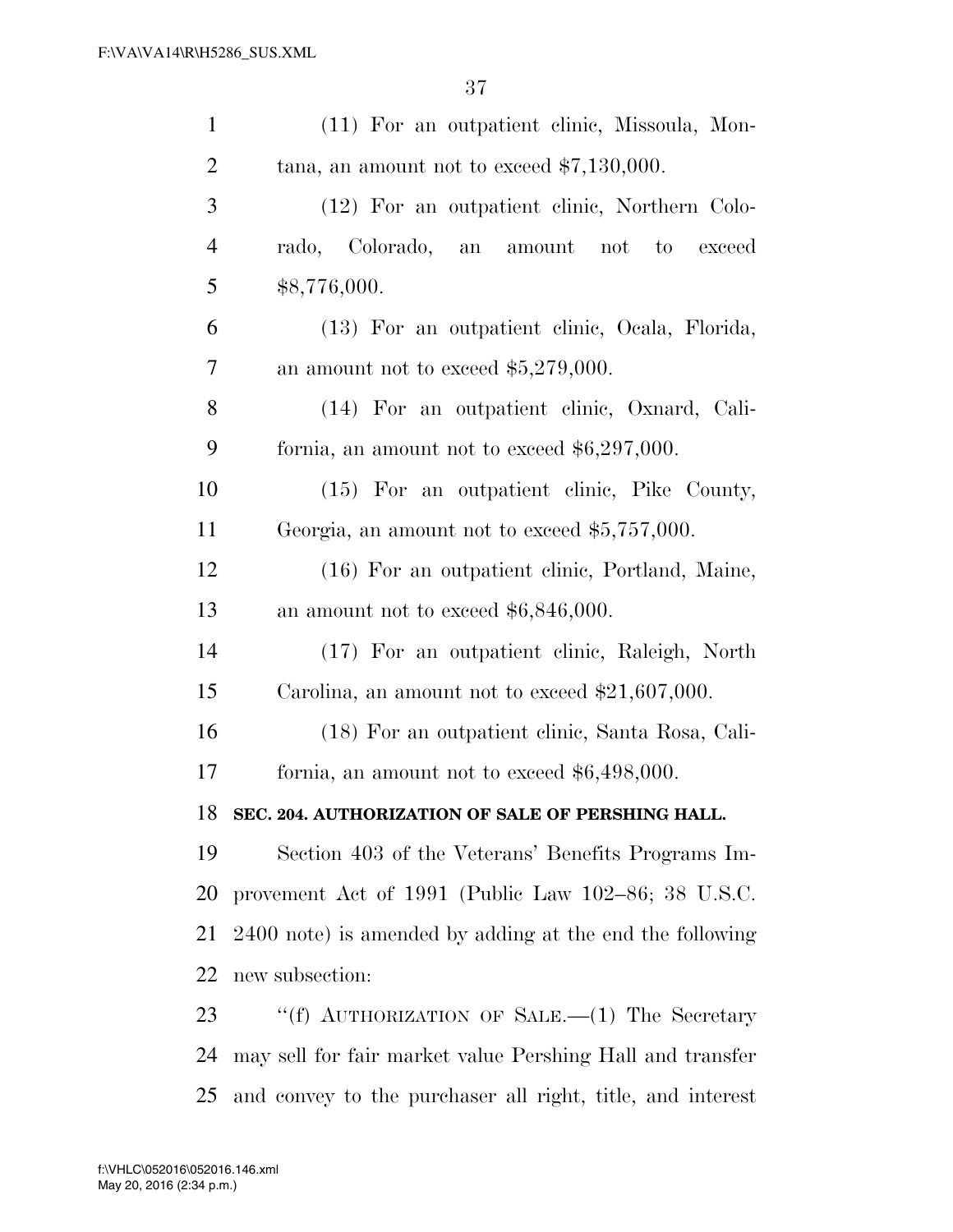(11) For an outpatient clinic, Missoula, Montana, an amount not to exceed $7,130,000.

(12) For an outpatient clinic, Northern Colorado, Colorado, an amount not to exceed $8,776,000.

(13) For an outpatient clinic, Ocala, Florida, an amount not to exceed $5,279,000.

(14) For an outpatient clinic, Oxnard, California, an amount not to exceed $6,297,000.

(15) For an outpatient clinic, Pike County, Georgia, an amount not to exceed $5,757,000.

(16) For an outpatient clinic, Portland, Maine, an amount not to exceed $6,846,000.

(17) For an outpatient clinic, Raleigh, North Carolina, an amount not to exceed $21,607,000.

(18) For an outpatient clinic, Santa Rosa, California, an amount not to exceed $6,498,000.

**SEC. 204. AUTHORIZATION OF SALE OF PERSHING HALL.**

Section 403 of the Veterans' Benefits Programs Improvement Act of 1991 (Public Law 102–86; 38 U.S.C. 2400 note) is amended by adding at the end the following new subsection:

"(f) AUTHORIZATION OF SALE.—(1) The Secretary may sell for fair market value Pershing Hall and transfer and convey to the purchaser all right, title, and interest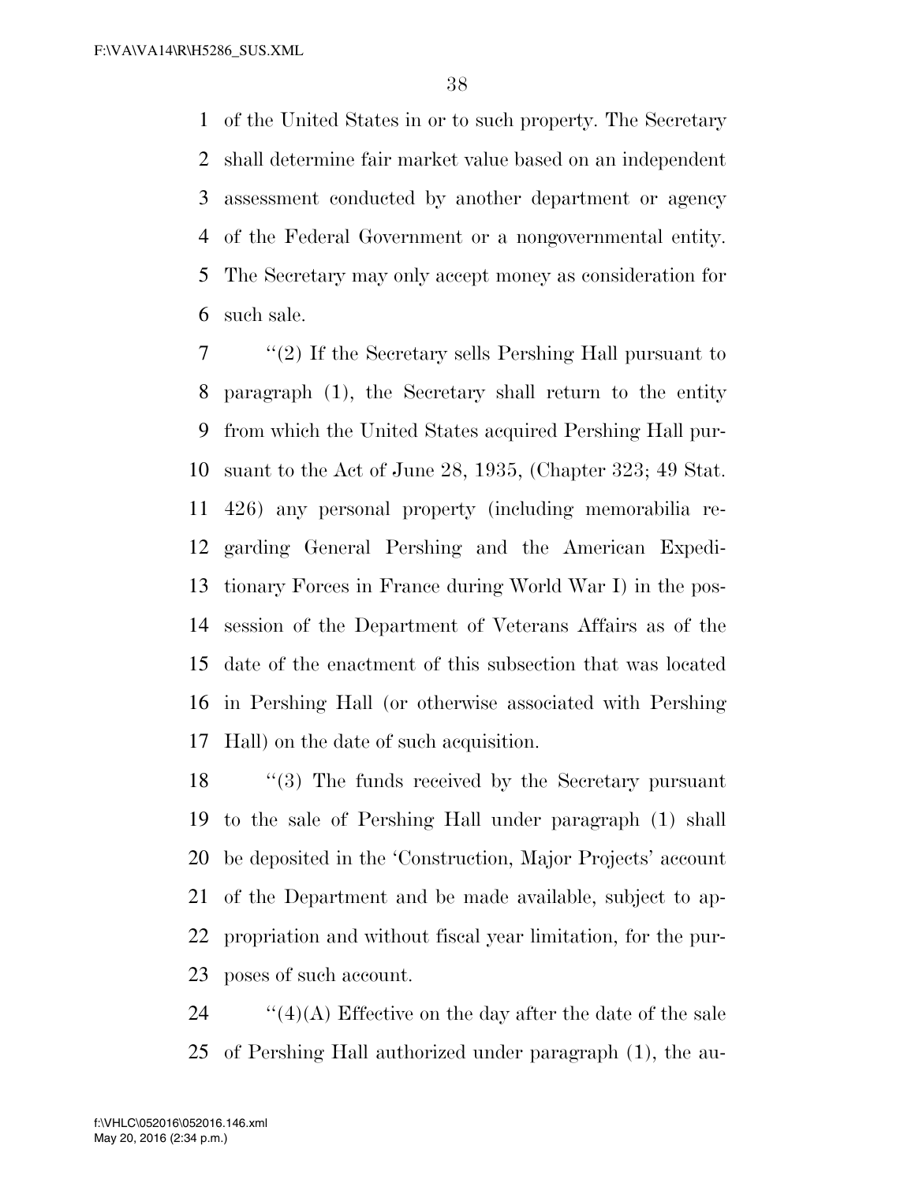of the United States in or to such property. The Secretary shall determine fair market value based on an independent assessment conducted by another department or agency of the Federal Government or a nongovernmental entity. The Secretary may only accept money as consideration for such sale.

''(2) If the Secretary sells Pershing Hall pursuant to paragraph (1), the Secretary shall return to the entity from which the United States acquired Pershing Hall pursuant to the Act of June 28, 1935, (Chapter 323; 49 Stat. 426) any personal property (including memorabilia regarding General Pershing and the American Expeditionary Forces in France during World War I) in the possession of the Department of Veterans Affairs as of the date of the enactment of this subsection that was located in Pershing Hall (or otherwise associated with Pershing Hall) on the date of such acquisition.

''(3) The funds received by the Secretary pursuant to the sale of Pershing Hall under paragraph (1) shall be deposited in the 'Construction, Major Projects' account of the Department and be made available, subject to appropriation and without fiscal year limitation, for the purposes of such account.

''(4)(A) Effective on the day after the date of the sale of Pershing Hall authorized under paragraph (1), the au-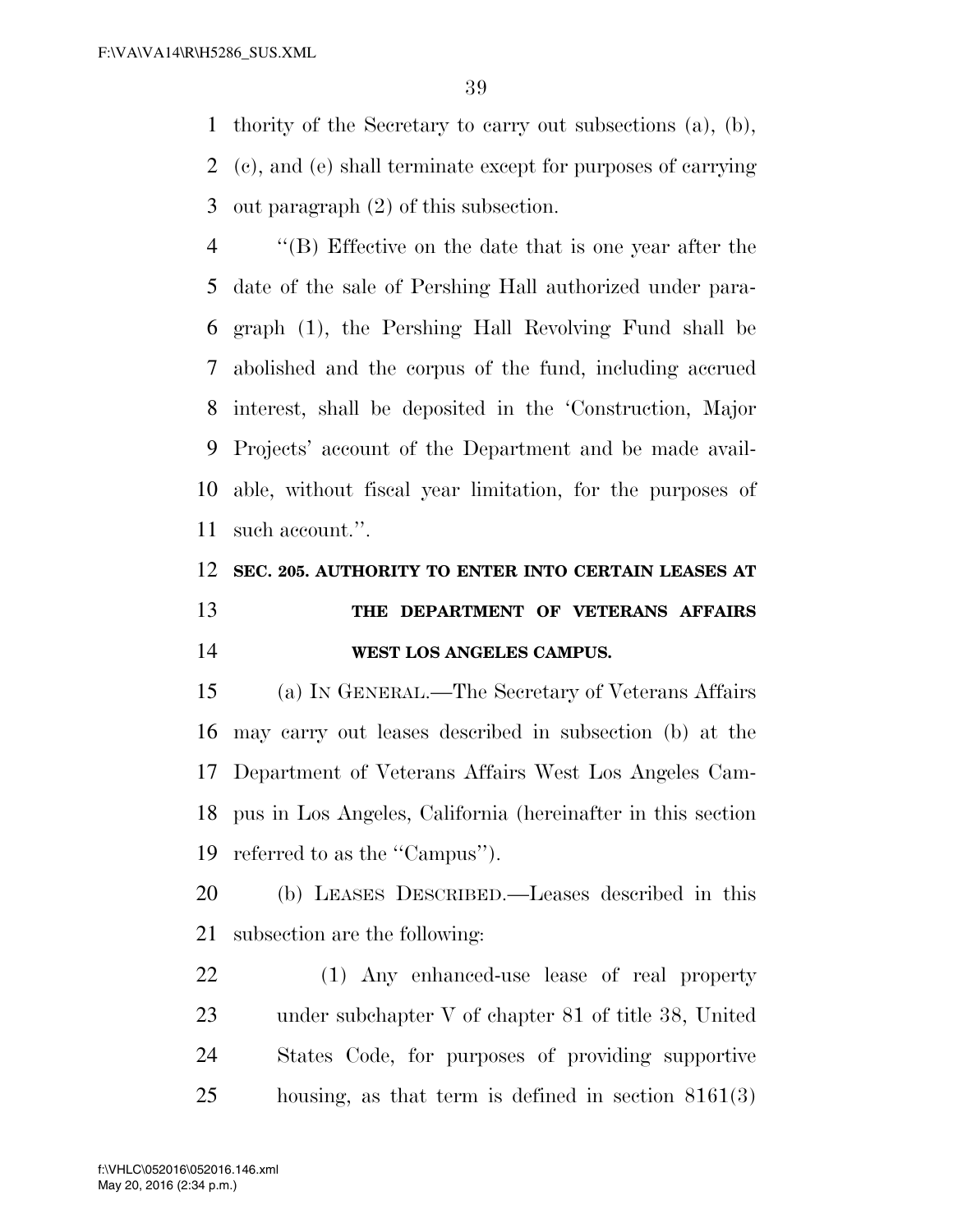thority of the Secretary to carry out subsections (a), (b), (c), and (e) shall terminate except for purposes of carrying out paragraph (2) of this subsection.

''(B) Effective on the date that is one year after the date of the sale of Pershing Hall authorized under paragraph (1), the Pershing Hall Revolving Fund shall be abolished and the corpus of the fund, including accrued interest, shall be deposited in the 'Construction, Major Projects' account of the Department and be made available, without fiscal year limitation, for the purposes of such account.''.

**SEC. 205. AUTHORITY TO ENTER INTO CERTAIN LEASES AT THE DEPARTMENT OF VETERANS AFFAIRS WEST LOS ANGELES CAMPUS.**

(a) IN GENERAL.—The Secretary of Veterans Affairs may carry out leases described in subsection (b) at the Department of Veterans Affairs West Los Angeles Campus in Los Angeles, California (hereinafter in this section referred to as the ''Campus'').

(b) LEASES DESCRIBED.—Leases described in this subsection are the following:

(1) Any enhanced-use lease of real property under subchapter V of chapter 81 of title 38, United States Code, for purposes of providing supportive housing, as that term is defined in section 8161(3)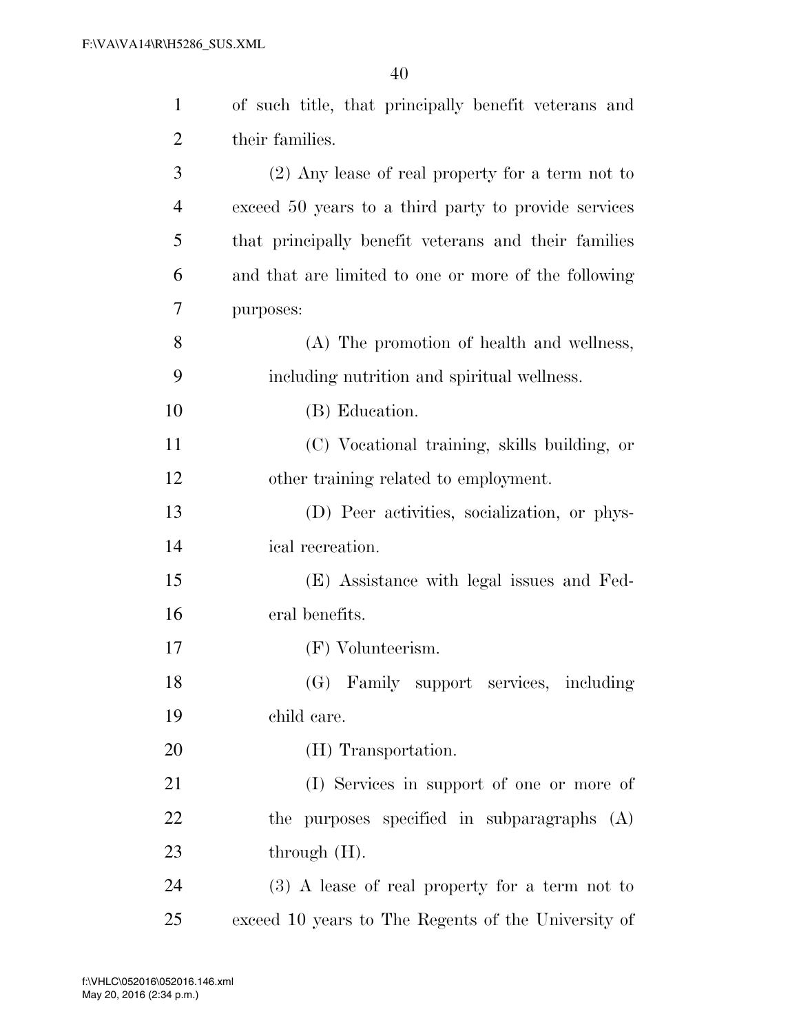of such title, that principally benefit veterans and their families.

(2) Any lease of real property for a term not to exceed 50 years to a third party to provide services that principally benefit veterans and their families and that are limited to one or more of the following purposes:

(A) The promotion of health and wellness, including nutrition and spiritual wellness.

(B) Education.

(C) Vocational training, skills building, or other training related to employment.

(D) Peer activities, socialization, or physical recreation.

(E) Assistance with legal issues and Federal benefits.

(F) Volunteerism.

(G) Family support services, including child care.

(H) Transportation.

(I) Services in support of one or more of the purposes specified in subparagraphs (A) through (H).

(3) A lease of real property for a term not to exceed 10 years to The Regents of the University of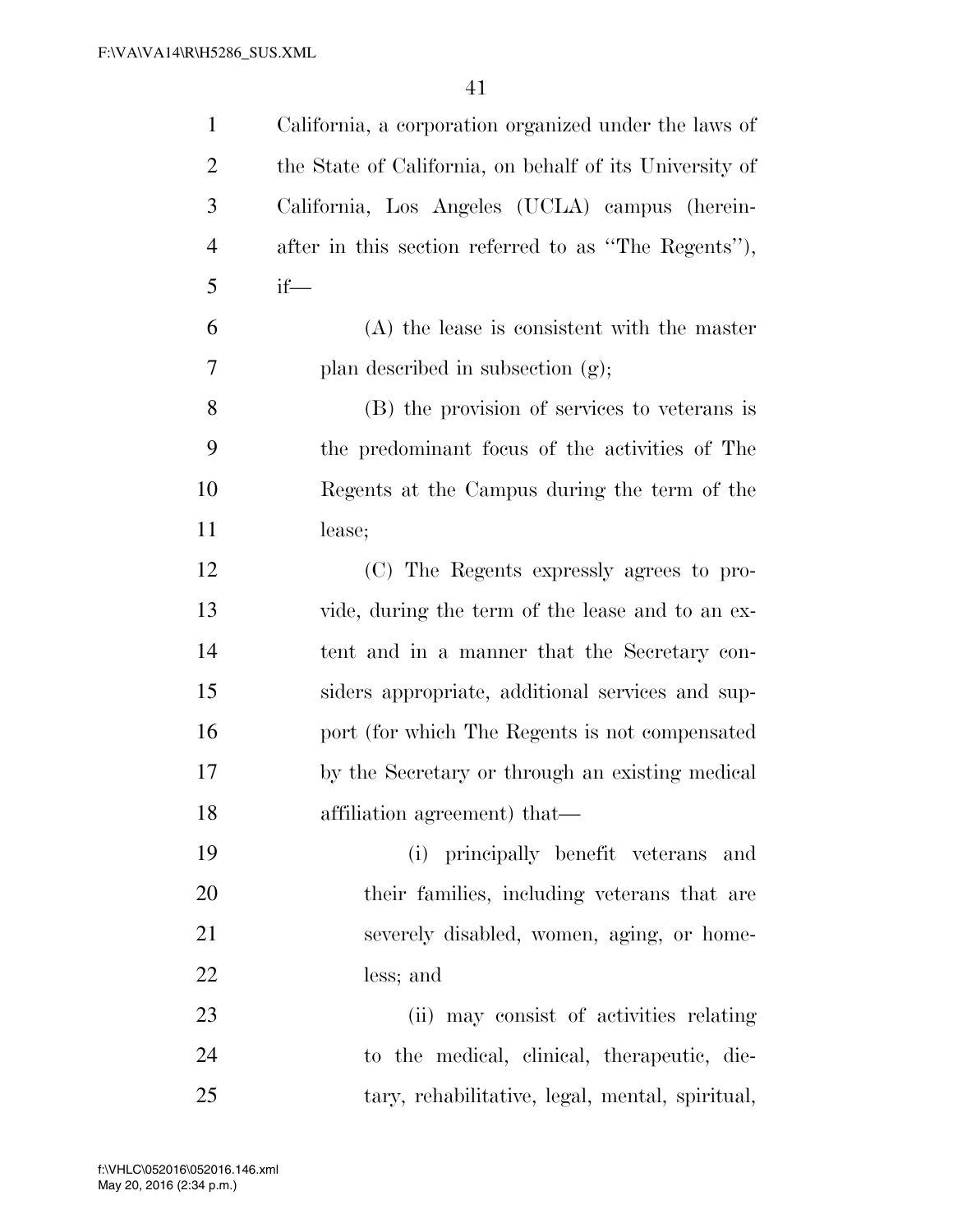California, a corporation organized under the laws of the State of California, on behalf of its University of California, Los Angeles (UCLA) campus (hereinafter in this section referred to as ''The Regents''), if—

(A) the lease is consistent with the master plan described in subsection (g);

(B) the provision of services to veterans is the predominant focus of the activities of The Regents at the Campus during the term of the lease;

(C) The Regents expressly agrees to provide, during the term of the lease and to an extent and in a manner that the Secretary considers appropriate, additional services and support (for which The Regents is not compensated by the Secretary or through an existing medical affiliation agreement) that—

(i) principally benefit veterans and their families, including veterans that are severely disabled, women, aging, or homeless; and

(ii) may consist of activities relating to the medical, clinical, therapeutic, dietary, rehabilitative, legal, mental, spiritual,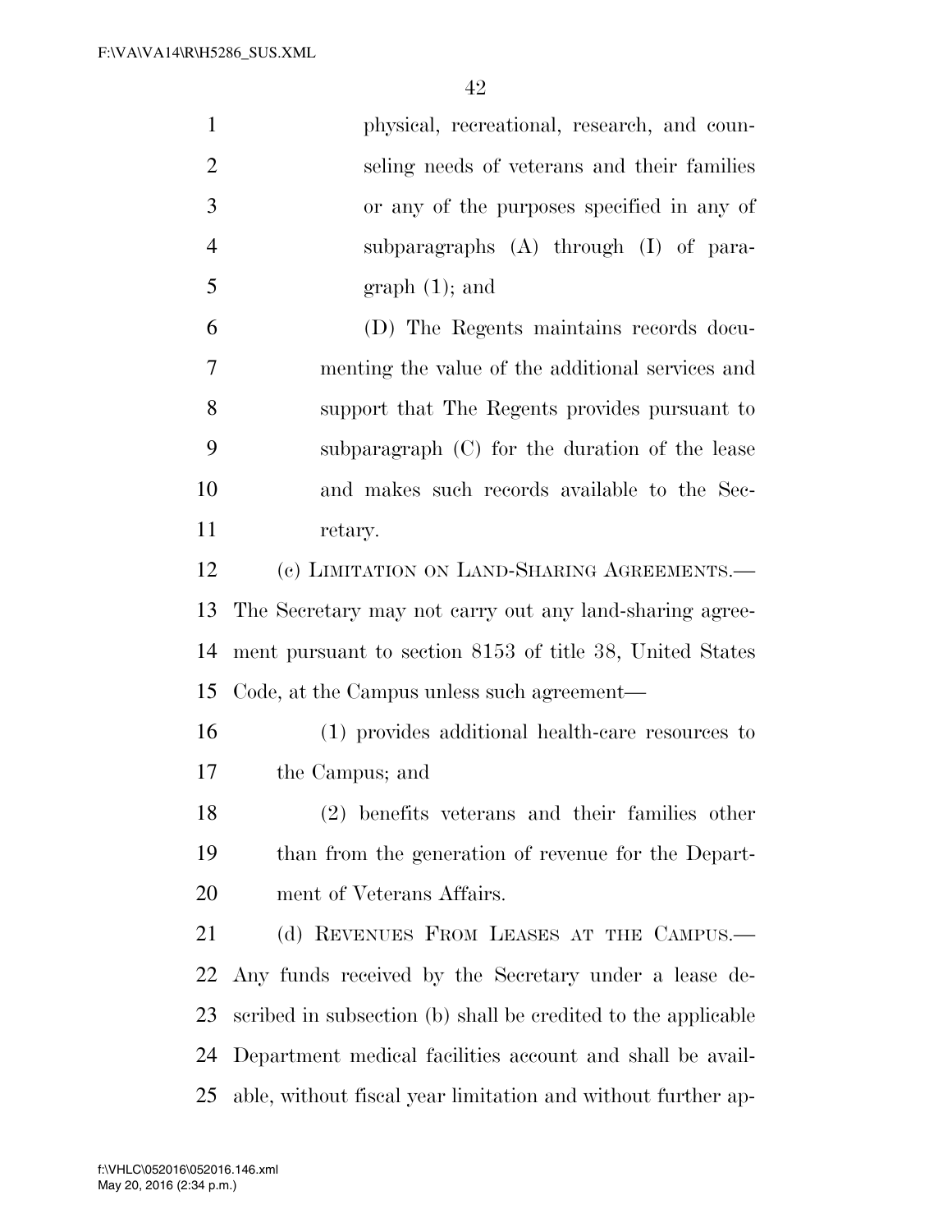physical, recreational, research, and counseling needs of veterans and their families or any of the purposes specified in any of subparagraphs (A) through (I) of paragraph (1); and

(D) The Regents maintains records documenting the value of the additional services and support that The Regents provides pursuant to subparagraph (C) for the duration of the lease and makes such records available to the Secretary.

(c) LIMITATION ON LAND-SHARING AGREEMENTS.—The Secretary may not carry out any land-sharing agreement pursuant to section 8153 of title 38, United States Code, at the Campus unless such agreement—

(1) provides additional health-care resources to the Campus; and

(2) benefits veterans and their families other than from the generation of revenue for the Department of Veterans Affairs.

(d) REVENUES FROM LEASES AT THE CAMPUS.—Any funds received by the Secretary under a lease described in subsection (b) shall be credited to the applicable Department medical facilities account and shall be available, without fiscal year limitation and without further ap-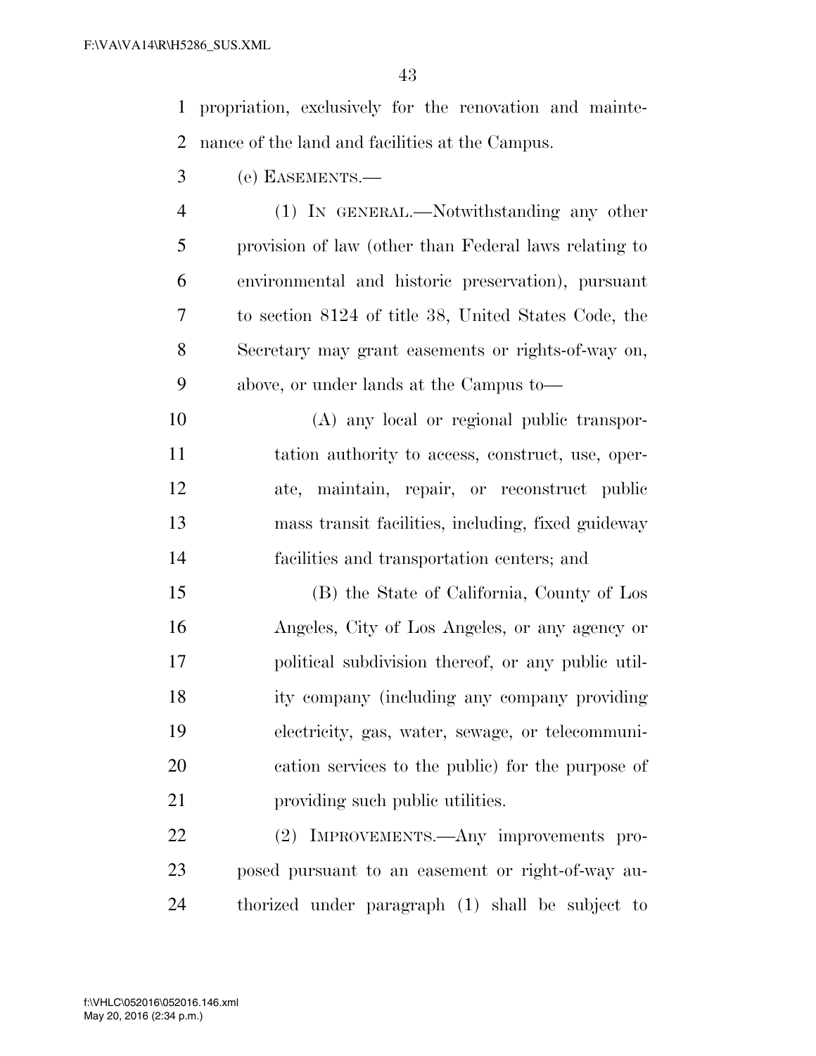propriation, exclusively for the renovation and maintenance of the land and facilities at the Campus.

(e) EASEMENTS.—

(1) IN GENERAL.—Notwithstanding any other provision of law (other than Federal laws relating to environmental and historic preservation), pursuant to section 8124 of title 38, United States Code, the Secretary may grant easements or rights-of-way on, above, or under lands at the Campus to—

(A) any local or regional public transportation authority to access, construct, use, operate, maintain, repair, or reconstruct public mass transit facilities, including, fixed guideway facilities and transportation centers; and

(B) the State of California, County of Los Angeles, City of Los Angeles, or any agency or political subdivision thereof, or any public utility company (including any company providing electricity, gas, water, sewage, or telecommunication services to the public) for the purpose of providing such public utilities.

(2) IMPROVEMENTS.—Any improvements proposed pursuant to an easement or right-of-way authorized under paragraph (1) shall be subject to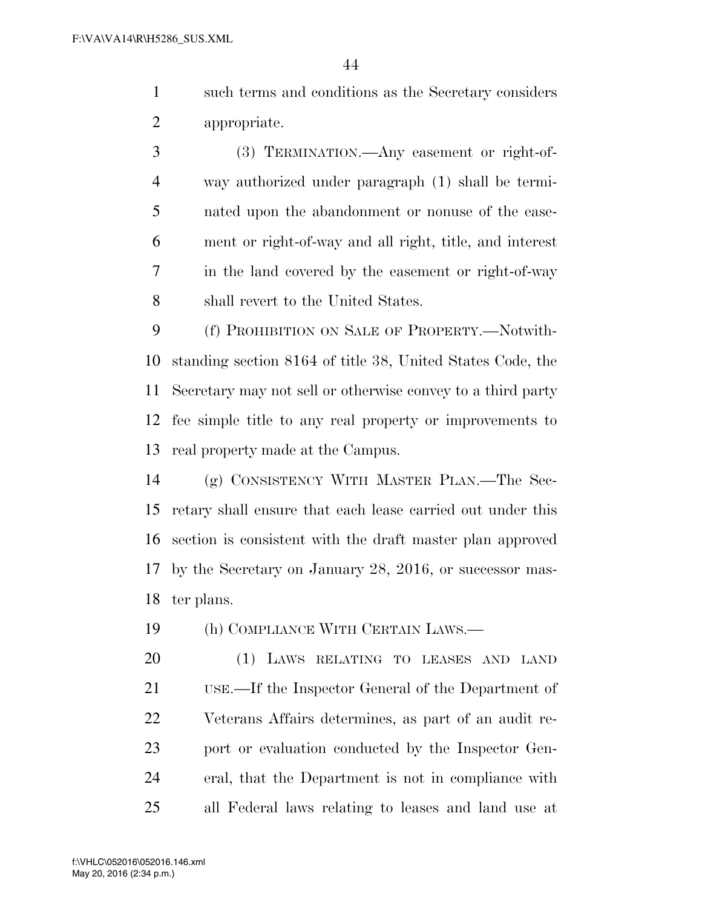such terms and conditions as the Secretary considers appropriate.

(3) TERMINATION.—Any easement or right-of-way authorized under paragraph (1) shall be terminated upon the abandonment or nonuse of the easement or right-of-way and all right, title, and interest in the land covered by the easement or right-of-way shall revert to the United States.

(f) PROHIBITION ON SALE OF PROPERTY.—Notwithstanding section 8164 of title 38, United States Code, the Secretary may not sell or otherwise convey to a third party fee simple title to any real property or improvements to real property made at the Campus.

(g) CONSISTENCY WITH MASTER PLAN.—The Secretary shall ensure that each lease carried out under this section is consistent with the draft master plan approved by the Secretary on January 28, 2016, or successor master plans.

(h) COMPLIANCE WITH CERTAIN LAWS.—

(1) LAWS RELATING TO LEASES AND LAND USE.—If the Inspector General of the Department of Veterans Affairs determines, as part of an audit report or evaluation conducted by the Inspector General, that the Department is not in compliance with all Federal laws relating to leases and land use at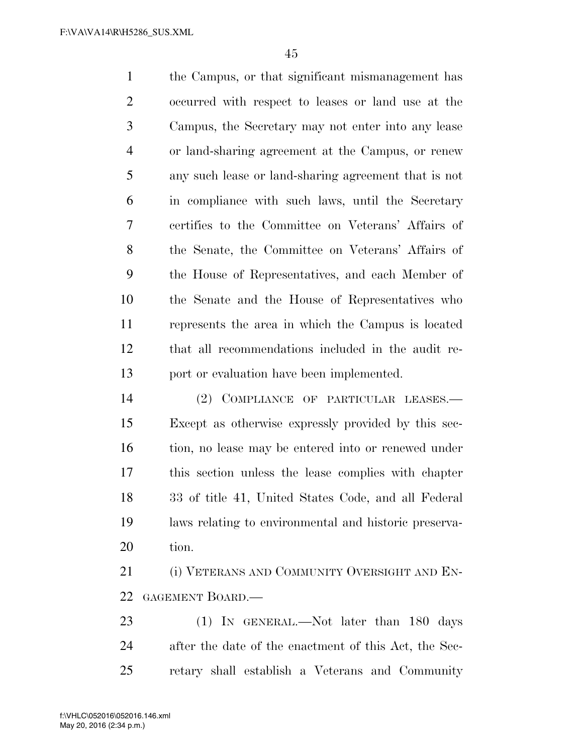the Campus, or that significant mismanagement has occurred with respect to leases or land use at the Campus, the Secretary may not enter into any lease or land-sharing agreement at the Campus, or renew any such lease or land-sharing agreement that is not in compliance with such laws, until the Secretary certifies to the Committee on Veterans' Affairs of the Senate, the Committee on Veterans' Affairs of the House of Representatives, and each Member of the Senate and the House of Representatives who represents the area in which the Campus is located that all recommendations included in the audit report or evaluation have been implemented.

(2) COMPLIANCE OF PARTICULAR LEASES.—Except as otherwise expressly provided by this section, no lease may be entered into or renewed under this section unless the lease complies with chapter 33 of title 41, United States Code, and all Federal laws relating to environmental and historic preservation.

(i) VETERANS AND COMMUNITY OVERSIGHT AND ENGAGEMENT BOARD.—

(1) IN GENERAL.—Not later than 180 days after the date of the enactment of this Act, the Secretary shall establish a Veterans and Community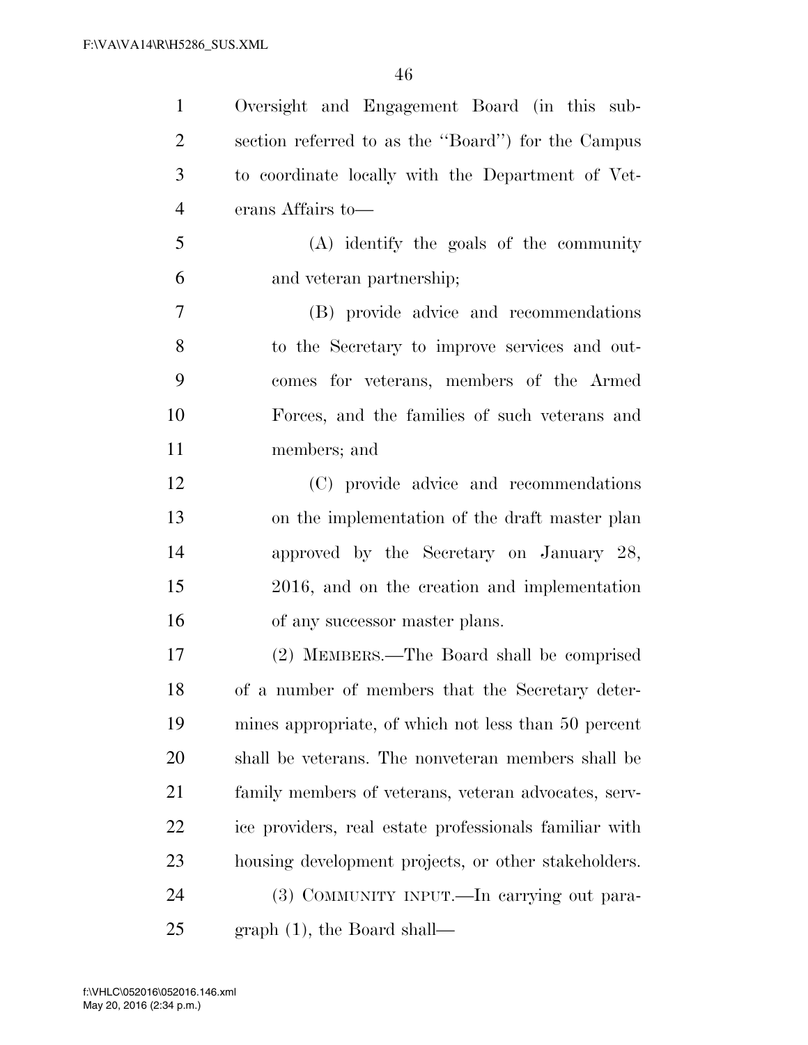Oversight and Engagement Board (in this subsection referred to as the ''Board'') for the Campus to coordinate locally with the Department of Veterans Affairs to—

(A) identify the goals of the community and veteran partnership;

(B) provide advice and recommendations to the Secretary to improve services and outcomes for veterans, members of the Armed Forces, and the families of such veterans and members; and

(C) provide advice and recommendations on the implementation of the draft master plan approved by the Secretary on January 28, 2016, and on the creation and implementation of any successor master plans.

(2) MEMBERS.—The Board shall be comprised of a number of members that the Secretary determines appropriate, of which not less than 50 percent shall be veterans. The nonveteran members shall be family members of veterans, veteran advocates, service providers, real estate professionals familiar with housing development projects, or other stakeholders.

(3) COMMUNITY INPUT.—In carrying out paragraph (1), the Board shall—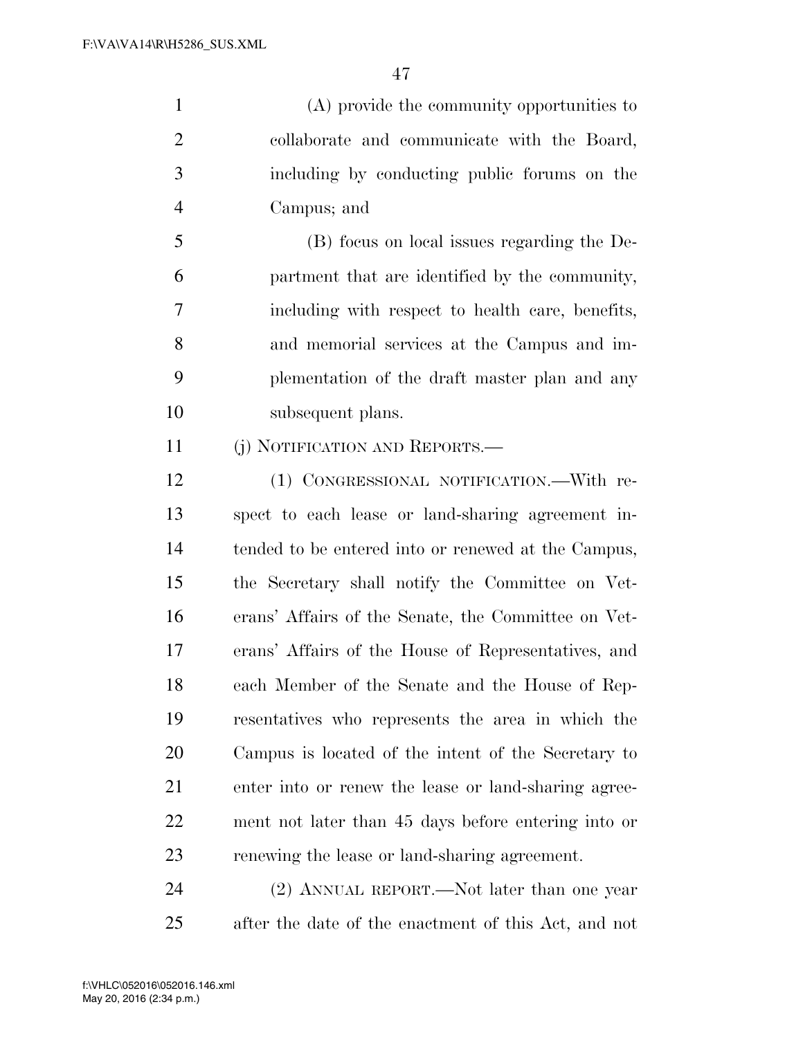(A) provide the community opportunities to collaborate and communicate with the Board, including by conducting public forums on the Campus; and

(B) focus on local issues regarding the Department that are identified by the community, including with respect to health care, benefits, and memorial services at the Campus and implementation of the draft master plan and any subsequent plans.

(j) NOTIFICATION AND REPORTS.—

(1) CONGRESSIONAL NOTIFICATION.—With respect to each lease or land-sharing agreement intended to be entered into or renewed at the Campus, the Secretary shall notify the Committee on Veterans' Affairs of the Senate, the Committee on Veterans' Affairs of the House of Representatives, and each Member of the Senate and the House of Representatives who represents the area in which the Campus is located of the intent of the Secretary to enter into or renew the lease or land-sharing agreement not later than 45 days before entering into or renewing the lease or land-sharing agreement.

(2) ANNUAL REPORT.—Not later than one year after the date of the enactment of this Act, and not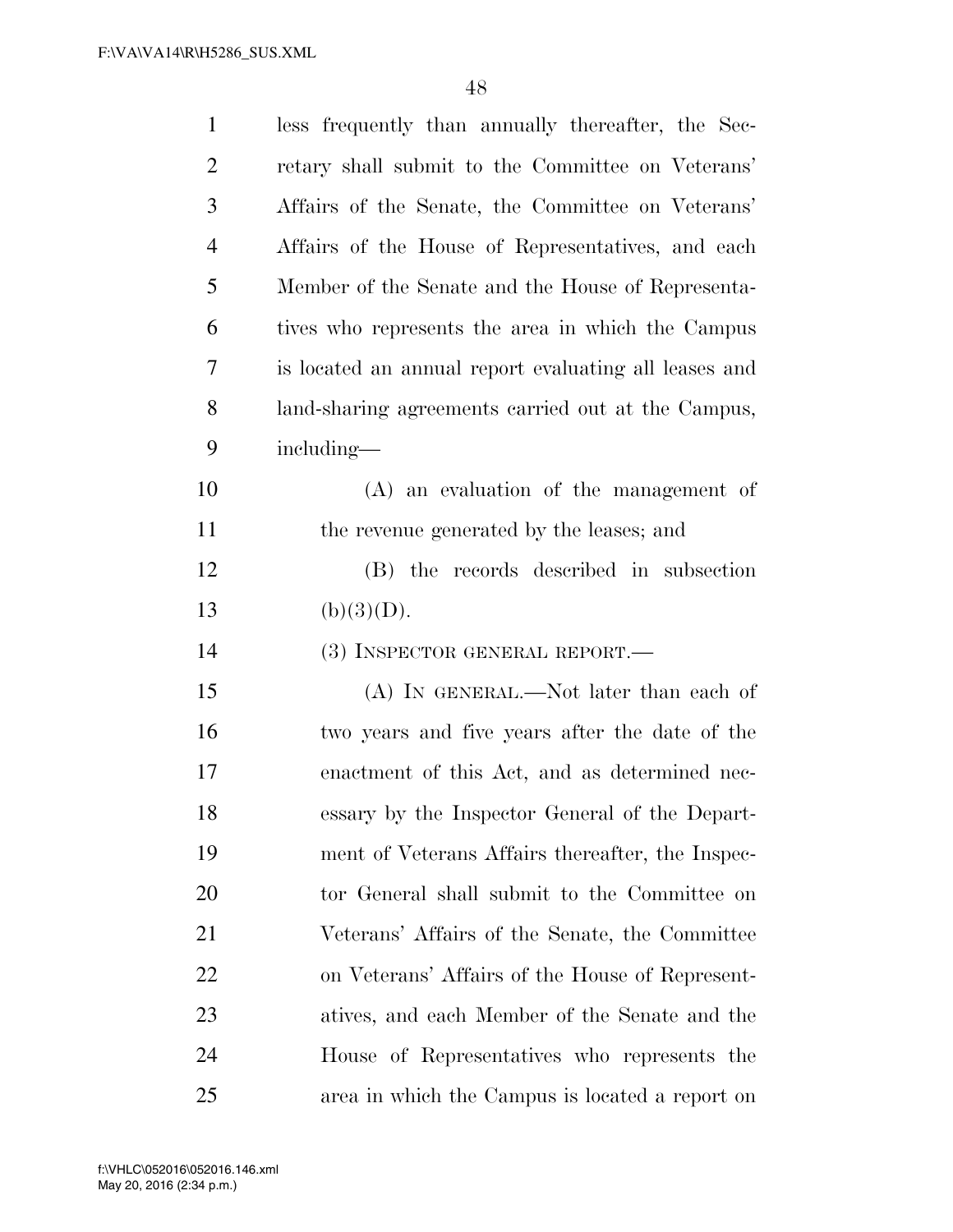less frequently than annually thereafter, the Secretary shall submit to the Committee on Veterans' Affairs of the Senate, the Committee on Veterans' Affairs of the House of Representatives, and each Member of the Senate and the House of Representatives who represents the area in which the Campus is located an annual report evaluating all leases and land-sharing agreements carried out at the Campus, including—

(A) an evaluation of the management of the revenue generated by the leases; and

(B) the records described in subsection (b)(3)(D).

(3) INSPECTOR GENERAL REPORT.—

(A) IN GENERAL.—Not later than each of two years and five years after the date of the enactment of this Act, and as determined necessary by the Inspector General of the Department of Veterans Affairs thereafter, the Inspector General shall submit to the Committee on Veterans' Affairs of the Senate, the Committee on Veterans' Affairs of the House of Representatives, and each Member of the Senate and the House of Representatives who represents the area in which the Campus is located a report on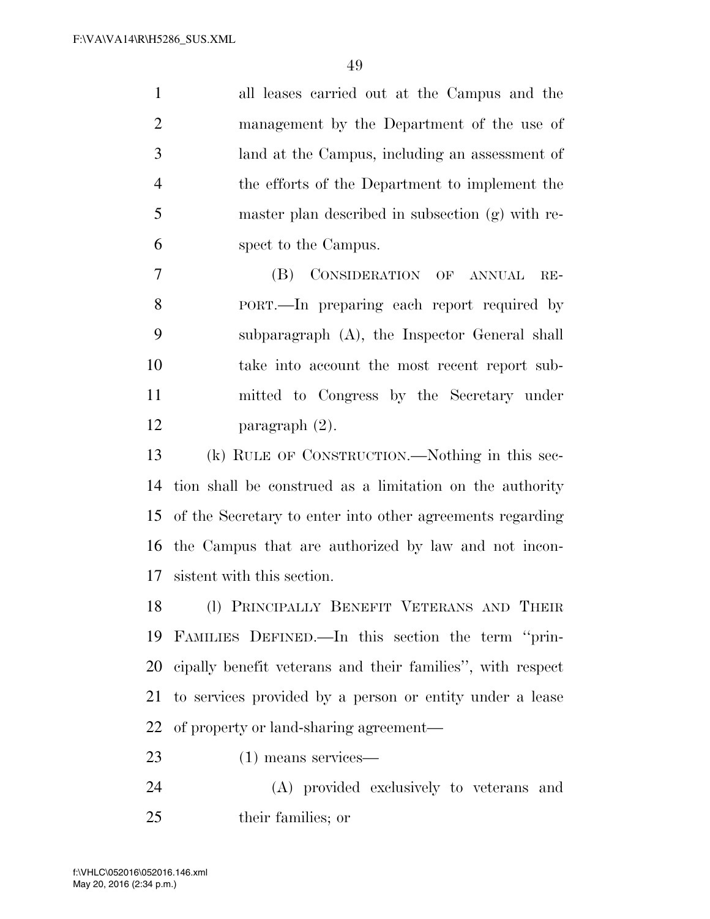all leases carried out at the Campus and the management by the Department of the use of land at the Campus, including an assessment of the efforts of the Department to implement the master plan described in subsection (g) with respect to the Campus.

(B) CONSIDERATION OF ANNUAL REPORT.—In preparing each report required by subparagraph (A), the Inspector General shall take into account the most recent report submitted to Congress by the Secretary under paragraph (2).

(k) RULE OF CONSTRUCTION.—Nothing in this section shall be construed as a limitation on the authority of the Secretary to enter into other agreements regarding the Campus that are authorized by law and not inconsistent with this section.

(l) PRINCIPALLY BENEFIT VETERANS AND THEIR FAMILIES DEFINED.—In this section the term ''principally benefit veterans and their families'', with respect to services provided by a person or entity under a lease of property or land-sharing agreement—

(1) means services—

(A) provided exclusively to veterans and their families; or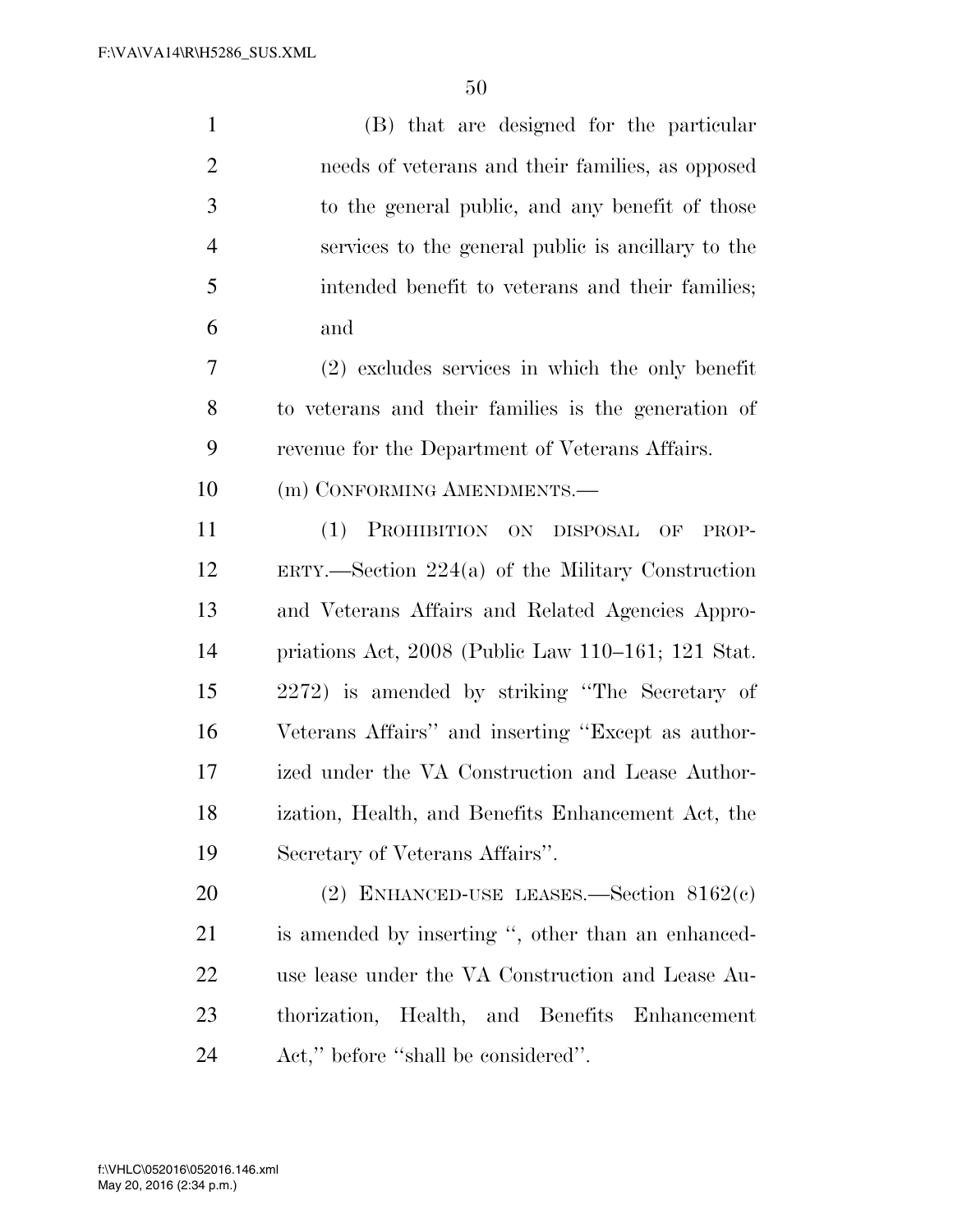(B) that are designed for the particular needs of veterans and their families, as opposed to the general public, and any benefit of those services to the general public is ancillary to the intended benefit to veterans and their families; and

(2) excludes services in which the only benefit to veterans and their families is the generation of revenue for the Department of Veterans Affairs.

(m) CONFORMING AMENDMENTS.—

(1) PROHIBITION ON DISPOSAL OF PROPERTY.—Section 224(a) of the Military Construction and Veterans Affairs and Related Agencies Appropriations Act, 2008 (Public Law 110–161; 121 Stat. 2272) is amended by striking "The Secretary of Veterans Affairs" and inserting "Except as authorized under the VA Construction and Lease Authorization, Health, and Benefits Enhancement Act, the Secretary of Veterans Affairs".

(2) ENHANCED-USE LEASES.—Section 8162(c) is amended by inserting ", other than an enhanced-use lease under the VA Construction and Lease Authorization, Health, and Benefits Enhancement Act," before "shall be considered".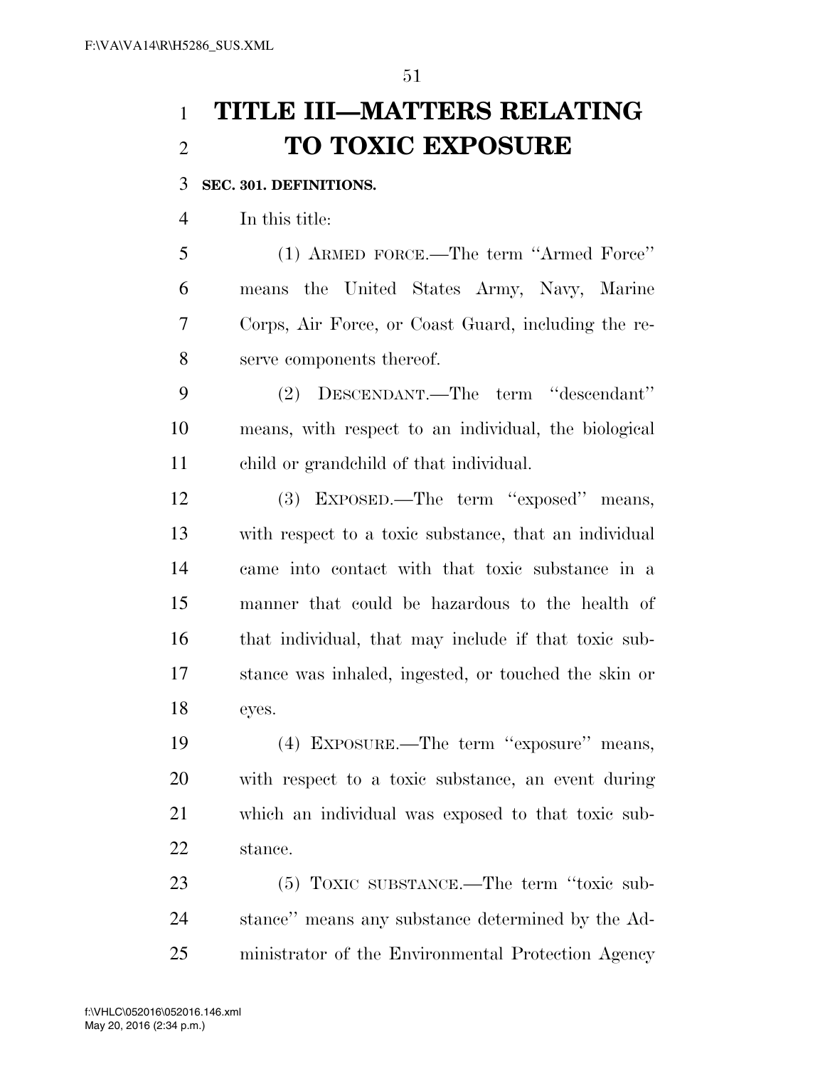# TITLE III—MATTERS RELATING TO TOXIC EXPOSURE

**SEC. 301. DEFINITIONS.**

In this title:

(1) ARMED FORCE.—The term ''Armed Force'' means the United States Army, Navy, Marine Corps, Air Force, or Coast Guard, including the reserve components thereof.

(2) DESCENDANT.—The term ''descendant'' means, with respect to an individual, the biological child or grandchild of that individual.

(3) EXPOSED.—The term ''exposed'' means, with respect to a toxic substance, that an individual came into contact with that toxic substance in a manner that could be hazardous to the health of that individual, that may include if that toxic substance was inhaled, ingested, or touched the skin or eyes.

(4) EXPOSURE.—The term ''exposure'' means, with respect to a toxic substance, an event during which an individual was exposed to that toxic substance.

(5) TOXIC SUBSTANCE.—The term ''toxic substance'' means any substance determined by the Administrator of the Environmental Protection Agency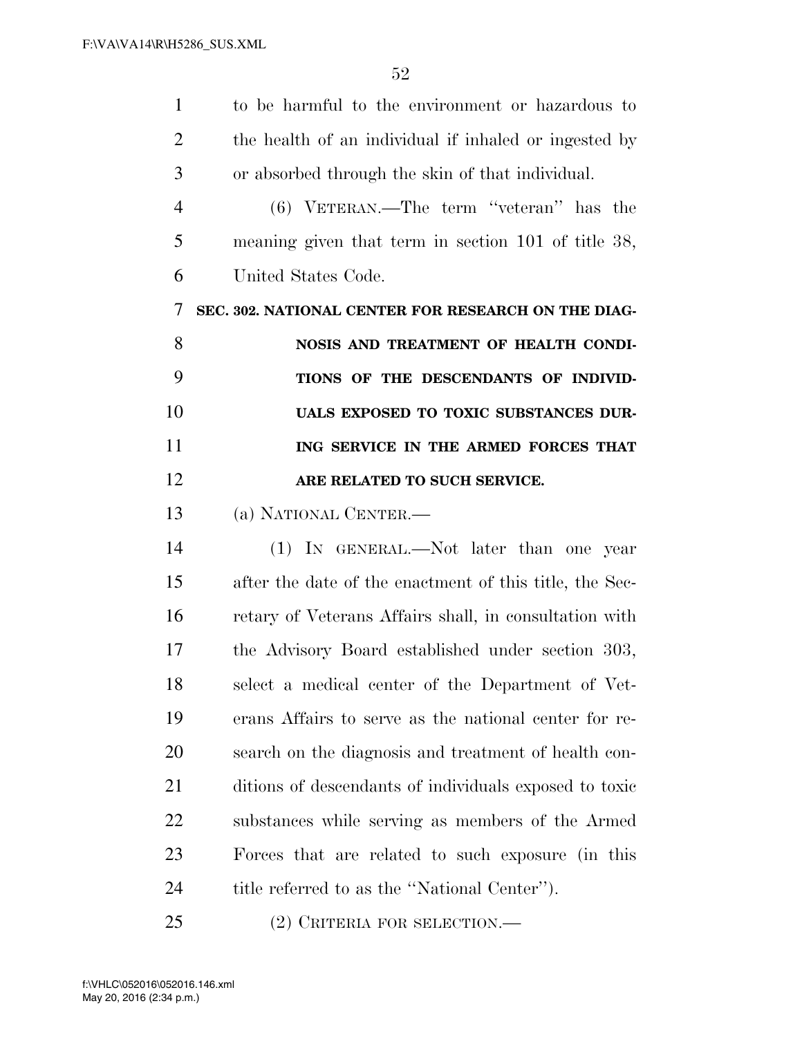to be harmful to the environment or hazardous to the health of an individual if inhaled or ingested by or absorbed through the skin of that individual.

(6) VETERAN.—The term "veteran" has the meaning given that term in section 101 of title 38, United States Code.

**SEC. 302. NATIONAL CENTER FOR RESEARCH ON THE DIAGNOSIS AND TREATMENT OF HEALTH CONDITIONS OF THE DESCENDANTS OF INDIVIDUALS EXPOSED TO TOXIC SUBSTANCES DURING SERVICE IN THE ARMED FORCES THAT ARE RELATED TO SUCH SERVICE.**

(a) NATIONAL CENTER.—

(1) IN GENERAL.—Not later than one year after the date of the enactment of this title, the Secretary of Veterans Affairs shall, in consultation with the Advisory Board established under section 303, select a medical center of the Department of Veterans Affairs to serve as the national center for research on the diagnosis and treatment of health conditions of descendants of individuals exposed to toxic substances while serving as members of the Armed Forces that are related to such exposure (in this title referred to as the "National Center").

(2) CRITERIA FOR SELECTION.—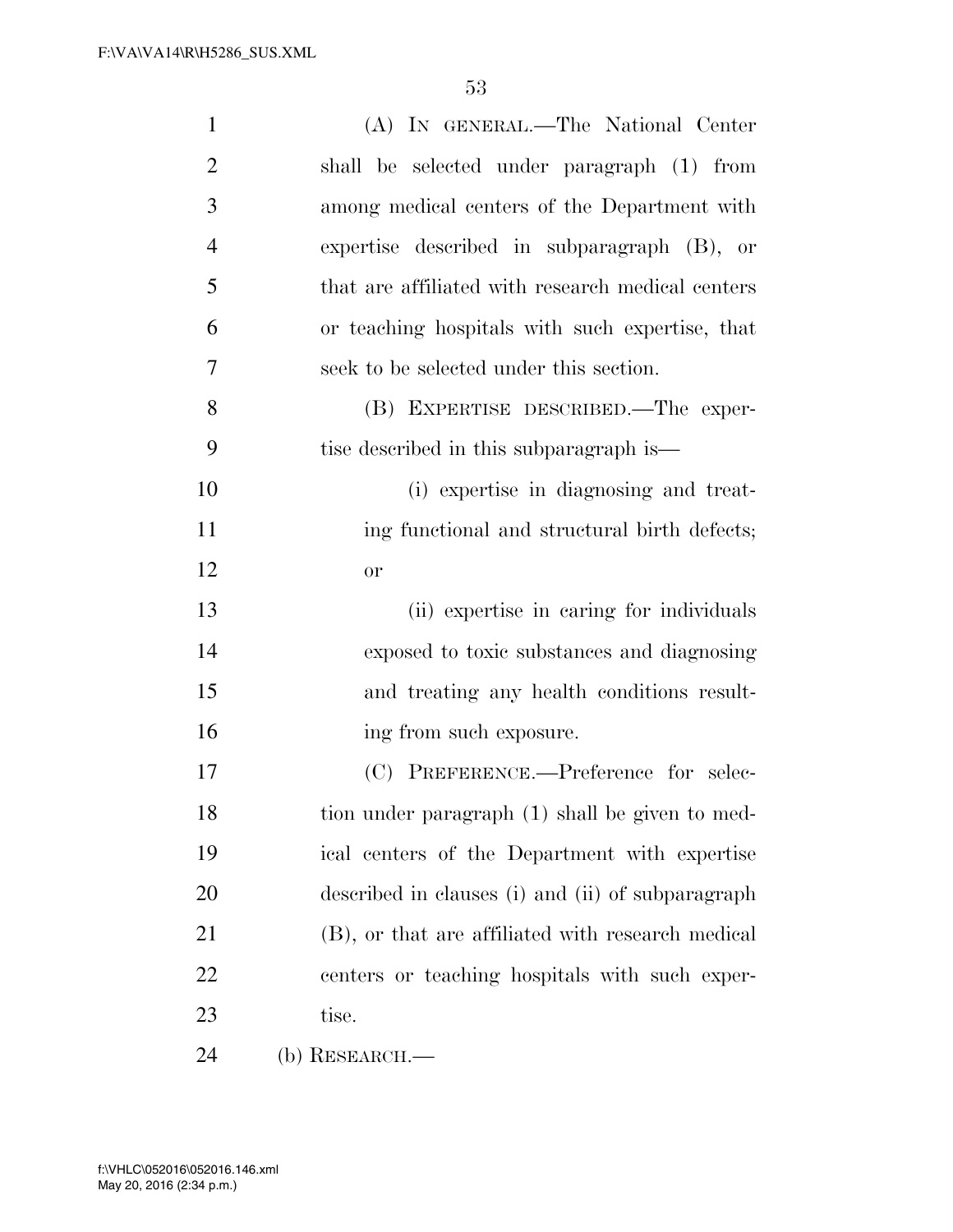(A) IN GENERAL.—The National Center shall be selected under paragraph (1) from among medical centers of the Department with expertise described in subparagraph (B), or that are affiliated with research medical centers or teaching hospitals with such expertise, that seek to be selected under this section.

(B) EXPERTISE DESCRIBED.—The expertise described in this subparagraph is—

(i) expertise in diagnosing and treating functional and structural birth defects; or

(ii) expertise in caring for individuals exposed to toxic substances and diagnosing and treating any health conditions resulting from such exposure.

(C) PREFERENCE.—Preference for selection under paragraph (1) shall be given to medical centers of the Department with expertise described in clauses (i) and (ii) of subparagraph (B), or that are affiliated with research medical centers or teaching hospitals with such expertise.

(b) RESEARCH.—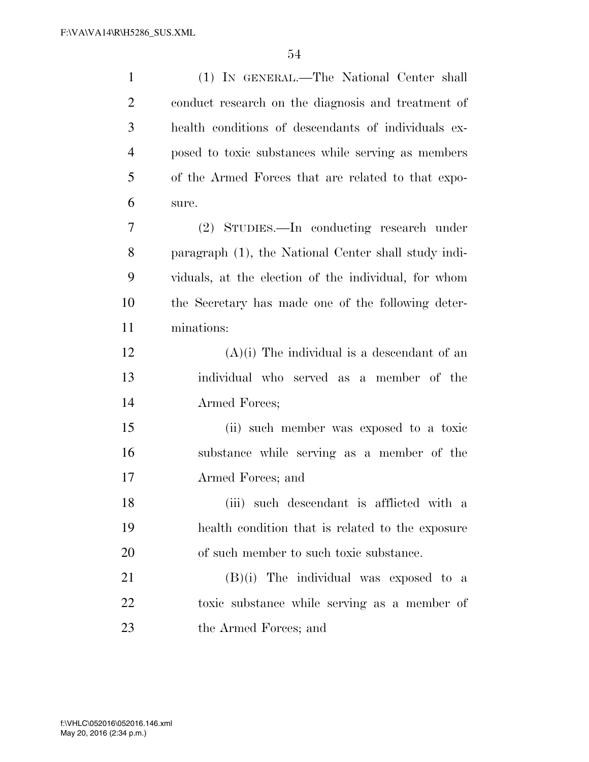(1) IN GENERAL.—The National Center shall conduct research on the diagnosis and treatment of health conditions of descendants of individuals exposed to toxic substances while serving as members of the Armed Forces that are related to that exposure.

(2) STUDIES.—In conducting research under paragraph (1), the National Center shall study individuals, at the election of the individual, for whom the Secretary has made one of the following determinations:

(A)(i) The individual is a descendant of an individual who served as a member of the Armed Forces;

(ii) such member was exposed to a toxic substance while serving as a member of the Armed Forces; and

(iii) such descendant is afflicted with a health condition that is related to the exposure of such member to such toxic substance.

(B)(i) The individual was exposed to a toxic substance while serving as a member of the Armed Forces; and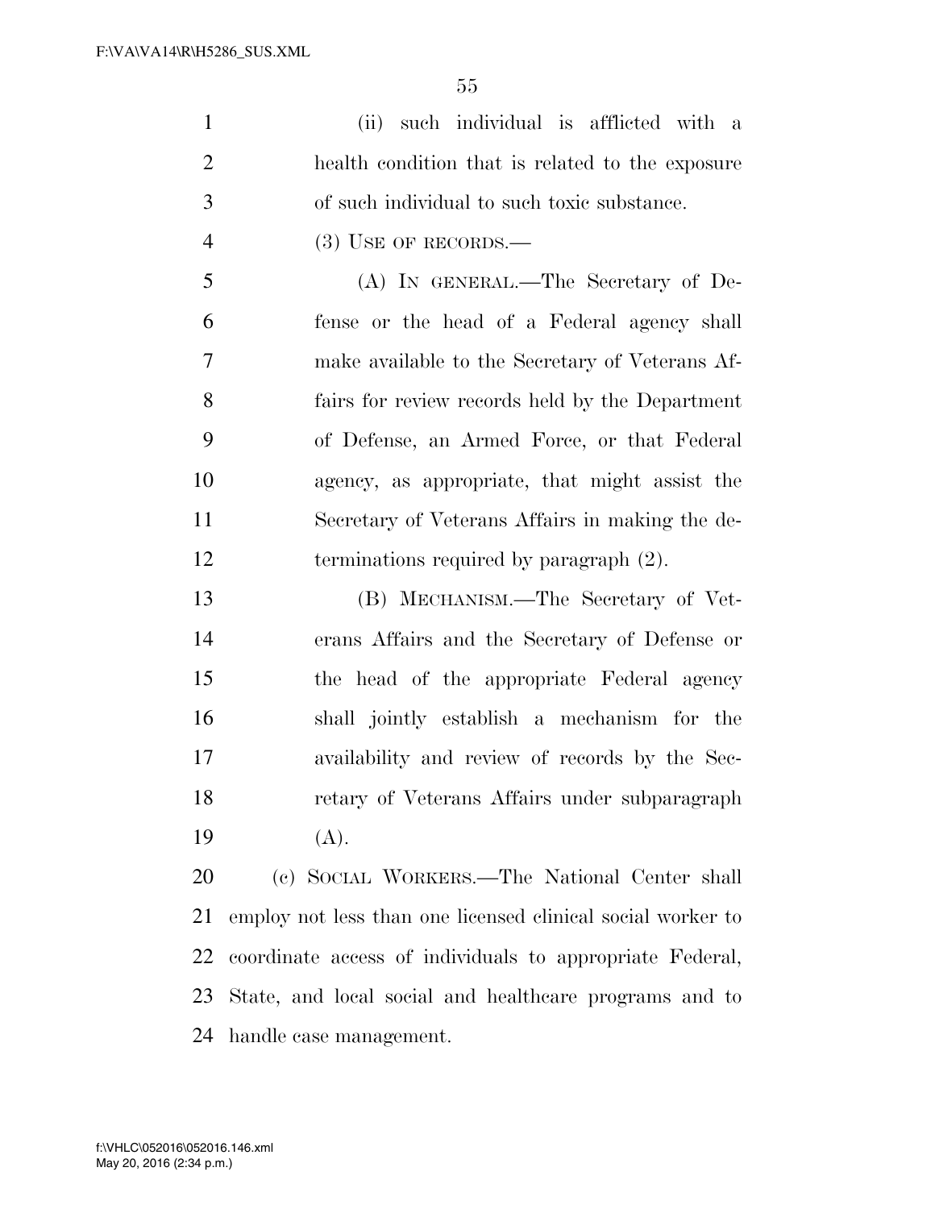(ii) such individual is afflicted with a health condition that is related to the exposure of such individual to such toxic substance.

(3) USE OF RECORDS.—

(A) IN GENERAL.—The Secretary of Defense or the head of a Federal agency shall make available to the Secretary of Veterans Affairs for review records held by the Department of Defense, an Armed Force, or that Federal agency, as appropriate, that might assist the Secretary of Veterans Affairs in making the determinations required by paragraph (2).

(B) MECHANISM.—The Secretary of Veterans Affairs and the Secretary of Defense or the head of the appropriate Federal agency shall jointly establish a mechanism for the availability and review of records by the Secretary of Veterans Affairs under subparagraph (A).

(c) SOCIAL WORKERS.—The National Center shall employ not less than one licensed clinical social worker to coordinate access of individuals to appropriate Federal, State, and local social and healthcare programs and to handle case management.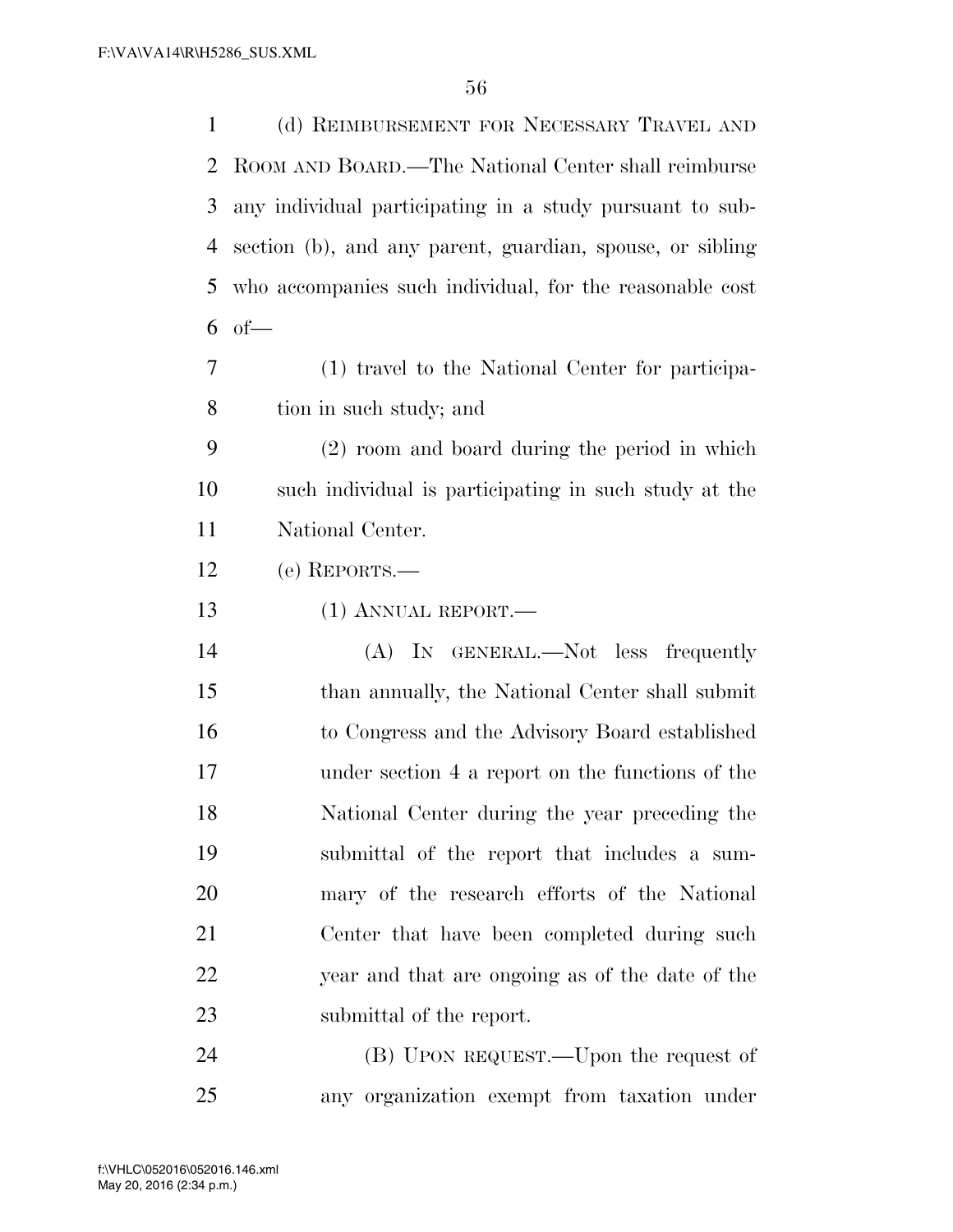(d) Reimbursement for Necessary Travel and Room and Board.—The National Center shall reimburse any individual participating in a study pursuant to subsection (b), and any parent, guardian, spouse, or sibling who accompanies such individual, for the reasonable cost of—

(1) travel to the National Center for participation in such study; and

(2) room and board during the period in which such individual is participating in such study at the National Center.

(e) Reports.—

(1) Annual report.—

(A) In general.—Not less frequently than annually, the National Center shall submit to Congress and the Advisory Board established under section 4 a report on the functions of the National Center during the year preceding the submittal of the report that includes a summary of the research efforts of the National Center that have been completed during such year and that are ongoing as of the date of the submittal of the report.

(B) Upon request.—Upon the request of any organization exempt from taxation under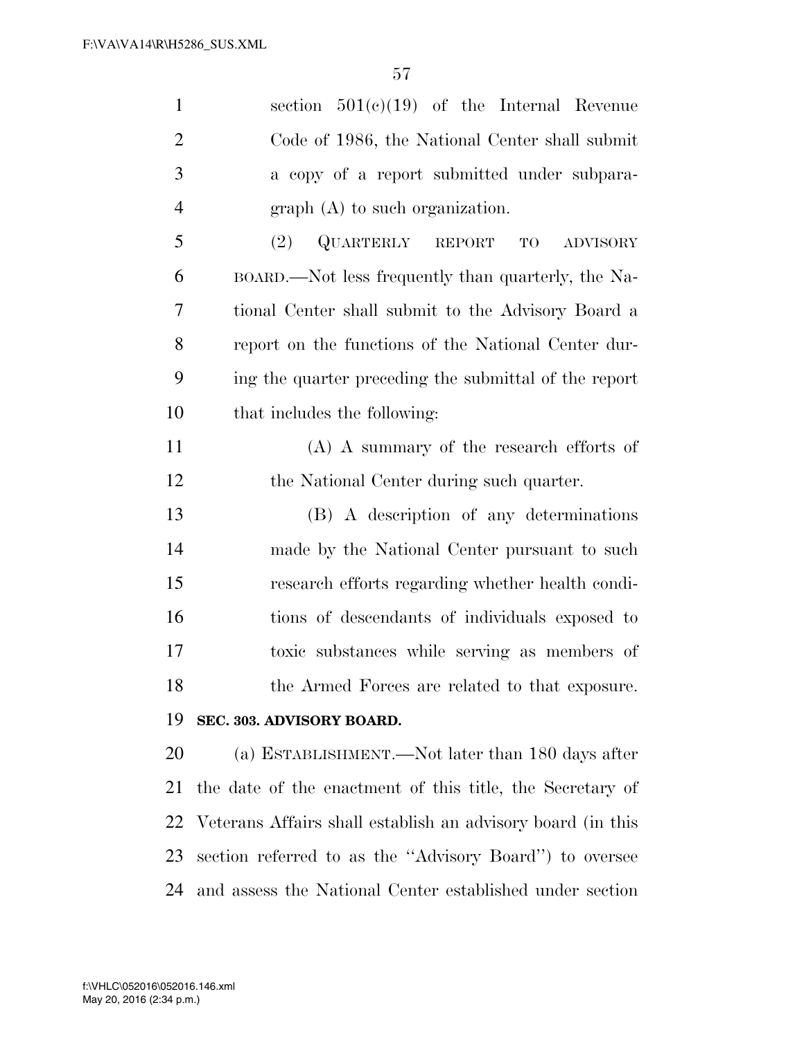section 501(c)(19) of the Internal Revenue Code of 1986, the National Center shall submit a copy of a report submitted under subparagraph (A) to such organization.

(2) QUARTERLY REPORT TO ADVISORY BOARD.—Not less frequently than quarterly, the National Center shall submit to the Advisory Board a report on the functions of the National Center during the quarter preceding the submittal of the report that includes the following:

(A) A summary of the research efforts of the National Center during such quarter.

(B) A description of any determinations made by the National Center pursuant to such research efforts regarding whether health conditions of descendants of individuals exposed to toxic substances while serving as members of the Armed Forces are related to that exposure.

**SEC. 303. ADVISORY BOARD.**

(a) ESTABLISHMENT.—Not later than 180 days after the date of the enactment of this title, the Secretary of Veterans Affairs shall establish an advisory board (in this section referred to as the ''Advisory Board'') to oversee and assess the National Center established under section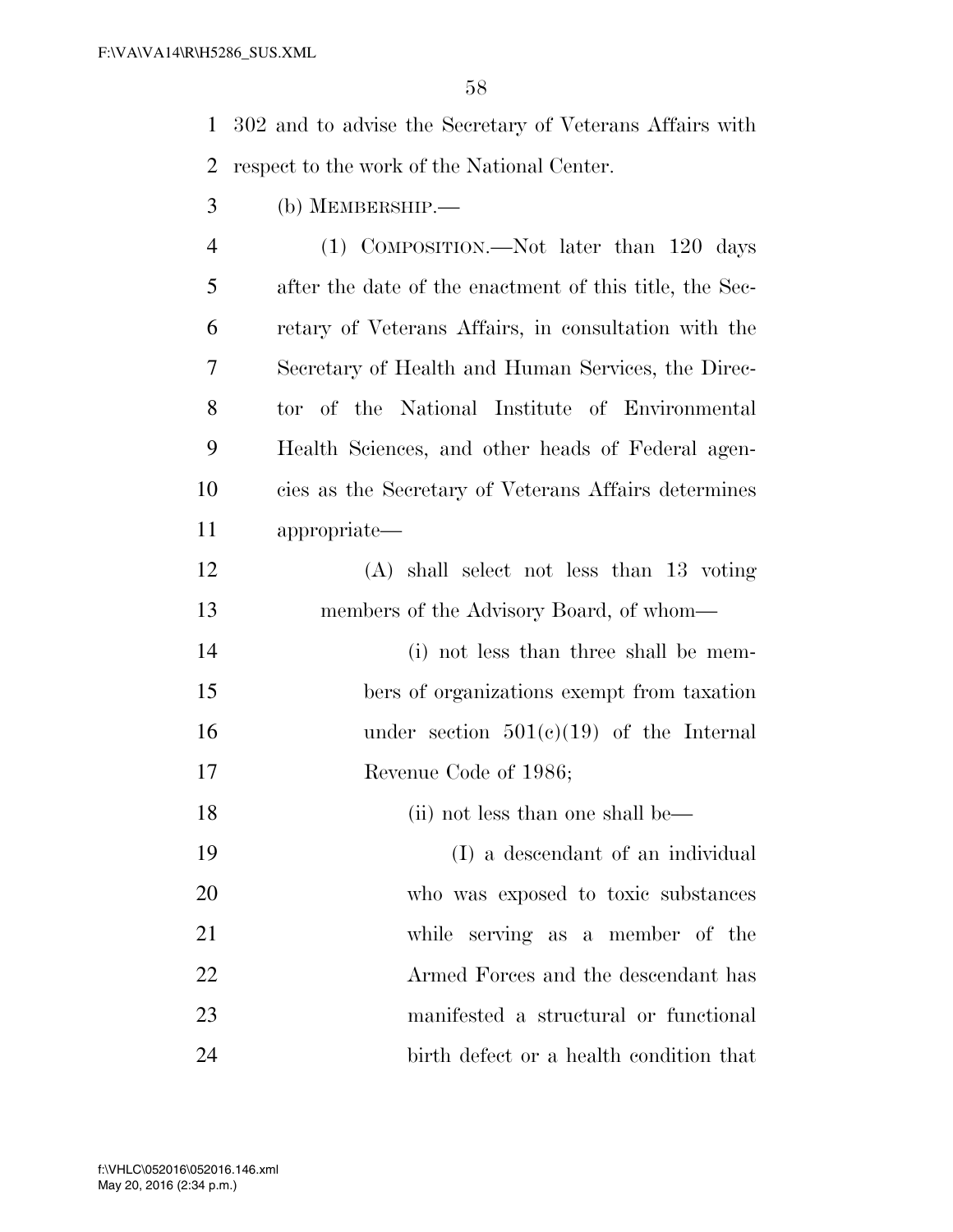302 and to advise the Secretary of Veterans Affairs with respect to the work of the National Center.

(b) MEMBERSHIP.—

(1) COMPOSITION.—Not later than 120 days after the date of the enactment of this title, the Secretary of Veterans Affairs, in consultation with the Secretary of Health and Human Services, the Director of the National Institute of Environmental Health Sciences, and other heads of Federal agencies as the Secretary of Veterans Affairs determines appropriate—

(A) shall select not less than 13 voting members of the Advisory Board, of whom—

(i) not less than three shall be members of organizations exempt from taxation under section 501(c)(19) of the Internal Revenue Code of 1986;

(ii) not less than one shall be—

(I) a descendant of an individual who was exposed to toxic substances while serving as a member of the Armed Forces and the descendant has manifested a structural or functional birth defect or a health condition that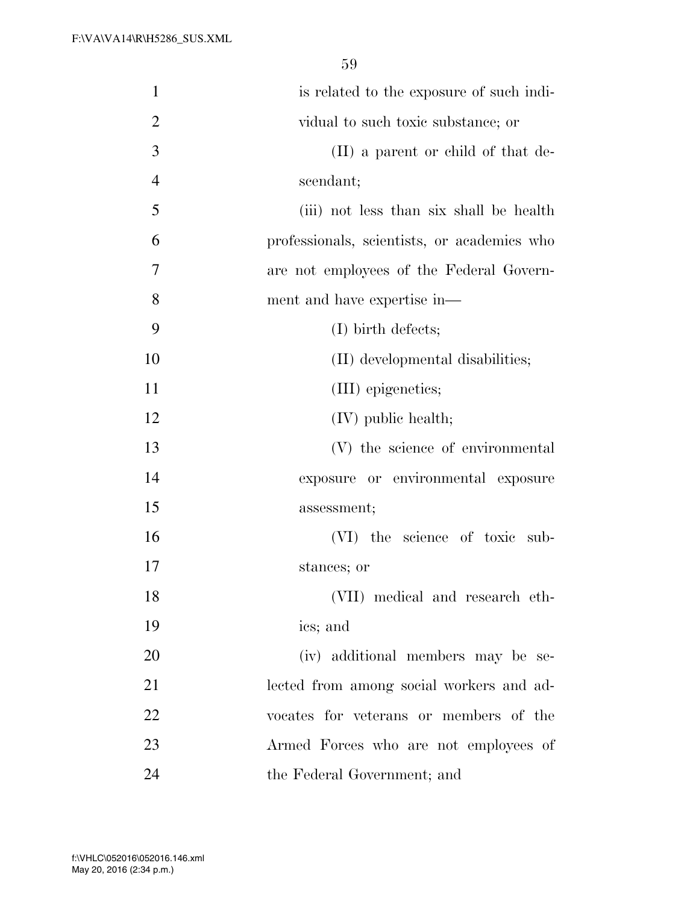is related to the exposure of such individual to such toxic substance; or

(II) a parent or child of that descendant;

(iii) not less than six shall be health professionals, scientists, or academics who are not employees of the Federal Government and have expertise in—

(I) birth defects;

(II) developmental disabilities;

(III) epigenetics;

(IV) public health;

(V) the science of environmental exposure or environmental exposure assessment;

(VI) the science of toxic substances; or

(VII) medical and research ethics; and

(iv) additional members may be selected from among social workers and advocates for veterans or members of the Armed Forces who are not employees of the Federal Government; and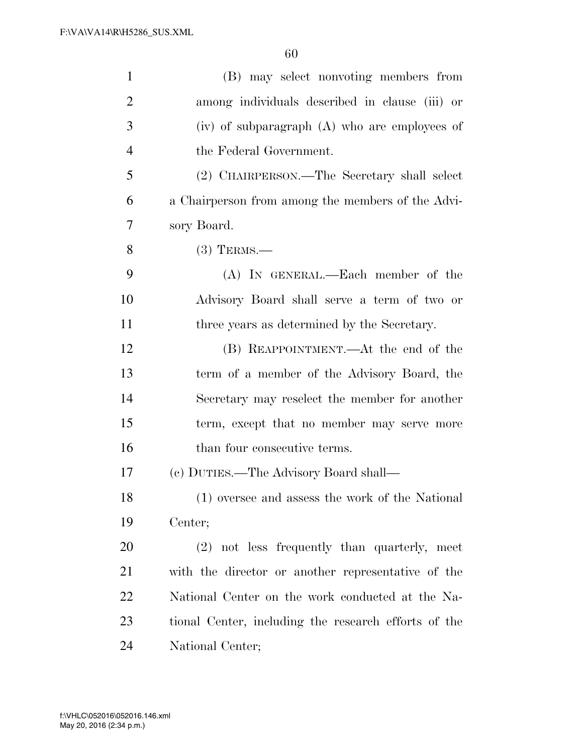(B) may select nonvoting members from among individuals described in clause (iii) or (iv) of subparagraph (A) who are employees of the Federal Government.

(2) CHAIRPERSON.—The Secretary shall select a Chairperson from among the members of the Advisory Board.

(3) TERMS.—

(A) IN GENERAL.—Each member of the Advisory Board shall serve a term of two or three years as determined by the Secretary.

(B) REAPPOINTMENT.—At the end of the term of a member of the Advisory Board, the Secretary may reselect the member for another term, except that no member may serve more than four consecutive terms.

(c) DUTIES.—The Advisory Board shall—

(1) oversee and assess the work of the National Center;

(2) not less frequently than quarterly, meet with the director or another representative of the National Center on the work conducted at the National Center, including the research efforts of the National Center;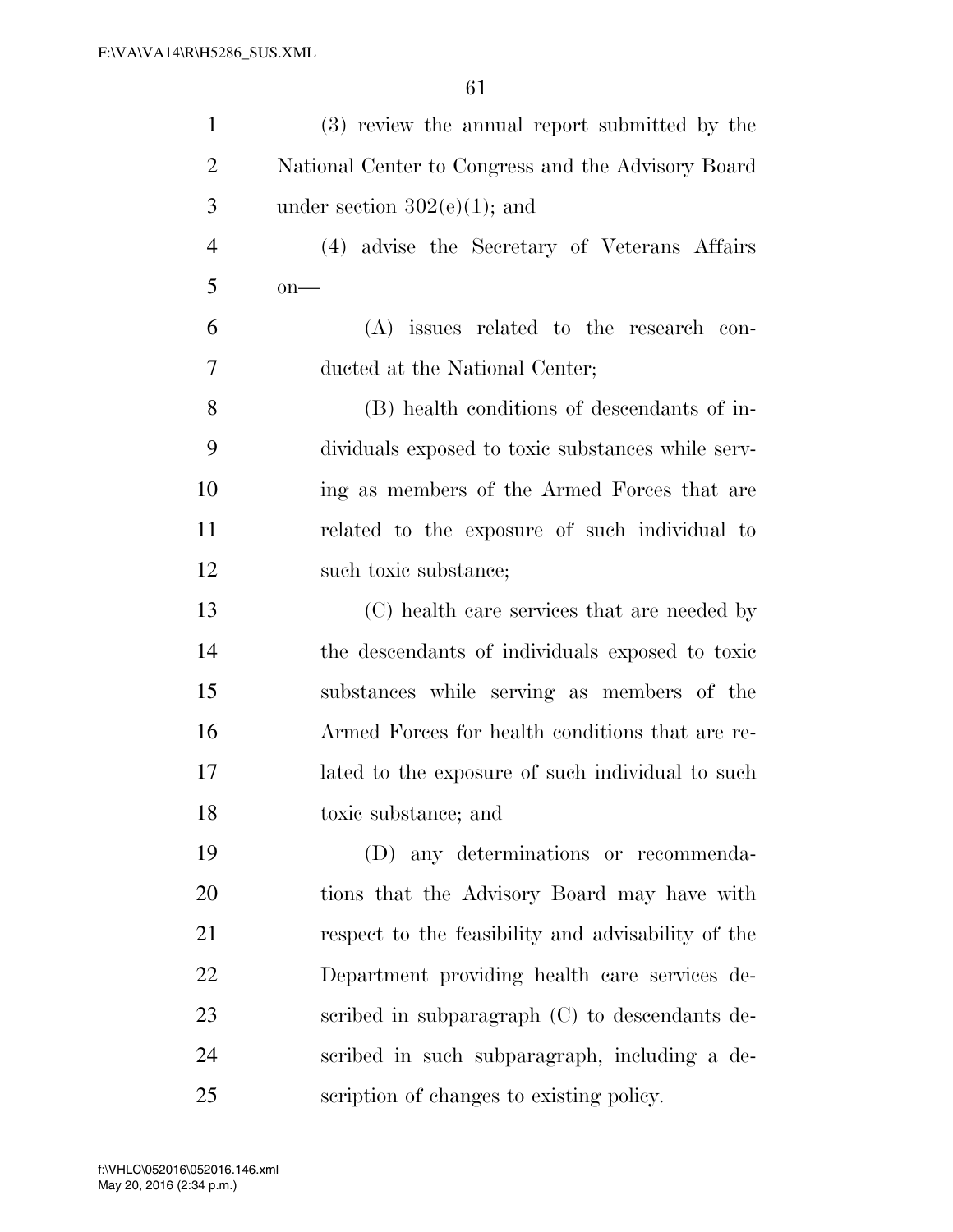(3) review the annual report submitted by the National Center to Congress and the Advisory Board under section 302(e)(1); and

(4) advise the Secretary of Veterans Affairs on—

(A) issues related to the research conducted at the National Center;

(B) health conditions of descendants of individuals exposed to toxic substances while serving as members of the Armed Forces that are related to the exposure of such individual to such toxic substance;

(C) health care services that are needed by the descendants of individuals exposed to toxic substances while serving as members of the Armed Forces for health conditions that are related to the exposure of such individual to such toxic substance; and

(D) any determinations or recommendations that the Advisory Board may have with respect to the feasibility and advisability of the Department providing health care services described in subparagraph (C) to descendants described in such subparagraph, including a description of changes to existing policy.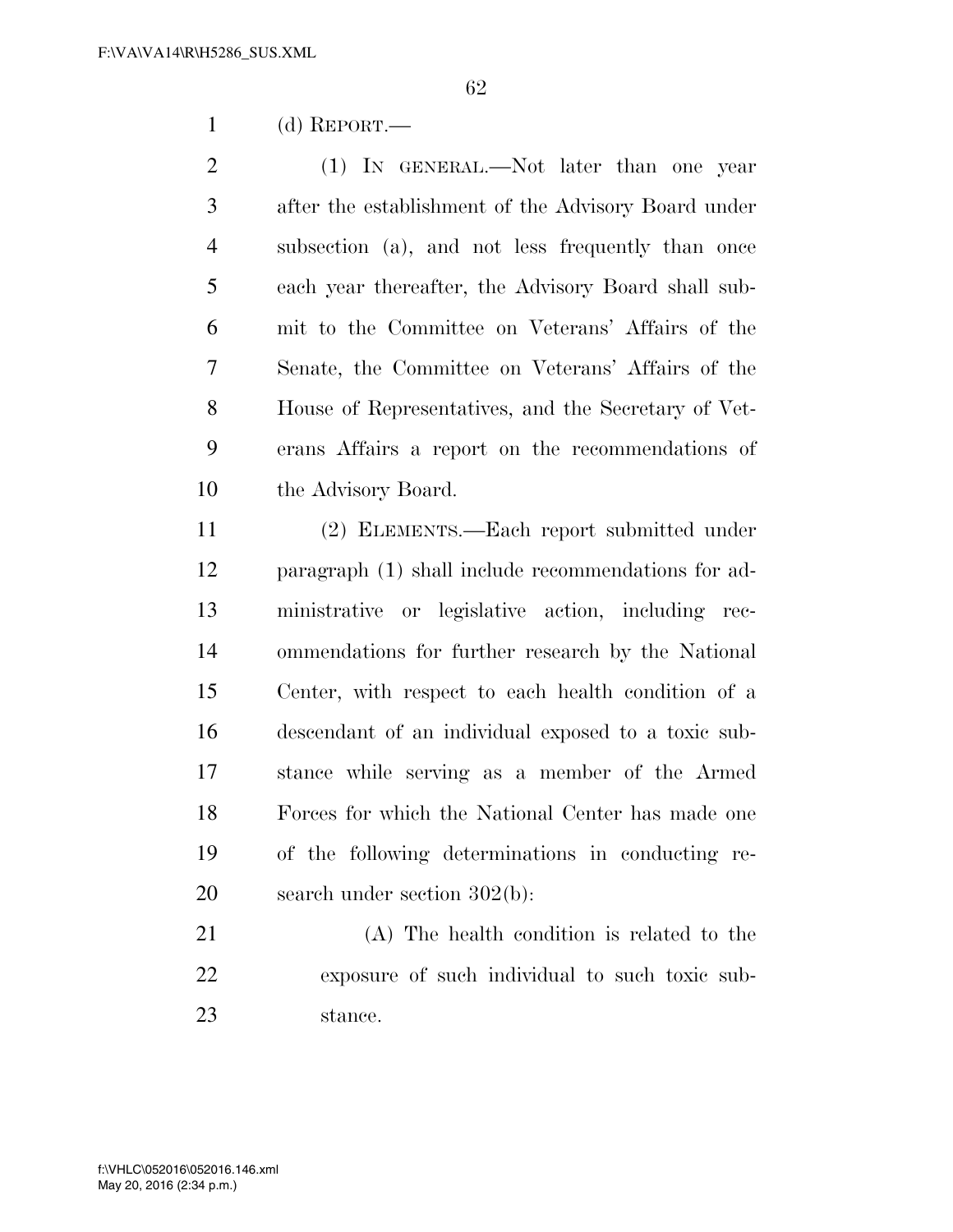(d) REPORT.—

(1) IN GENERAL.—Not later than one year after the establishment of the Advisory Board under subsection (a), and not less frequently than once each year thereafter, the Advisory Board shall submit to the Committee on Veterans' Affairs of the Senate, the Committee on Veterans' Affairs of the House of Representatives, and the Secretary of Veterans Affairs a report on the recommendations of the Advisory Board.

(2) ELEMENTS.—Each report submitted under paragraph (1) shall include recommendations for administrative or legislative action, including recommendations for further research by the National Center, with respect to each health condition of a descendant of an individual exposed to a toxic substance while serving as a member of the Armed Forces for which the National Center has made one of the following determinations in conducting research under section 302(b):

(A) The health condition is related to the exposure of such individual to such toxic substance.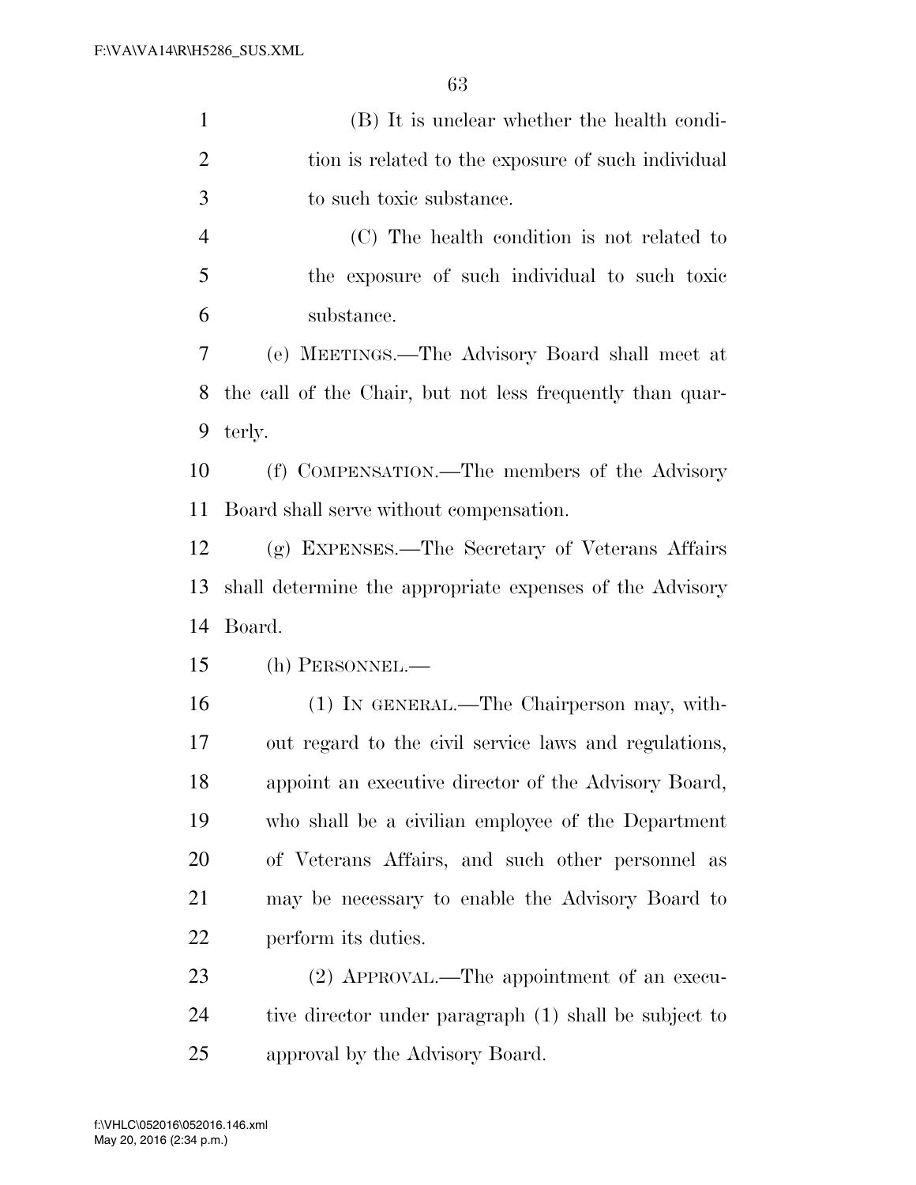(B) It is unclear whether the health condition is related to the exposure of such individual to such toxic substance.

(C) The health condition is not related to the exposure of such individual to such toxic substance.

(e) MEETINGS.—The Advisory Board shall meet at the call of the Chair, but not less frequently than quarterly.

(f) COMPENSATION.—The members of the Advisory Board shall serve without compensation.

(g) EXPENSES.—The Secretary of Veterans Affairs shall determine the appropriate expenses of the Advisory Board.

(h) PERSONNEL.—

(1) IN GENERAL.—The Chairperson may, without regard to the civil service laws and regulations, appoint an executive director of the Advisory Board, who shall be a civilian employee of the Department of Veterans Affairs, and such other personnel as may be necessary to enable the Advisory Board to perform its duties.

(2) APPROVAL.—The appointment of an executive director under paragraph (1) shall be subject to approval by the Advisory Board.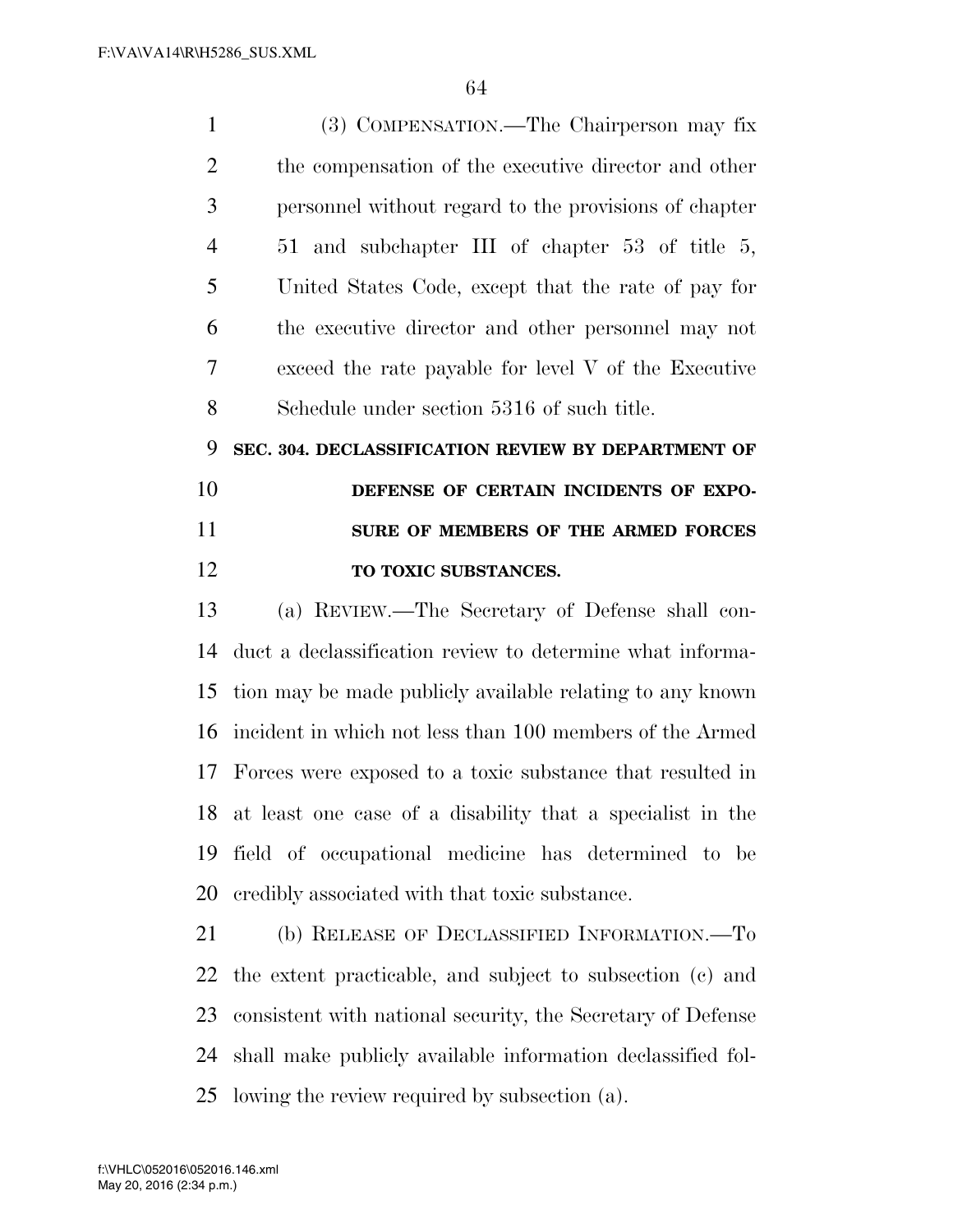(3) COMPENSATION.—The Chairperson may fix the compensation of the executive director and other personnel without regard to the provisions of chapter 51 and subchapter III of chapter 53 of title 5, United States Code, except that the rate of pay for the executive director and other personnel may not exceed the rate payable for level V of the Executive Schedule under section 5316 of such title.

**SEC. 304. DECLASSIFICATION REVIEW BY DEPARTMENT OF DEFENSE OF CERTAIN INCIDENTS OF EXPOSURE OF MEMBERS OF THE ARMED FORCES TO TOXIC SUBSTANCES.**

(a) REVIEW.—The Secretary of Defense shall conduct a declassification review to determine what information may be made publicly available relating to any known incident in which not less than 100 members of the Armed Forces were exposed to a toxic substance that resulted in at least one case of a disability that a specialist in the field of occupational medicine has determined to be credibly associated with that toxic substance.

(b) RELEASE OF DECLASSIFIED INFORMATION.—To the extent practicable, and subject to subsection (c) and consistent with national security, the Secretary of Defense shall make publicly available information declassified following the review required by subsection (a).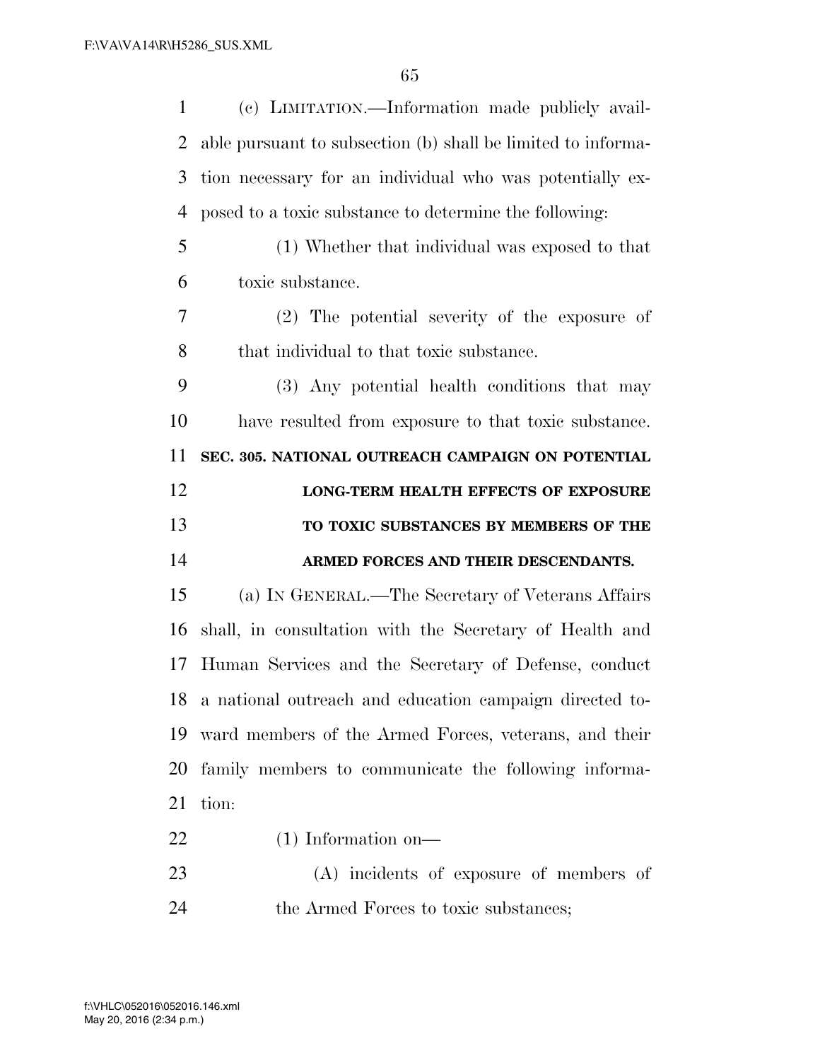(c) LIMITATION.—Information made publicly available pursuant to subsection (b) shall be limited to information necessary for an individual who was potentially exposed to a toxic substance to determine the following:

(1) Whether that individual was exposed to that toxic substance.

(2) The potential severity of the exposure of that individual to that toxic substance.

(3) Any potential health conditions that may have resulted from exposure to that toxic substance.

**SEC. 305. NATIONAL OUTREACH CAMPAIGN ON POTENTIAL LONG-TERM HEALTH EFFECTS OF EXPOSURE TO TOXIC SUBSTANCES BY MEMBERS OF THE ARMED FORCES AND THEIR DESCENDANTS.**

(a) IN GENERAL.—The Secretary of Veterans Affairs shall, in consultation with the Secretary of Health and Human Services and the Secretary of Defense, conduct a national outreach and education campaign directed toward members of the Armed Forces, veterans, and their family members to communicate the following information:

(1) Information on—

(A) incidents of exposure of members of the Armed Forces to toxic substances;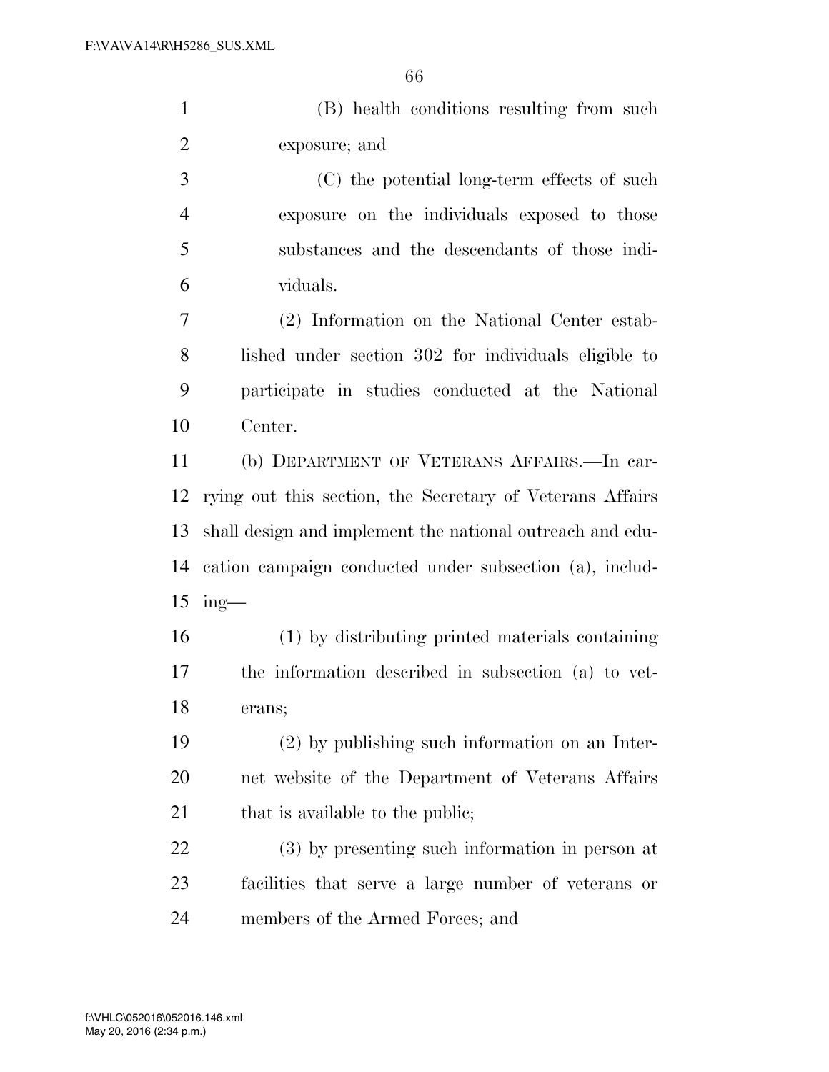(B) health conditions resulting from such exposure; and

(C) the potential long-term effects of such exposure on the individuals exposed to those substances and the descendants of those individuals.

(2) Information on the National Center established under section 302 for individuals eligible to participate in studies conducted at the National Center.

(b) DEPARTMENT OF VETERANS AFFAIRS.—In carrying out this section, the Secretary of Veterans Affairs shall design and implement the national outreach and education campaign conducted under subsection (a), including—

(1) by distributing printed materials containing the information described in subsection (a) to veterans;

(2) by publishing such information on an Internet website of the Department of Veterans Affairs that is available to the public;

(3) by presenting such information in person at facilities that serve a large number of veterans or members of the Armed Forces; and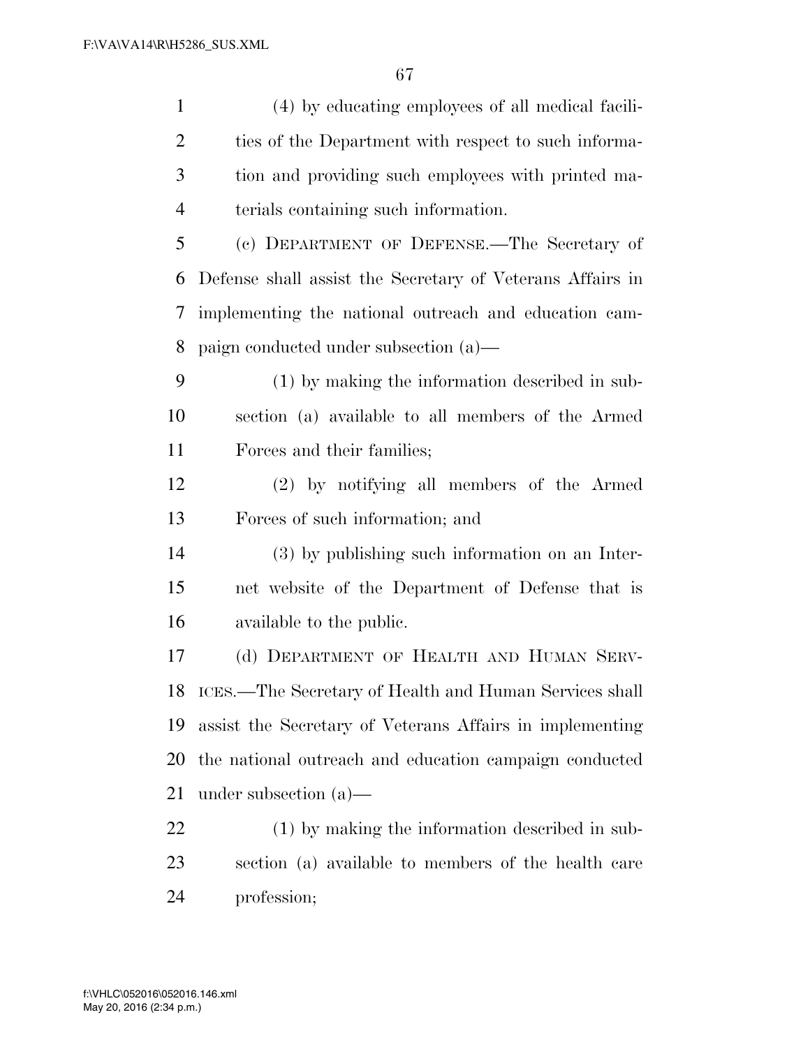(4) by educating employees of all medical facilities of the Department with respect to such information and providing such employees with printed materials containing such information.

(c) DEPARTMENT OF DEFENSE.—The Secretary of Defense shall assist the Secretary of Veterans Affairs in implementing the national outreach and education campaign conducted under subsection (a)—

(1) by making the information described in subsection (a) available to all members of the Armed Forces and their families;

(2) by notifying all members of the Armed Forces of such information; and

(3) by publishing such information on an Internet website of the Department of Defense that is available to the public.

(d) DEPARTMENT OF HEALTH AND HUMAN SERVICES.—The Secretary of Health and Human Services shall assist the Secretary of Veterans Affairs in implementing the national outreach and education campaign conducted under subsection (a)—

(1) by making the information described in subsection (a) available to members of the health care profession;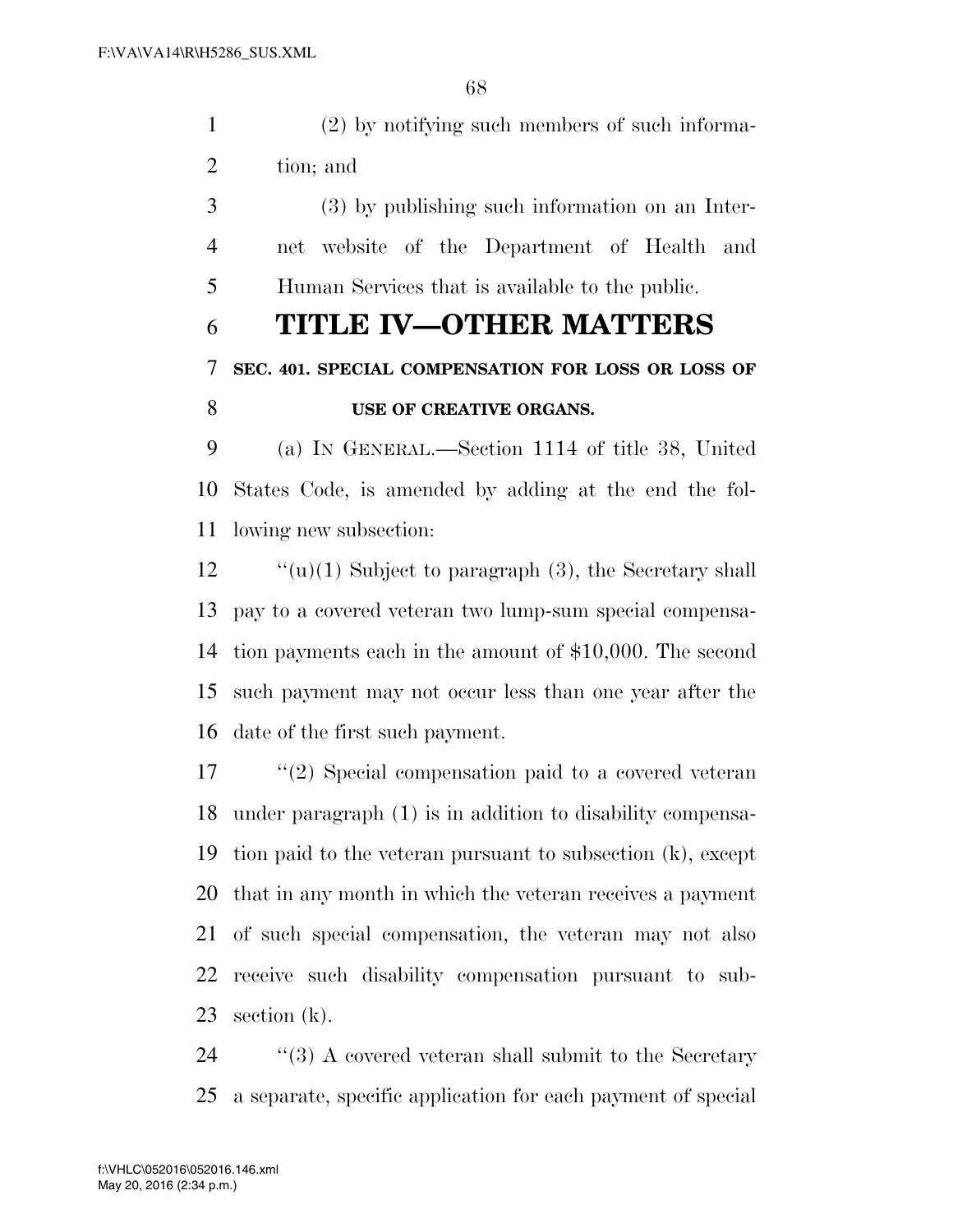(2) by notifying such members of such information; and

(3) by publishing such information on an Internet website of the Department of Health and Human Services that is available to the public.

# TITLE IV—OTHER MATTERS

### SEC. 401. SPECIAL COMPENSATION FOR LOSS OR LOSS OF USE OF CREATIVE ORGANS.

(a) IN GENERAL.—Section 1114 of title 38, United States Code, is amended by adding at the end the following new subsection:

''(u)(1) Subject to paragraph (3), the Secretary shall pay to a covered veteran two lump-sum special compensation payments each in the amount of $10,000. The second such payment may not occur less than one year after the date of the first such payment.

''(2) Special compensation paid to a covered veteran under paragraph (1) is in addition to disability compensation paid to the veteran pursuant to subsection (k), except that in any month in which the veteran receives a payment of such special compensation, the veteran may not also receive such disability compensation pursuant to subsection (k).

''(3) A covered veteran shall submit to the Secretary a separate, specific application for each payment of special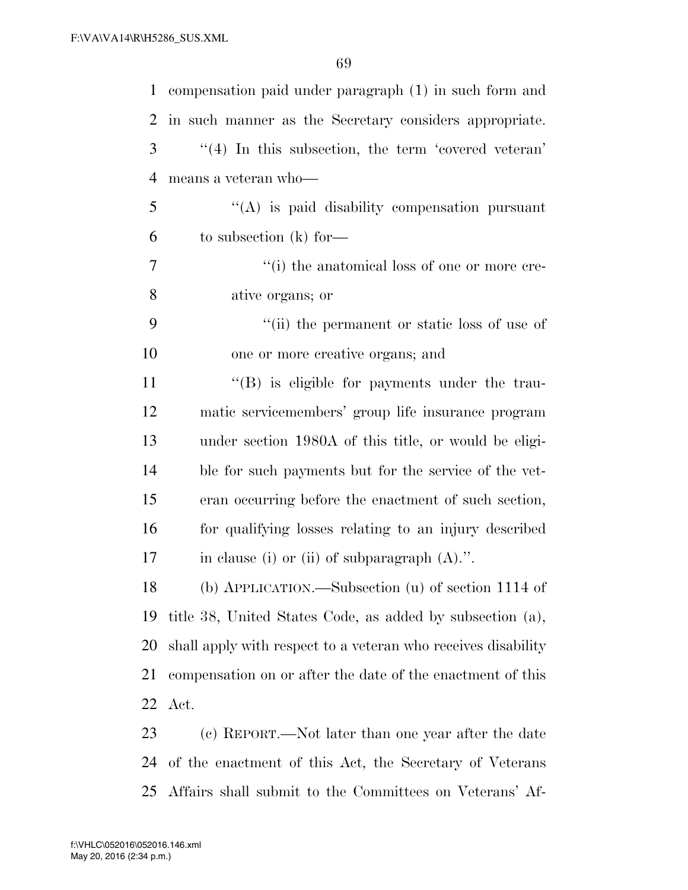compensation paid under paragraph (1) in such form and in such manner as the Secretary considers appropriate.

"(4) In this subsection, the term 'covered veteran' means a veteran who—

"(A) is paid disability compensation pursuant to subsection (k) for—

"(i) the anatomical loss of one or more creative organs; or

"(ii) the permanent or static loss of use of one or more creative organs; and

"(B) is eligible for payments under the traumatic servicemembers' group life insurance program under section 1980A of this title, or would be eligible for such payments but for the service of the veteran occurring before the enactment of such section, for qualifying losses relating to an injury described in clause (i) or (ii) of subparagraph (A).".

(b) APPLICATION.—Subsection (u) of section 1114 of title 38, United States Code, as added by subsection (a), shall apply with respect to a veteran who receives disability compensation on or after the date of the enactment of this Act.

(c) REPORT.—Not later than one year after the date of the enactment of this Act, the Secretary of Veterans Affairs shall submit to the Committees on Veterans' Af-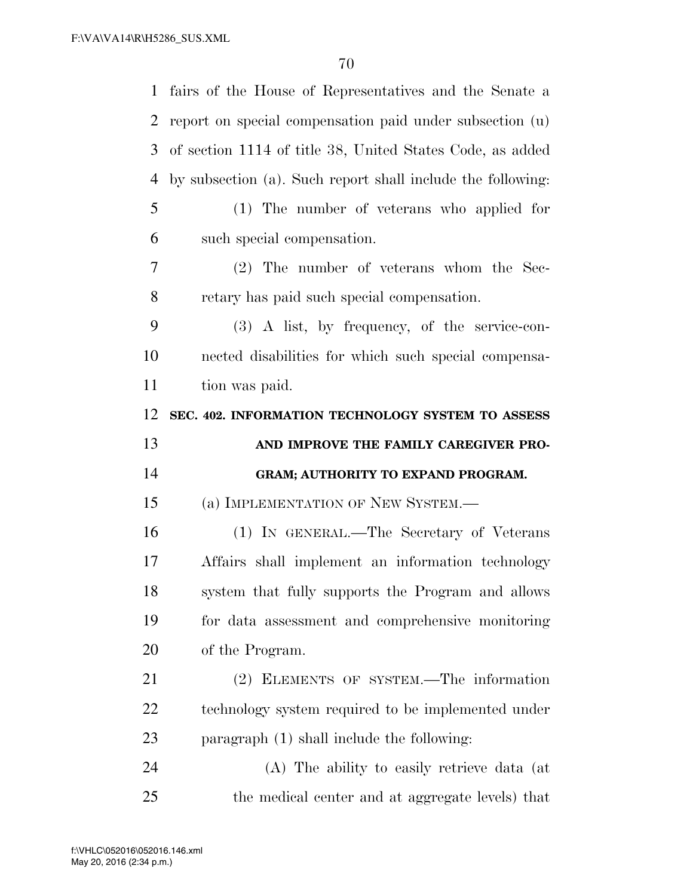fairs of the House of Representatives and the Senate a report on special compensation paid under subsection (u) of section 1114 of title 38, United States Code, as added by subsection (a). Such report shall include the following:

(1) The number of veterans who applied for such special compensation.

(2) The number of veterans whom the Secretary has paid such special compensation.

(3) A list, by frequency, of the service-connected disabilities for which such special compensation was paid.

**SEC. 402. INFORMATION TECHNOLOGY SYSTEM TO ASSESS AND IMPROVE THE FAMILY CAREGIVER PROGRAM; AUTHORITY TO EXPAND PROGRAM.**

(a) IMPLEMENTATION OF NEW SYSTEM.—

(1) IN GENERAL.—The Secretary of Veterans Affairs shall implement an information technology system that fully supports the Program and allows for data assessment and comprehensive monitoring of the Program.

(2) ELEMENTS OF SYSTEM.—The information technology system required to be implemented under paragraph (1) shall include the following:

(A) The ability to easily retrieve data (at the medical center and at aggregate levels) that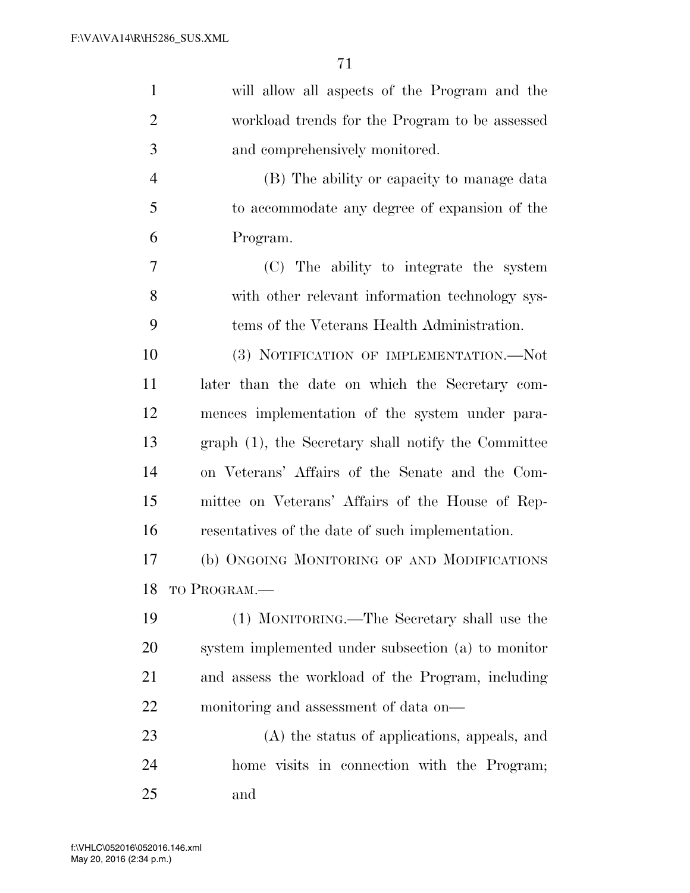will allow all aspects of the Program and the workload trends for the Program to be assessed and comprehensively monitored.

(B) The ability or capacity to manage data to accommodate any degree of expansion of the Program.

(C) The ability to integrate the system with other relevant information technology systems of the Veterans Health Administration.

(3) NOTIFICATION OF IMPLEMENTATION.—Not later than the date on which the Secretary commences implementation of the system under paragraph (1), the Secretary shall notify the Committee on Veterans' Affairs of the Senate and the Committee on Veterans' Affairs of the House of Representatives of the date of such implementation.

(b) ONGOING MONITORING OF AND MODIFICATIONS TO PROGRAM.—

(1) MONITORING.—The Secretary shall use the system implemented under subsection (a) to monitor and assess the workload of the Program, including monitoring and assessment of data on—

(A) the status of applications, appeals, and home visits in connection with the Program; and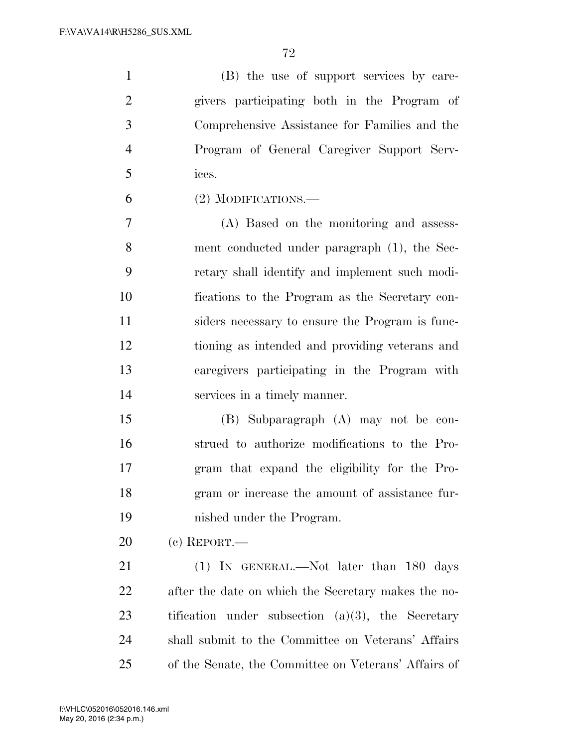(B) the use of support services by caregivers participating both in the Program of Comprehensive Assistance for Families and the Program of General Caregiver Support Services.

(2) MODIFICATIONS.—

(A) Based on the monitoring and assessment conducted under paragraph (1), the Secretary shall identify and implement such modifications to the Program as the Secretary considers necessary to ensure the Program is functioning as intended and providing veterans and caregivers participating in the Program with services in a timely manner.

(B) Subparagraph (A) may not be construed to authorize modifications to the Program that expand the eligibility for the Program or increase the amount of assistance furnished under the Program.

(c) REPORT.—

(1) IN GENERAL.—Not later than 180 days after the date on which the Secretary makes the notification under subsection (a)(3), the Secretary shall submit to the Committee on Veterans' Affairs of the Senate, the Committee on Veterans' Affairs of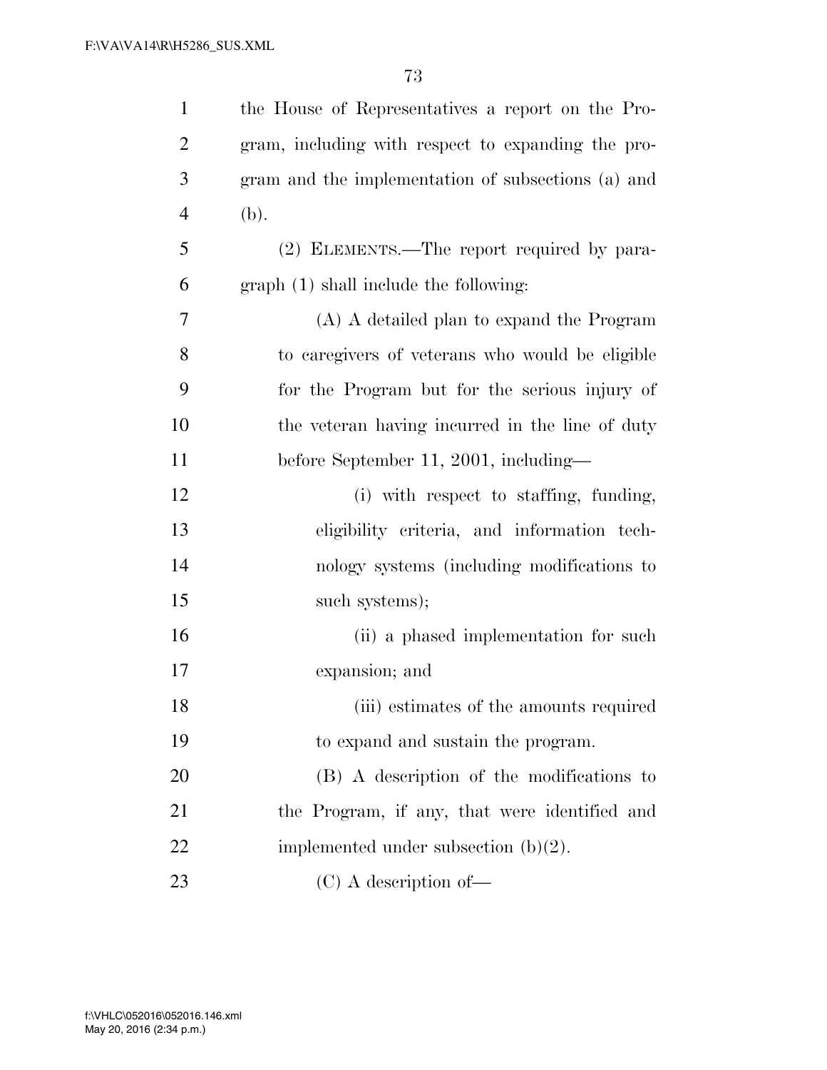the House of Representatives a report on the Program, including with respect to expanding the program and the implementation of subsections (a) and (b).

(2) ELEMENTS.—The report required by paragraph (1) shall include the following:

(A) A detailed plan to expand the Program to caregivers of veterans who would be eligible for the Program but for the serious injury of the veteran having incurred in the line of duty before September 11, 2001, including—

(i) with respect to staffing, funding, eligibility criteria, and information technology systems (including modifications to such systems);

(ii) a phased implementation for such expansion; and

(iii) estimates of the amounts required to expand and sustain the program.

(B) A description of the modifications to the Program, if any, that were identified and implemented under subsection (b)(2).

(C) A description of—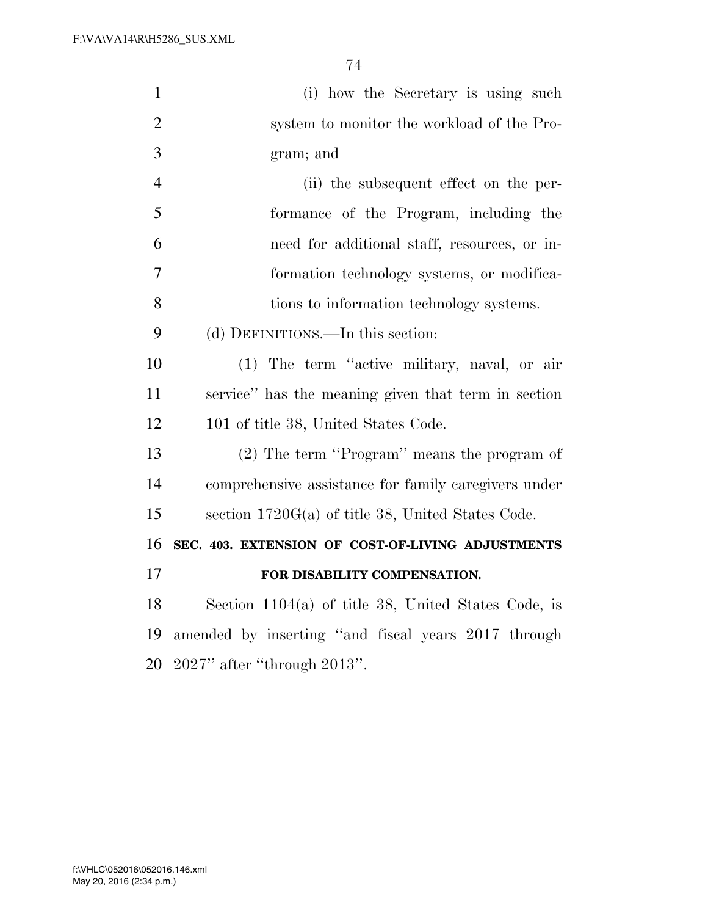(i) how the Secretary is using such system to monitor the workload of the Program; and

(ii) the subsequent effect on the performance of the Program, including the need for additional staff, resources, or information technology systems, or modifications to information technology systems.

(d) DEFINITIONS.—In this section:

(1) The term ''active military, naval, or air service'' has the meaning given that term in section 101 of title 38, United States Code.

(2) The term ''Program'' means the program of comprehensive assistance for family caregivers under section 1720G(a) of title 38, United States Code.

**SEC. 403. EXTENSION OF COST-OF-LIVING ADJUSTMENTS FOR DISABILITY COMPENSATION.**

Section 1104(a) of title 38, United States Code, is amended by inserting ''and fiscal years 2017 through 2027'' after ''through 2013''.